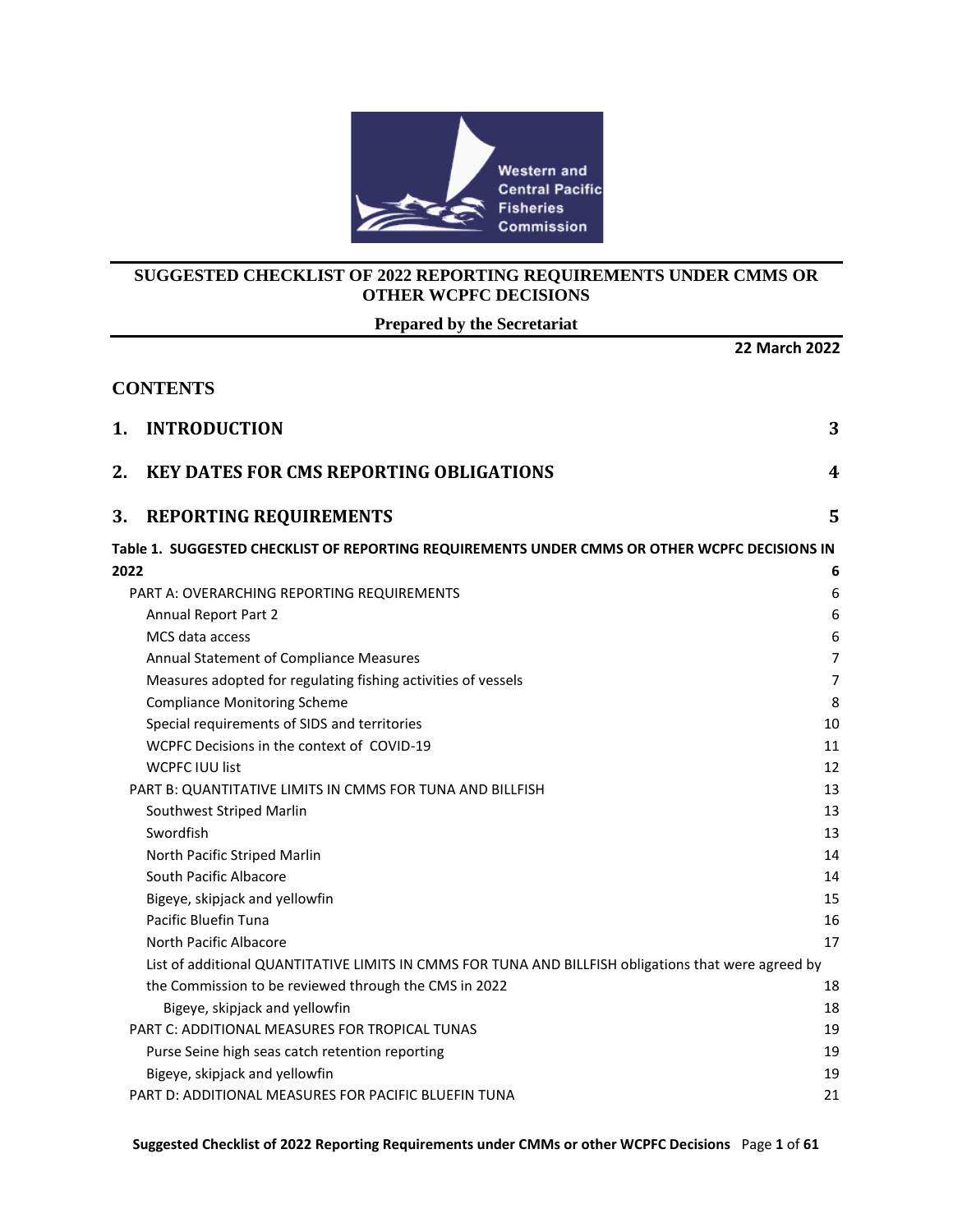# SUGGESTED CHECKLIST OF 2022 REPORTING REQUIREMENTS UNDER CMMS OR OTHER WCPFC DECISIONS

**Prepared by the Secretariat**

**22 March 2022**

## CONTENTS

| | |
|---|---|
| **1. INTRODUCTION** | **3** |
| **2. KEY DATES FOR CMS REPORTING OBLIGATIONS** | **4** |
| **3. REPORTING REQUIREMENTS** | **5** |
| **Table 1. SUGGESTED CHECKLIST OF REPORTING REQUIREMENTS UNDER CMMS OR OTHER WCPFC DECISIONS IN 2022** | **6** |
| PART A: OVERARCHING REPORTING REQUIREMENTS | 6 |
| Annual Report Part 2 | 6 |
| MCS data access | 6 |
| Annual Statement of Compliance Measures | 7 |
| Measures adopted for regulating fishing activities of vessels | 7 |
| Compliance Monitoring Scheme | 8 |
| Special requirements of SIDS and territories | 10 |
| WCPFC Decisions in the context of COVID-19 | 11 |
| WCPFC IUU list | 12 |
| PART B: QUANTITATIVE LIMITS IN CMMS FOR TUNA AND BILLFISH | 13 |
| Southwest Striped Marlin | 13 |
| Swordfish | 13 |
| North Pacific Striped Marlin | 14 |
| South Pacific Albacore | 14 |
| Bigeye, skipjack and yellowfin | 15 |
| Pacific Bluefin Tuna | 16 |
| North Pacific Albacore | 17 |
| List of additional QUANTITATIVE LIMITS IN CMMS FOR TUNA AND BILLFISH obligations that were agreed by the Commission to be reviewed through the CMS in 2022 | 18 |
| Bigeye, skipjack and yellowfin | 18 |
| PART C: ADDITIONAL MEASURES FOR TROPICAL TUNAS | 19 |
| Purse Seine high seas catch retention reporting | 19 |
| Bigeye, skipjack and yellowfin | 19 |
| PART D: ADDITIONAL MEASURES FOR PACIFIC BLUEFIN TUNA | 21 |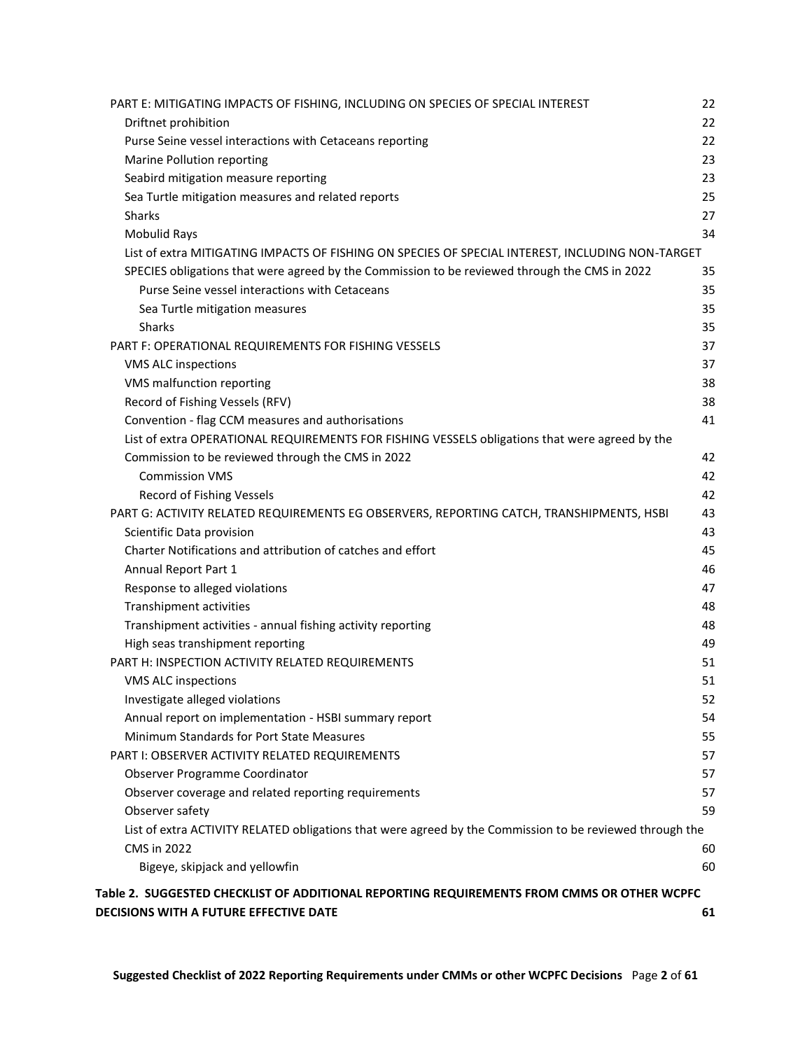| | |
|---|---|
| PART E: MITIGATING IMPACTS OF FISHING, INCLUDING ON SPECIES OF SPECIAL INTEREST | 22 |
| Driftnet prohibition | 22 |
| Purse Seine vessel interactions with Cetaceans reporting | 22 |
| Marine Pollution reporting | 23 |
| Seabird mitigation measure reporting | 23 |
| Sea Turtle mitigation measures and related reports | 25 |
| Sharks | 27 |
| Mobulid Rays | 34 |
| List of extra MITIGATING IMPACTS OF FISHING ON SPECIES OF SPECIAL INTEREST, INCLUDING NON-TARGET SPECIES obligations that were agreed by the Commission to be reviewed through the CMS in 2022 | 35 |
| Purse Seine vessel interactions with Cetaceans | 35 |
| Sea Turtle mitigation measures | 35 |
| Sharks | 35 |
| PART F: OPERATIONAL REQUIREMENTS FOR FISHING VESSELS | 37 |
| VMS ALC inspections | 37 |
| VMS malfunction reporting | 38 |
| Record of Fishing Vessels (RFV) | 38 |
| Convention - flag CCM measures and authorisations | 41 |
| List of extra OPERATIONAL REQUIREMENTS FOR FISHING VESSELS obligations that were agreed by the Commission to be reviewed through the CMS in 2022 | 42 |
| Commission VMS | 42 |
| Record of Fishing Vessels | 42 |
| PART G: ACTIVITY RELATED REQUIREMENTS EG OBSERVERS, REPORTING CATCH, TRANSHIPMENTS, HSBI | 43 |
| Scientific Data provision | 43 |
| Charter Notifications and attribution of catches and effort | 45 |
| Annual Report Part 1 | 46 |
| Response to alleged violations | 47 |
| Transhipment activities | 48 |
| Transhipment activities - annual fishing activity reporting | 48 |
| High seas transhipment reporting | 49 |
| PART H: INSPECTION ACTIVITY RELATED REQUIREMENTS | 51 |
| VMS ALC inspections | 51 |
| Investigate alleged violations | 52 |
| Annual report on implementation - HSBI summary report | 54 |
| Minimum Standards for Port State Measures | 55 |
| PART I: OBSERVER ACTIVITY RELATED REQUIREMENTS | 57 |
| Observer Programme Coordinator | 57 |
| Observer coverage and related reporting requirements | 57 |
| Observer safety | 59 |
| List of extra ACTIVITY RELATED obligations that were agreed by the Commission to be reviewed through the CMS in 2022 | 60 |
| Bigeye, skipjack and yellowfin | 60 |
| **Table 2. SUGGESTED CHECKLIST OF ADDITIONAL REPORTING REQUIREMENTS FROM CMMS OR OTHER WCPFC DECISIONS WITH A FUTURE EFFECTIVE DATE** | **61** |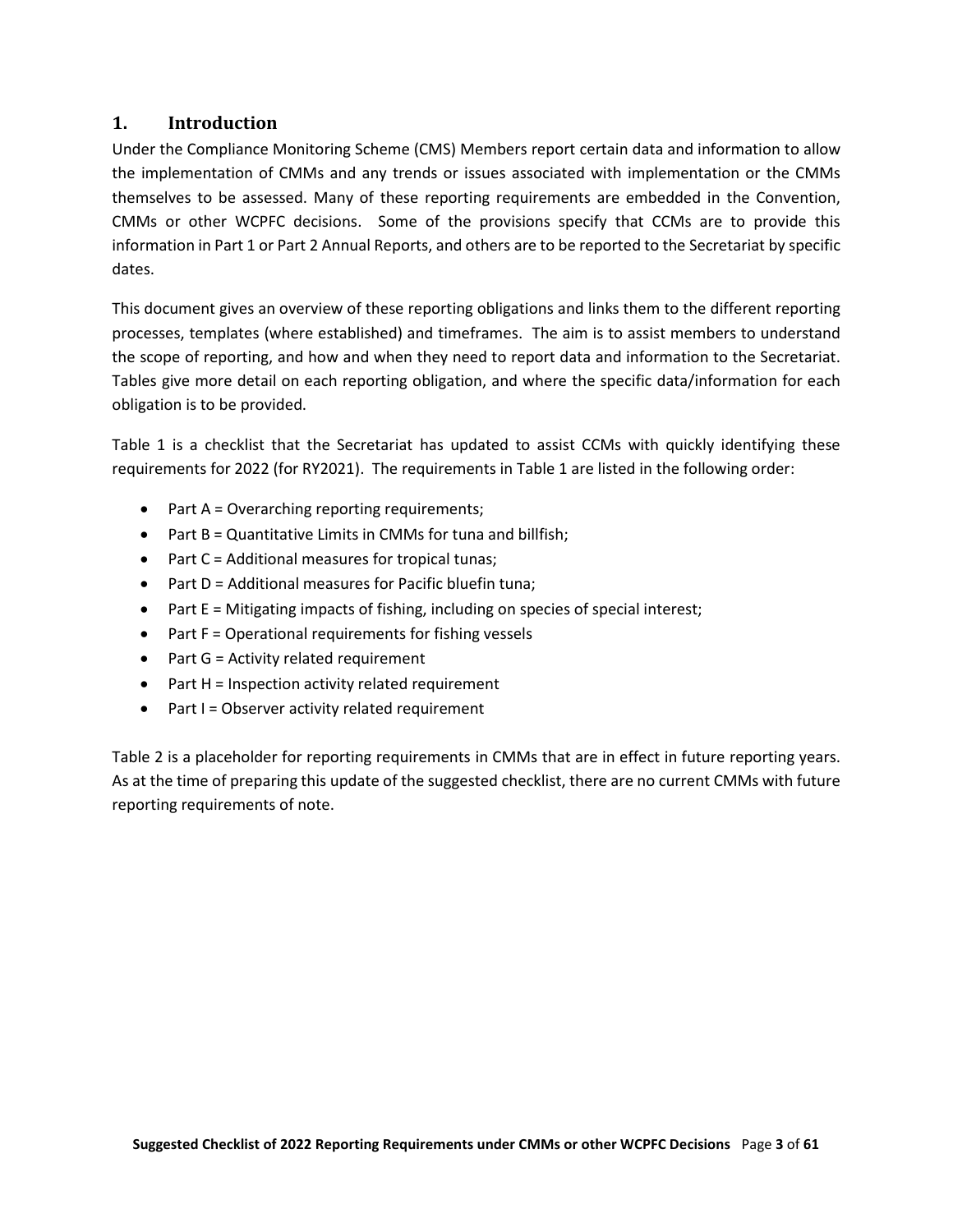# 1. Introduction

Under the Compliance Monitoring Scheme (CMS) Members report certain data and information to allow the implementation of CMMs and any trends or issues associated with implementation or the CMMs themselves to be assessed. Many of these reporting requirements are embedded in the Convention, CMMs or other WCPFC decisions. Some of the provisions specify that CCMs are to provide this information in Part 1 or Part 2 Annual Reports, and others are to be reported to the Secretariat by specific dates.

This document gives an overview of these reporting obligations and links them to the different reporting processes, templates (where established) and timeframes. The aim is to assist members to understand the scope of reporting, and how and when they need to report data and information to the Secretariat. Tables give more detail on each reporting obligation, and where the specific data/information for each obligation is to be provided.

Table 1 is a checklist that the Secretariat has updated to assist CCMs with quickly identifying these requirements for 2022 (for RY2021). The requirements in Table 1 are listed in the following order:

- Part A = Overarching reporting requirements;
- Part B = Quantitative Limits in CMMs for tuna and billfish;
- Part C = Additional measures for tropical tunas;
- Part D = Additional measures for Pacific bluefin tuna;
- Part E = Mitigating impacts of fishing, including on species of special interest;
- Part F = Operational requirements for fishing vessels
- Part G = Activity related requirement
- Part H = Inspection activity related requirement
- Part I = Observer activity related requirement

Table 2 is a placeholder for reporting requirements in CMMs that are in effect in future reporting years. As at the time of preparing this update of the suggested checklist, there are no current CMMs with future reporting requirements of note.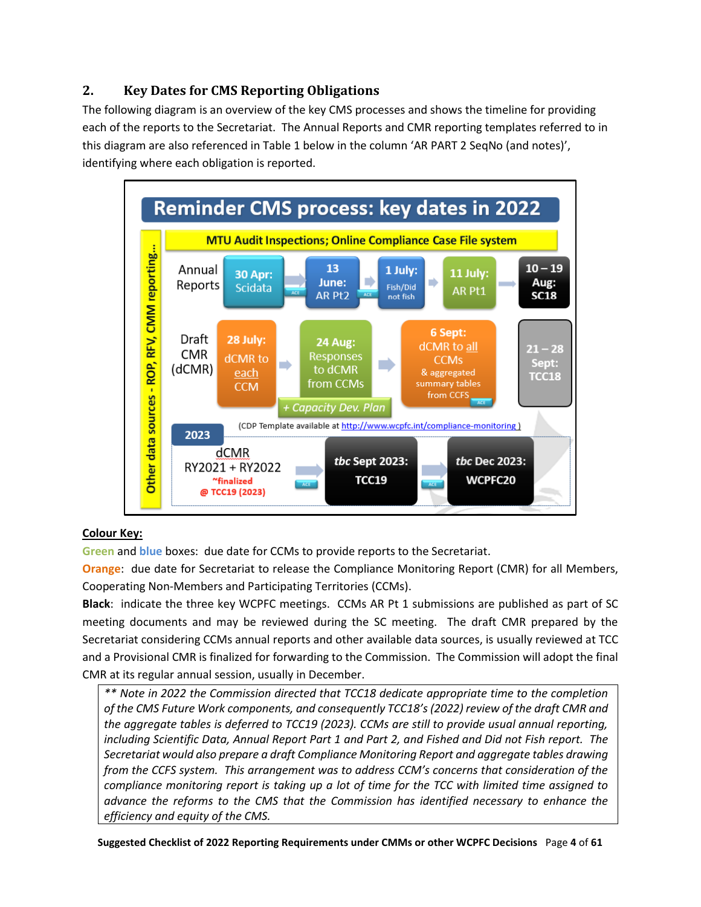## 2. Key Dates for CMS Reporting Obligations

The following diagram is an overview of the key CMS processes and shows the timeline for providing each of the reports to the Secretariat. The Annual Reports and CMR reporting templates referred to in this diagram are also referenced in Table 1 below in the column 'AR PART 2 SeqNo (and notes)', identifying where each obligation is reported.

**Reminder CMS process: key dates in 2022**

MTU Audit Inspections; Online Compliance Case File system

Other data sources - ROP, RFV, CMM reporting…

| | | | | | |
|---|---|---|---|---|---|
| Annual Reports | 30 Apr: Scidata | 13 June: AR Pt2 | 1 July: Fish/Did not fish | 11 July: AR Pt1 | 10 – 19 Aug: SC18 |
| Draft CMR (dCMR) | 28 July: dCMR to each CCM | 24 Aug: Responses to dCMR from CCMs + Capacity Dev. Plan | 6 Sept: dCMR to all CCMs & aggregated summary tables from CCFS | | 21 – 28 Sept: TCC18 |

(CDP Template available at http://www.wcpfc.int/compliance-monitoring )

| 2023 | | |
|---|---|---|
| dCMR RY2021 + RY2022 ~finalized @ TCC19 (2023) | *tbc* Sept 2023: TCC19 | *tbc* Dec 2023: WCPFC20 |

**Colour Key:**

Green and blue boxes: due date for CCMs to provide reports to the Secretariat.

Orange: due date for Secretariat to release the Compliance Monitoring Report (CMR) for all Members, Cooperating Non-Members and Participating Territories (CCMs).

**Black**: indicate the three key WCPFC meetings. CCMs AR Pt 1 submissions are published as part of SC meeting documents and may be reviewed during the SC meeting. The draft CMR prepared by the Secretariat considering CCMs annual reports and other available data sources, is usually reviewed at TCC and a Provisional CMR is finalized for forwarding to the Commission. The Commission will adopt the final CMR at its regular annual session, usually in December.

> *** Note in 2022 the Commission directed that TCC18 dedicate appropriate time to the completion of the CMS Future Work components, and consequently TCC18's (2022) review of the draft CMR and the aggregate tables is deferred to TCC19 (2023). CCMs are still to provide usual annual reporting, including Scientific Data, Annual Report Part 1 and Part 2, and Fished and Did not Fish report. The Secretariat would also prepare a draft Compliance Monitoring Report and aggregate tables drawing from the CCFS system. This arrangement was to address CCM's concerns that consideration of the compliance monitoring report is taking up a lot of time for the TCC with limited time assigned to advance the reforms to the CMS that the Commission has identified necessary to enhance the efficiency and equity of the CMS.*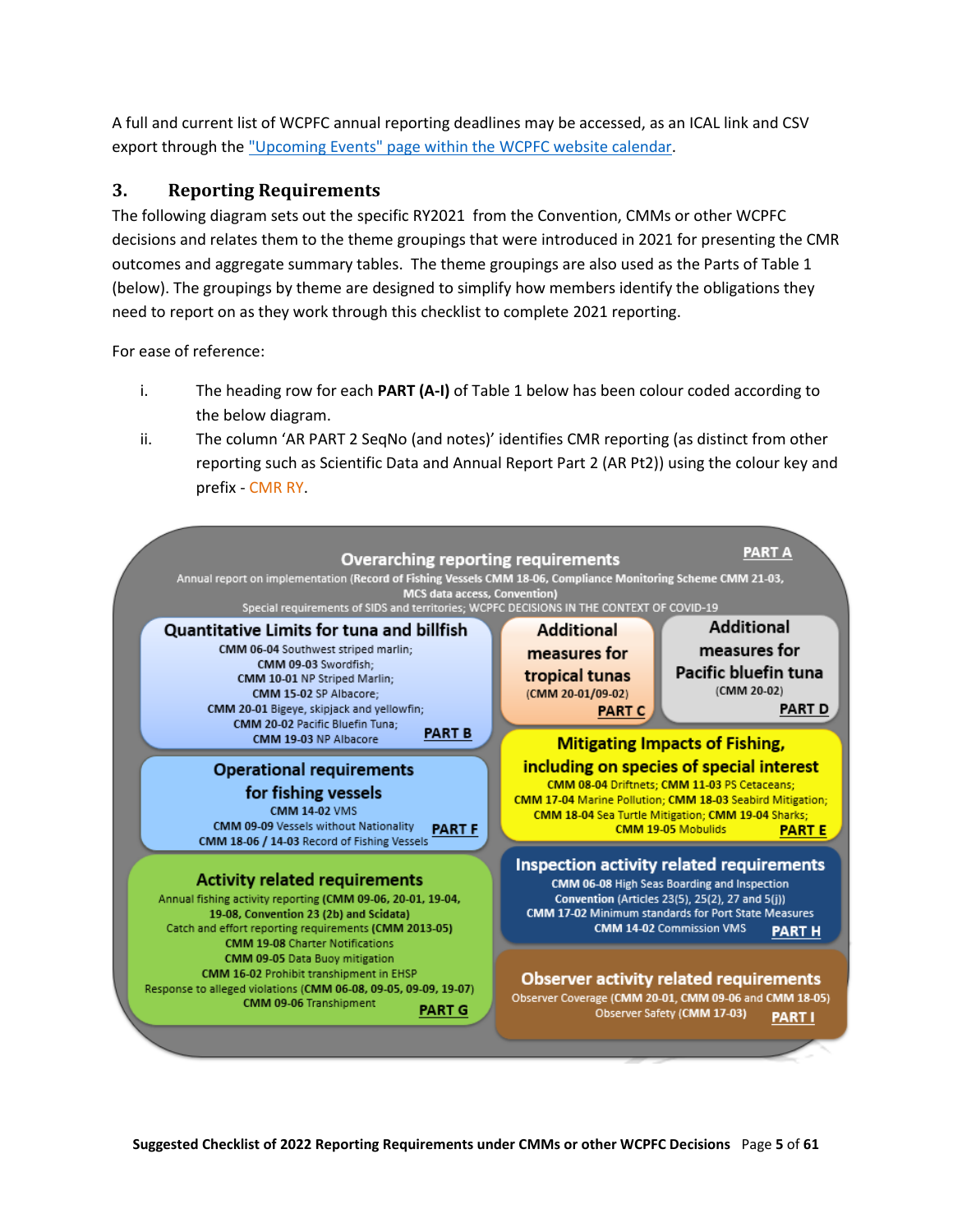A full and current list of WCPFC annual reporting deadlines may be accessed, as an ICAL link and CSV export through the "Upcoming Events" page within the WCPFC website calendar.

## 3. Reporting Requirements

The following diagram sets out the specific RY2021 from the Convention, CMMs or other WCPFC decisions and relates them to the theme groupings that were introduced in 2021 for presenting the CMR outcomes and aggregate summary tables. The theme groupings are also used as the Parts of Table 1 (below). The groupings by theme are designed to simplify how members identify the obligations they need to report on as they work through this checklist to complete 2021 reporting.

For ease of reference:

i. The heading row for each **PART (A-I)** of Table 1 below has been colour coded according to the below diagram.

ii. The column 'AR PART 2 SeqNo (and notes)' identifies CMR reporting (as distinct from other reporting such as Scientific Data and Annual Report Part 2 (AR Pt2)) using the colour key and prefix - CMR RY.

**Overarching reporting requirements** — **PART A**
Annual report on implementation (**Record of Fishing Vessels CMM 18-06, Compliance Monitoring Scheme CMM 21-03, MCS data access, Convention)**
Special requirements of SIDS and territories; WCPFC DECISIONS IN THE CONTEXT OF COVID-19

**Quantitative Limits for tuna and billfish** — **PART B**
**CMM 06-04** Southwest striped marlin;
**CMM 09-03** Swordfish;
**CMM 10-01** NP Striped Marlin;
**CMM 15-02** SP Albacore;
**CMM 20-01** Bigeye, skipjack and yellowfin;
**CMM 20-02** Pacific Bluefin Tuna;
**CMM 19-03** NP Albacore

**Additional measures for tropical tunas** (CMM 20-01/09-02) — **PART C**

**Additional measures for Pacific bluefin tuna** (CMM 20-02) — **PART D**

**Mitigating Impacts of Fishing, including on species of special interest** — **PART E**
**CMM 08-04** Driftnets; **CMM 11-03** PS Cetaceans;
**CMM 17-04** Marine Pollution; **CMM 18-03** Seabird Mitigation;
**CMM 18-04** Sea Turtle Mitigation; **CMM 19-04** Sharks;
**CMM 19-05** Mobulids

**Operational requirements for fishing vessels** — **PART F**
**CMM 14-02** VMS
**CMM 09-09** Vessels without Nationality
**CMM 18-06 / 14-03** Record of Fishing Vessels

**Activity related requirements** — **PART G**
Annual fishing activity reporting **(CMM 09-06, 20-01, 19-04, 19-08, Convention 23 (2b) and Scidata)**
Catch and effort reporting requirements **(CMM 2013-05)**
**CMM 19-08** Charter Notifications
**CMM 09-05** Data Buoy mitigation
**CMM 16-02** Prohibit transhipment in EHSP
Response to alleged violations **(CMM 06-08, 09-05, 09-09, 19-07)**
**CMM 09-06** Transhipment

**Inspection activity related requirements** — **PART H**
**CMM 06-08** High Seas Boarding and Inspection
**Convention** (Articles 23(5), 25(2), 27 and 5(j))
**CMM 17-02** Minimum standards for Port State Measures
**CMM 14-02** Commission VMS

**Observer activity related requirements** — **PART I**
Observer Coverage **(CMM 20-01, CMM 09-06 and CMM 18-05)**
Observer Safety **(CMM 17-03)**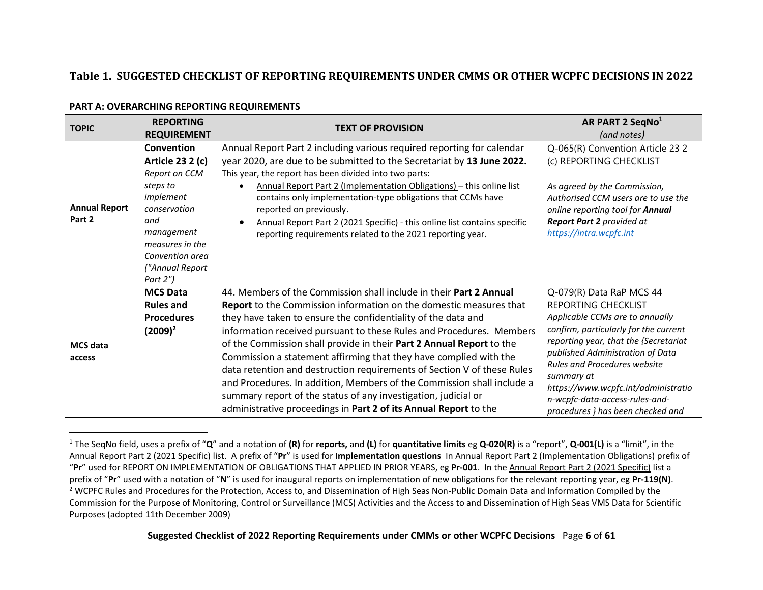## Table 1. SUGGESTED CHECKLIST OF REPORTING REQUIREMENTS UNDER CMMS OR OTHER WCPFC DECISIONS IN 2022

**PART A: OVERARCHING REPORTING REQUIREMENTS**

| TOPIC | REPORTING REQUIREMENT | TEXT OF PROVISION | AR PART 2 SeqNo[1] *(and notes)* |
|---|---|---|---|
| **Annual Report Part 2** | **Convention Article 23 2 (c)** *Report on CCM steps to implement conservation and management measures in the Convention area ("Annual Report Part 2")* | Annual Report Part 2 including various required reporting for calendar year 2020, are due to be submitted to the Secretariat by **13 June 2022.** This year, the report has been divided into two parts: <br>• Annual Report Part 2 (Implementation Obligations) – this online list contains only implementation-type obligations that CCMs have reported on previously. <br>• Annual Report Part 2 (2021 Specific) - this online list contains specific reporting requirements related to the 2021 reporting year. | Q-065(R) Convention Article 23 2 (c) REPORTING CHECKLIST <br><br>*As agreed by the Commission, Authorised CCM users are to use the online reporting tool for **Annual Report Part 2** provided at https://intra.wcpfc.int* |
| **MCS data access** | **MCS Data Rules and Procedures (2009)[2]** | 44. Members of the Commission shall include in their **Part 2 Annual Report** to the Commission information on the domestic measures that they have taken to ensure the confidentiality of the data and information received pursuant to these Rules and Procedures. Members of the Commission shall provide in their **Part 2 Annual Report** to the Commission a statement affirming that they have complied with the data retention and destruction requirements of Section V of these Rules and Procedures. In addition, Members of the Commission shall include a summary report of the status of any investigation, judicial or administrative proceedings in **Part 2 of its Annual Report** to the | Q-079(R) Data RaP MCS 44 REPORTING CHECKLIST <br>*Applicable CCMs are to annually confirm, particularly for the current reporting year, that the {Secretariat published Administration of Data Rules and Procedures website summary at https://www.wcpfc.int/administration-wcpfc-data-access-rules-and-procedures } has been checked and* |

[1] The SeqNo field, uses a prefix of "**Q**" and a notation of **(R)** for **reports,** and **(L)** for **quantitative limits** eg **Q-020(R)** is a "report", **Q-001(L)** is a "limit", in the Annual Report Part 2 (2021 Specific) list. A prefix of "**Pr**" is used for **Implementation questions** In Annual Report Part 2 (Implementation Obligations) prefix of "**Pr**" used for REPORT ON IMPLEMENTATION OF OBLIGATIONS THAT APPLIED IN PRIOR YEARS, eg **Pr-001**. In the Annual Report Part 2 (2021 Specific) list a prefix of "**Pr**" used with a notation of "**N**" is used for inaugural reports on implementation of new obligations for the relevant reporting year, eg **Pr-119(N)**.

[2] WCPFC Rules and Procedures for the Protection, Access to, and Dissemination of High Seas Non-Public Domain Data and Information Compiled by the Commission for the Purpose of Monitoring, Control or Surveillance (MCS) Activities and the Access to and Dissemination of High Seas VMS Data for Scientific Purposes (adopted 11th December 2009)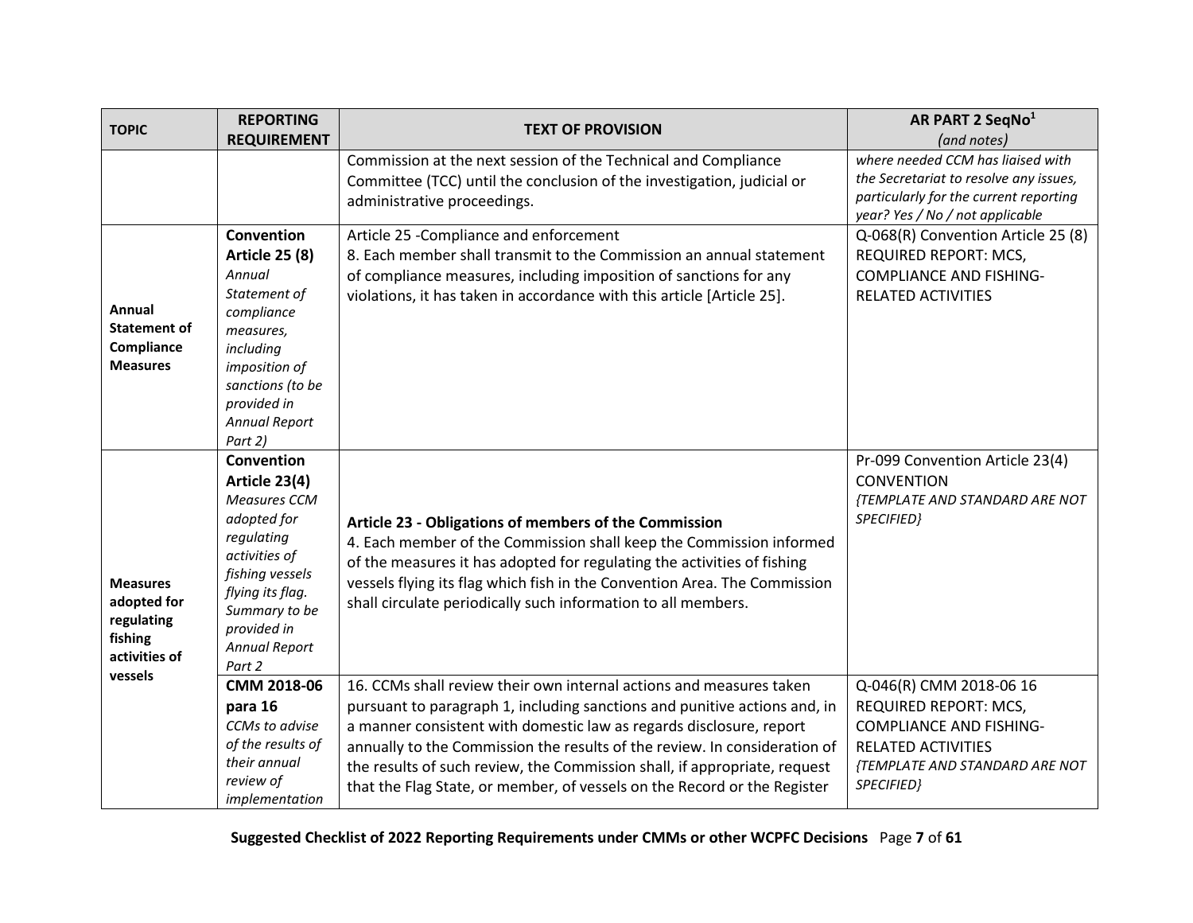| TOPIC | REPORTING REQUIREMENT | TEXT OF PROVISION | AR PART 2 SeqNo[1] *(and notes)* |
|---|---|---|---|
| | | Commission at the next session of the Technical and Compliance Committee (TCC) until the conclusion of the investigation, judicial or administrative proceedings. | *where needed CCM has liaised with the Secretariat to resolve any issues, particularly for the current reporting year? Yes / No / not applicable* |
| **Annual Statement of Compliance Measures** | **Convention Article 25 (8)** *Annual Statement of compliance measures, including imposition of sanctions (to be provided in Annual Report Part 2)* | Article 25 -Compliance and enforcement<br>8. Each member shall transmit to the Commission an annual statement of compliance measures, including imposition of sanctions for any violations, it has taken in accordance with this article [Article 25]. | Q-068(R) Convention Article 25 (8) REQUIRED REPORT: MCS, COMPLIANCE AND FISHING-RELATED ACTIVITIES |
| **Measures adopted for regulating fishing activities of vessels** | **Convention Article 23(4)** *Measures CCM adopted for regulating activities of fishing vessels flying its flag. Summary to be provided in Annual Report Part 2* | **Article 23 - Obligations of members of the Commission**<br>4. Each member of the Commission shall keep the Commission informed of the measures it has adopted for regulating the activities of fishing vessels flying its flag which fish in the Convention Area. The Commission shall circulate periodically such information to all members. | Pr-099 Convention Article 23(4) CONVENTION *{TEMPLATE AND STANDARD ARE NOT SPECIFIED}* |
| | **CMM 2018-06 para 16** *CCMs to advise of the results of their annual review of implementation* | 16. CCMs shall review their own internal actions and measures taken pursuant to paragraph 1, including sanctions and punitive actions and, in a manner consistent with domestic law as regards disclosure, report annually to the Commission the results of the review. In consideration of the results of such review, the Commission shall, if appropriate, request that the Flag State, or member, of vessels on the Record or the Register | Q-046(R) CMM 2018-06 16 REQUIRED REPORT: MCS, COMPLIANCE AND FISHING-RELATED ACTIVITIES *{TEMPLATE AND STANDARD ARE NOT SPECIFIED}* |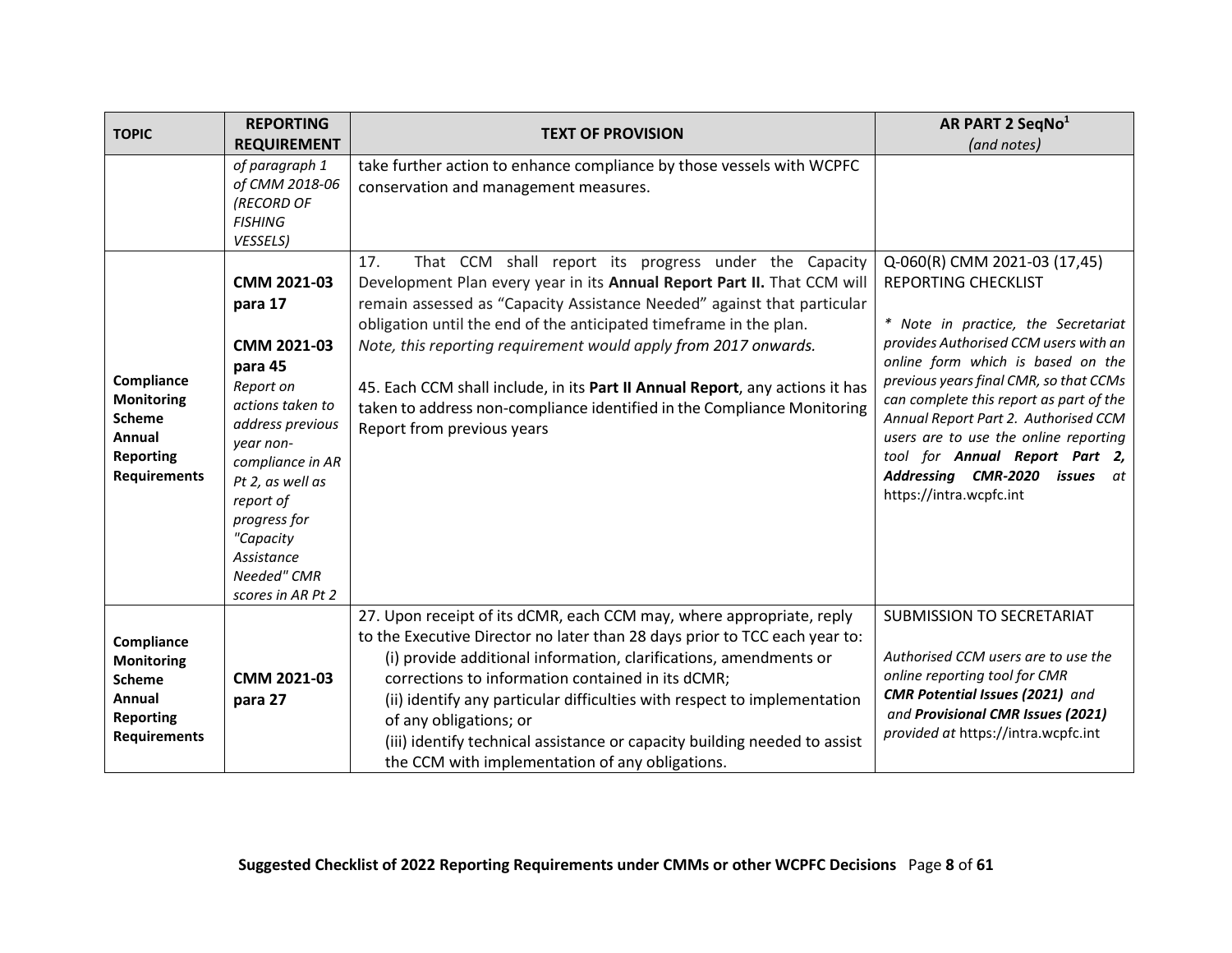| TOPIC | REPORTING REQUIREMENT | TEXT OF PROVISION | AR PART 2 SeqNo[1] *(and notes)* |
|---|---|---|---|
| | *of paragraph 1 of CMM 2018-06 (RECORD OF FISHING VESSELS)* | take further action to enhance compliance by those vessels with WCPFC conservation and management measures. | |
| **Compliance Monitoring Scheme Annual Reporting Requirements** | **CMM 2021-03 para 17** <br><br> **CMM 2021-03 para 45** <br> *Report on actions taken to address previous year non-compliance in AR Pt 2, as well as report of progress for "Capacity Assistance Needed" CMR scores in AR Pt 2* | 17. That CCM shall report its progress under the Capacity Development Plan every year in its **Annual Report Part II.** That CCM will remain assessed as "Capacity Assistance Needed" against that particular obligation until the end of the anticipated timeframe in the plan. <br> *Note, this reporting requirement would apply from 2017 onwards.* <br><br> 45. Each CCM shall include, in its **Part II Annual Report**, any actions it has taken to address non-compliance identified in the Compliance Monitoring Report from previous years | Q-060(R) CMM 2021-03 (17,45) REPORTING CHECKLIST <br><br> *\* Note in practice, the Secretariat provides Authorised CCM users with an online form which is based on the previous years final CMR, so that CCMs can complete this report as part of the Annual Report Part 2. Authorised CCM users are to use the online reporting tool for* ***Annual Report Part 2, Addressing CMR-2020 issues*** *at* https://intra.wcpfc.int |
| **Compliance Monitoring Scheme Annual Reporting Requirements** | **CMM 2021-03 para 27** | 27. Upon receipt of its dCMR, each CCM may, where appropriate, reply to the Executive Director no later than 28 days prior to TCC each year to: <br> (i) provide additional information, clarifications, amendments or corrections to information contained in its dCMR; <br> (ii) identify any particular difficulties with respect to implementation of any obligations; or <br> (iii) identify technical assistance or capacity building needed to assist the CCM with implementation of any obligations. | SUBMISSION TO SECRETARIAT <br><br> *Authorised CCM users are to use the online reporting tool for CMR* ***CMR Potential Issues (2021)*** *and and* ***Provisional CMR Issues (2021)*** *provided at* https://intra.wcpfc.int |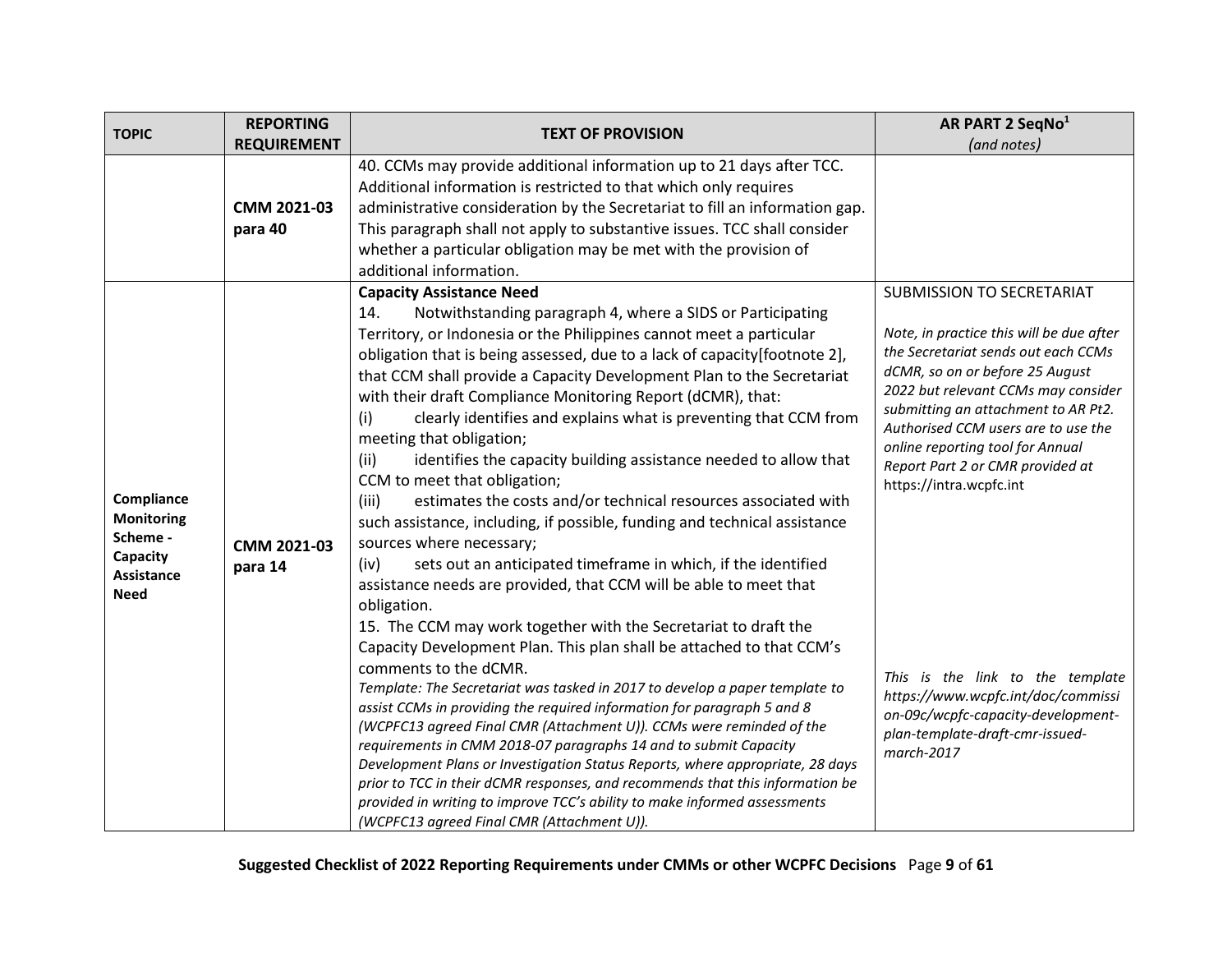| TOPIC | REPORTING REQUIREMENT | TEXT OF PROVISION | AR PART 2 SeqNo[1] *(and notes)* |
|---|---|---|---|
| | CMM 2021-03 para 40 | 40. CCMs may provide additional information up to 21 days after TCC. Additional information is restricted to that which only requires administrative consideration by the Secretariat to fill an information gap. This paragraph shall not apply to substantive issues. TCC shall consider whether a particular obligation may be met with the provision of additional information. | |
| **Compliance Monitoring Scheme - Capacity Assistance Need** | CMM 2021-03 para 14 | **Capacity Assistance Need**<br>14. Notwithstanding paragraph 4, where a SIDS or Participating Territory, or Indonesia or the Philippines cannot meet a particular obligation that is being assessed, due to a lack of capacity[footnote 2], that CCM shall provide a Capacity Development Plan to the Secretariat with their draft Compliance Monitoring Report (dCMR), that:<br>(i) clearly identifies and explains what is preventing that CCM from meeting that obligation;<br>(ii) identifies the capacity building assistance needed to allow that CCM to meet that obligation;<br>(iii) estimates the costs and/or technical resources associated with such assistance, including, if possible, funding and technical assistance sources where necessary;<br>(iv) sets out an anticipated timeframe in which, if the identified assistance needs are provided, that CCM will be able to meet that obligation.<br>15. The CCM may work together with the Secretariat to draft the Capacity Development Plan. This plan shall be attached to that CCM's comments to the dCMR.<br>*Template: The Secretariat was tasked in 2017 to develop a paper template to assist CCMs in providing the required information for paragraph 5 and 8 (WCPFC13 agreed Final CMR (Attachment U)). CCMs were reminded of the requirements in CMM 2018-07 paragraphs 14 and to submit Capacity Development Plans or Investigation Status Reports, where appropriate, 28 days prior to TCC in their dCMR responses, and recommends that this information be provided in writing to improve TCC's ability to make informed assessments (WCPFC13 agreed Final CMR (Attachment U)).* | SUBMISSION TO SECRETARIAT<br><br>*Note, in practice this will be due after the Secretariat sends out each CCMs dCMR, so on or before 25 August 2022 but relevant CCMs may consider submitting an attachment to AR Pt2. Authorised CCM users are to use the online reporting tool for Annual Report Part 2 or CMR provided at* https://intra.wcpfc.int<br><br>*This is the link to the template https://www.wcpfc.int/doc/commission-09c/wcpfc-capacity-development-plan-template-draft-cmr-issued-march-2017* |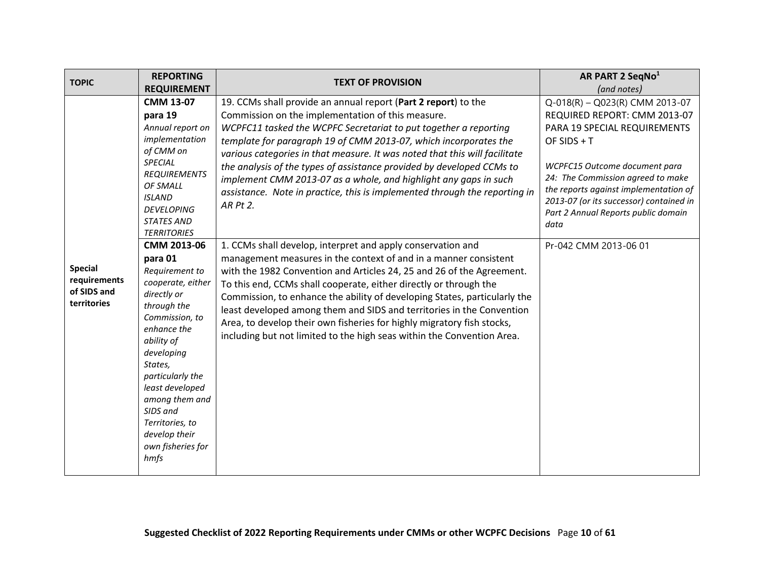| TOPIC | REPORTING REQUIREMENT | TEXT OF PROVISION | AR PART 2 SeqNo[1] *(and notes)* |
|---|---|---|---|
| **Special requirements of SIDS and territories** | **CMM 13-07 para 19** *Annual report on implementation of CMM on SPECIAL REQUIREMENTS OF SMALL ISLAND DEVELOPING STATES AND TERRITORIES* | 19. CCMs shall provide an annual report (**Part 2 report**) to the Commission on the implementation of this measure. *WCPFC11 tasked the WCPFC Secretariat to put together a reporting template for paragraph 19 of CMM 2013-07, which incorporates the various categories in that measure. It was noted that this will facilitate the analysis of the types of assistance provided by developed CCMs to implement CMM 2013-07 as a whole, and highlight any gaps in such assistance. Note in practice, this is implemented through the reporting in AR Pt 2.* | Q-018(R) – Q023(R) CMM 2013-07 REQUIRED REPORT: CMM 2013-07 PARA 19 SPECIAL REQUIREMENTS OF SIDS + T *WCPFC15 Outcome document para 24: The Commission agreed to make the reports against implementation of 2013-07 (or its successor) contained in Part 2 Annual Reports public domain data* |
| | **CMM 2013-06 para 01** *Requirement to cooperate, either directly or through the Commission, to enhance the ability of developing States, particularly the least developed among them and SIDS and Territories, to develop their own fisheries for hmfs* | 1. CCMs shall develop, interpret and apply conservation and management measures in the context of and in a manner consistent with the 1982 Convention and Articles 24, 25 and 26 of the Agreement. To this end, CCMs shall cooperate, either directly or through the Commission, to enhance the ability of developing States, particularly the least developed among them and SIDS and territories in the Convention Area, to develop their own fisheries for highly migratory fish stocks, including but not limited to the high seas within the Convention Area. | Pr-042 CMM 2013-06 01 |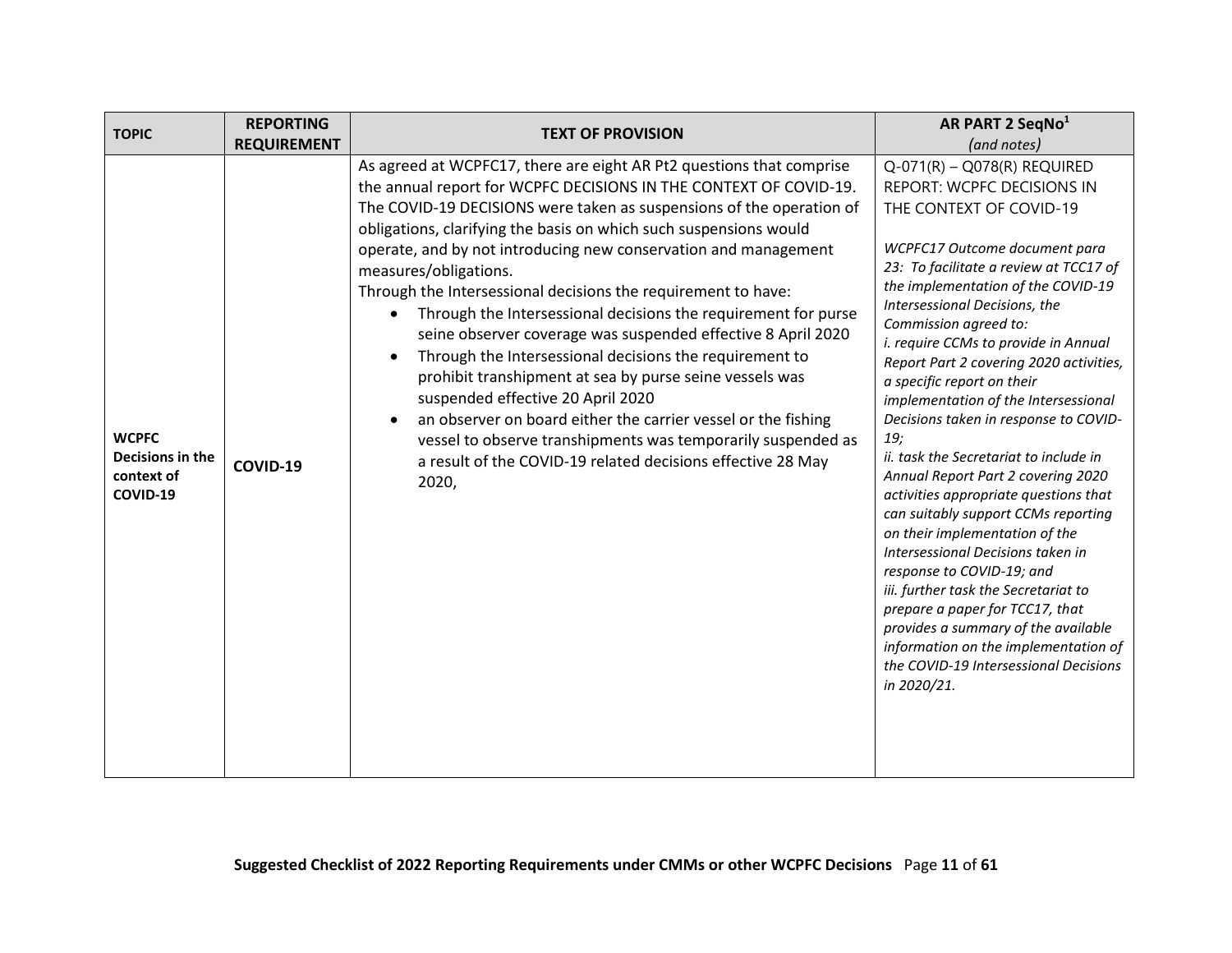| TOPIC | REPORTING REQUIREMENT | TEXT OF PROVISION | AR PART 2 SeqNo[1] *(and notes)* |
|---|---|---|---|
| **WCPFC Decisions in the context of COVID-19** | **COVID-19** | As agreed at WCPFC17, there are eight AR Pt2 questions that comprise the annual report for WCPFC DECISIONS IN THE CONTEXT OF COVID-19. The COVID-19 DECISIONS were taken as suspensions of the operation of obligations, clarifying the basis on which such suspensions would operate, and by not introducing new conservation and management measures/obligations.<br>Through the Intersessional decisions the requirement to have:<br>• Through the Intersessional decisions the requirement for purse seine observer coverage was suspended effective 8 April 2020<br>• Through the Intersessional decisions the requirement to prohibit transhipment at sea by purse seine vessels was suspended effective 20 April 2020<br>• an observer on board either the carrier vessel or the fishing vessel to observe transhipments was temporarily suspended as a result of the COVID-19 related decisions effective 28 May 2020, | Q-071(R) – Q078(R) REQUIRED REPORT: WCPFC DECISIONS IN THE CONTEXT OF COVID-19<br><br>*WCPFC17 Outcome document para 23: To facilitate a review at TCC17 of the implementation of the COVID-19 Intersessional Decisions, the Commission agreed to:*<br>*i. require CCMs to provide in Annual Report Part 2 covering 2020 activities, a specific report on their implementation of the Intersessional Decisions taken in response to COVID-19;*<br>*ii. task the Secretariat to include in Annual Report Part 2 covering 2020 activities appropriate questions that can suitably support CCMs reporting on their implementation of the Intersessional Decisions taken in response to COVID-19; and*<br>*iii. further task the Secretariat to prepare a paper for TCC17, that provides a summary of the available information on the implementation of the COVID-19 Intersessional Decisions in 2020/21.* |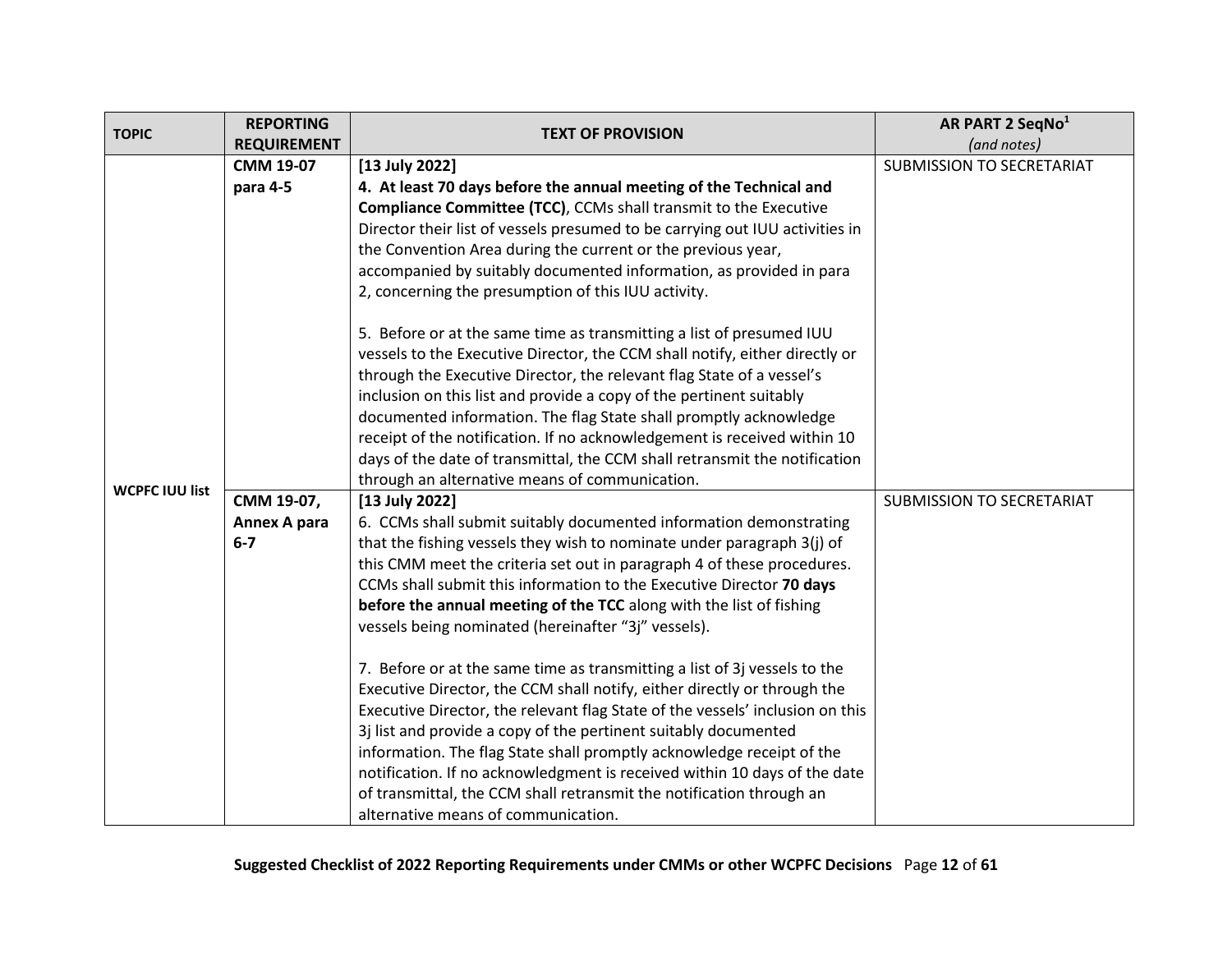| TOPIC | REPORTING REQUIREMENT | TEXT OF PROVISION | AR PART 2 SeqNo[1] *(and notes)* |
|---|---|---|---|
| WCPFC IUU list | **CMM 19-07 para 4-5** | **[13 July 2022]**<br>**4. At least 70 days before the annual meeting of the Technical and Compliance Committee (TCC)**, CCMs shall transmit to the Executive Director their list of vessels presumed to be carrying out IUU activities in the Convention Area during the current or the previous year, accompanied by suitably documented information, as provided in para 2, concerning the presumption of this IUU activity.<br><br>5. Before or at the same time as transmitting a list of presumed IUU vessels to the Executive Director, the CCM shall notify, either directly or through the Executive Director, the relevant flag State of a vessel's inclusion on this list and provide a copy of the pertinent suitably documented information. The flag State shall promptly acknowledge receipt of the notification. If no acknowledgement is received within 10 days of the date of transmittal, the CCM shall retransmit the notification through an alternative means of communication. | SUBMISSION TO SECRETARIAT |
| | **CMM 19-07, Annex A para 6-7** | **[13 July 2022]**<br>6. CCMs shall submit suitably documented information demonstrating that the fishing vessels they wish to nominate under paragraph 3(j) of this CMM meet the criteria set out in paragraph 4 of these procedures. CCMs shall submit this information to the Executive Director **70 days before the annual meeting of the TCC** along with the list of fishing vessels being nominated (hereinafter "3j" vessels).<br><br>7. Before or at the same time as transmitting a list of 3j vessels to the Executive Director, the CCM shall notify, either directly or through the Executive Director, the relevant flag State of the vessels' inclusion on this 3j list and provide a copy of the pertinent suitably documented information. The flag State shall promptly acknowledge receipt of the notification. If no acknowledgment is received within 10 days of the date of transmittal, the CCM shall retransmit the notification through an alternative means of communication. | SUBMISSION TO SECRETARIAT |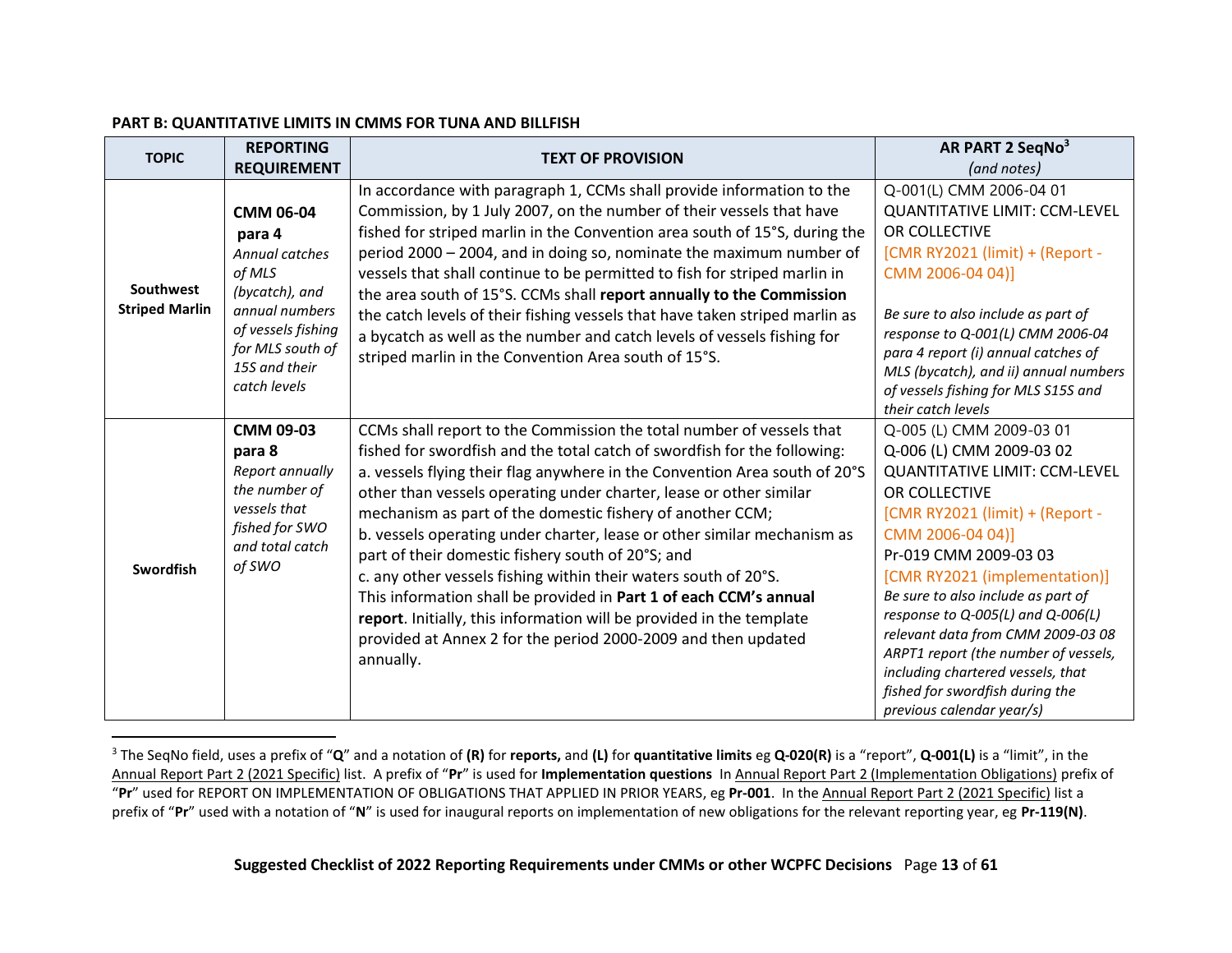**PART B: QUANTITATIVE LIMITS IN CMMS FOR TUNA AND BILLFISH**

| TOPIC | REPORTING REQUIREMENT | TEXT OF PROVISION | AR PART 2 SeqNo[3] *(and notes)* |
|---|---|---|---|
| **Southwest Striped Marlin** | **CMM 06-04 para 4** *Annual catches of MLS (bycatch), and annual numbers of vessels fishing for MLS south of 15S and their catch levels* | In accordance with paragraph 1, CCMs shall provide information to the Commission, by 1 July 2007, on the number of their vessels that have fished for striped marlin in the Convention area south of 15°S, during the period 2000 – 2004, and in doing so, nominate the maximum number of vessels that shall continue to be permitted to fish for striped marlin in the area south of 15°S. CCMs shall **report annually to the Commission** the catch levels of their fishing vessels that have taken striped marlin as a bycatch as well as the number and catch levels of vessels fishing for striped marlin in the Convention Area south of 15°S. | Q-001(L) CMM 2006-04 01 QUANTITATIVE LIMIT: CCM-LEVEL OR COLLECTIVE [CMR RY2021 (limit) + (Report - CMM 2006-04 04)] *Be sure to also include as part of response to Q-001(L) CMM 2006-04 para 4 report (i) annual catches of MLS (bycatch), and ii) annual numbers of vessels fishing for MLS S15S and their catch levels* |
| **Swordfish** | **CMM 09-03 para 8** *Report annually the number of vessels that fished for SWO and total catch of SWO* | CCMs shall report to the Commission the total number of vessels that fished for swordfish and the total catch of swordfish for the following: a. vessels flying their flag anywhere in the Convention Area south of 20°S other than vessels operating under charter, lease or other similar mechanism as part of the domestic fishery of another CCM; b. vessels operating under charter, lease or other similar mechanism as part of their domestic fishery south of 20°S; and c. any other vessels fishing within their waters south of 20°S. This information shall be provided in **Part 1 of each CCM's annual report**. Initially, this information will be provided in the template provided at Annex 2 for the period 2000-2009 and then updated annually. | Q-005 (L) CMM 2009-03 01 Q-006 (L) CMM 2009-03 02 QUANTITATIVE LIMIT: CCM-LEVEL OR COLLECTIVE [CMR RY2021 (limit) + (Report - CMM 2006-04 04)] Pr-019 CMM 2009-03 03 [CMR RY2021 (implementation)] *Be sure to also include as part of response to Q-005(L) and Q-006(L) relevant data from CMM 2009-03 08 ARPT1 report (the number of vessels, including chartered vessels, that fished for swordfish during the previous calendar year/s)* |

[3] The SeqNo field, uses a prefix of "**Q**" and a notation of **(R)** for **reports,** and **(L)** for **quantitative limits** eg **Q-020(R)** is a "report", **Q-001(L)** is a "limit", in the Annual Report Part 2 (2021 Specific) list. A prefix of "**Pr**" is used for **Implementation questions** In Annual Report Part 2 (Implementation Obligations) prefix of "**Pr**" used for REPORT ON IMPLEMENTATION OF OBLIGATIONS THAT APPLIED IN PRIOR YEARS, eg **Pr-001**. In the Annual Report Part 2 (2021 Specific) list a prefix of "**Pr**" used with a notation of "**N**" is used for inaugural reports on implementation of new obligations for the relevant reporting year, eg **Pr-119(N)**.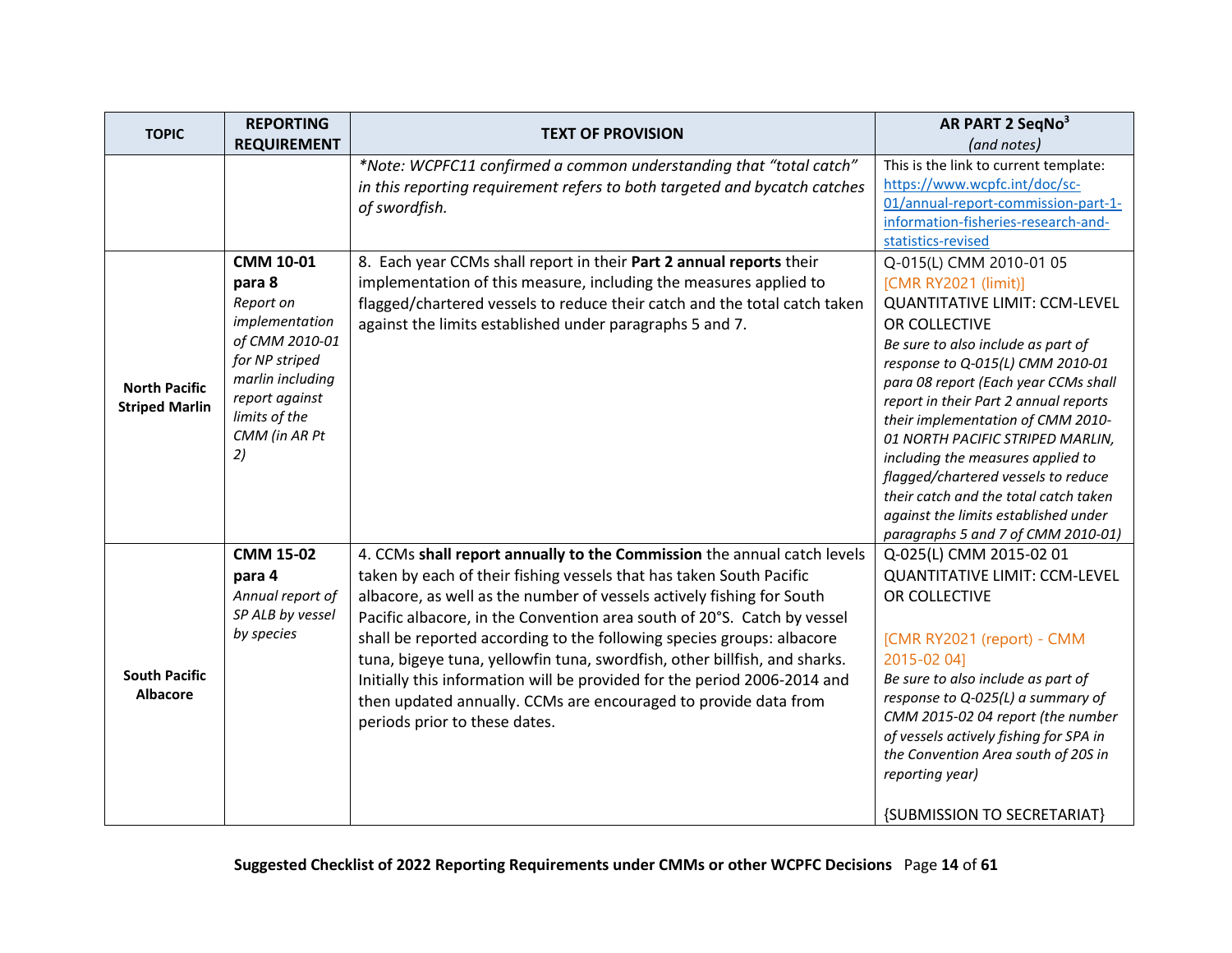| TOPIC | REPORTING REQUIREMENT | TEXT OF PROVISION | AR PART 2 SeqNo[3] *(and notes)* |
|---|---|---|---|
| | | *\*Note: WCPFC11 confirmed a common understanding that "total catch" in this reporting requirement refers to both targeted and bycatch catches of swordfish.* | This is the link to current template: https://www.wcpfc.int/doc/sc-01/annual-report-commission-part-1-information-fisheries-research-and-statistics-revised |
| **North Pacific Striped Marlin** | **CMM 10-01 para 8** *Report on implementation of CMM 2010-01 for NP striped marlin including report against limits of the CMM (in AR Pt 2)* | 8. Each year CCMs shall report in their **Part 2 annual reports** their implementation of this measure, including the measures applied to flagged/chartered vessels to reduce their catch and the total catch taken against the limits established under paragraphs 5 and 7. | Q-015(L) CMM 2010-01 05 [CMR RY2021 (limit)] QUANTITATIVE LIMIT: CCM-LEVEL OR COLLECTIVE *Be sure to also include as part of response to Q-015(L) CMM 2010-01 para 08 report (Each year CCMs shall report in their Part 2 annual reports their implementation of CMM 2010-01 NORTH PACIFIC STRIPED MARLIN, including the measures applied to flagged/chartered vessels to reduce their catch and the total catch taken against the limits established under paragraphs 5 and 7 of CMM 2010-01)* |
| **South Pacific Albacore** | **CMM 15-02 para 4** *Annual report of SP ALB by vessel by species* | 4. CCMs **shall report annually to the Commission** the annual catch levels taken by each of their fishing vessels that has taken South Pacific albacore, as well as the number of vessels actively fishing for South Pacific albacore, in the Convention area south of 20°S. Catch by vessel shall be reported according to the following species groups: albacore tuna, bigeye tuna, yellowfin tuna, swordfish, other billfish, and sharks. Initially this information will be provided for the period 2006-2014 and then updated annually. CCMs are encouraged to provide data from periods prior to these dates. | Q-025(L) CMM 2015-02 01 QUANTITATIVE LIMIT: CCM-LEVEL OR COLLECTIVE<br><br>[CMR RY2021 (report) - CMM 2015-02 04] *Be sure to also include as part of response to Q-025(L) a summary of CMM 2015-02 04 report (the number of vessels actively fishing for SPA in the Convention Area south of 20S in reporting year)*<br><br>{SUBMISSION TO SECRETARIAT} |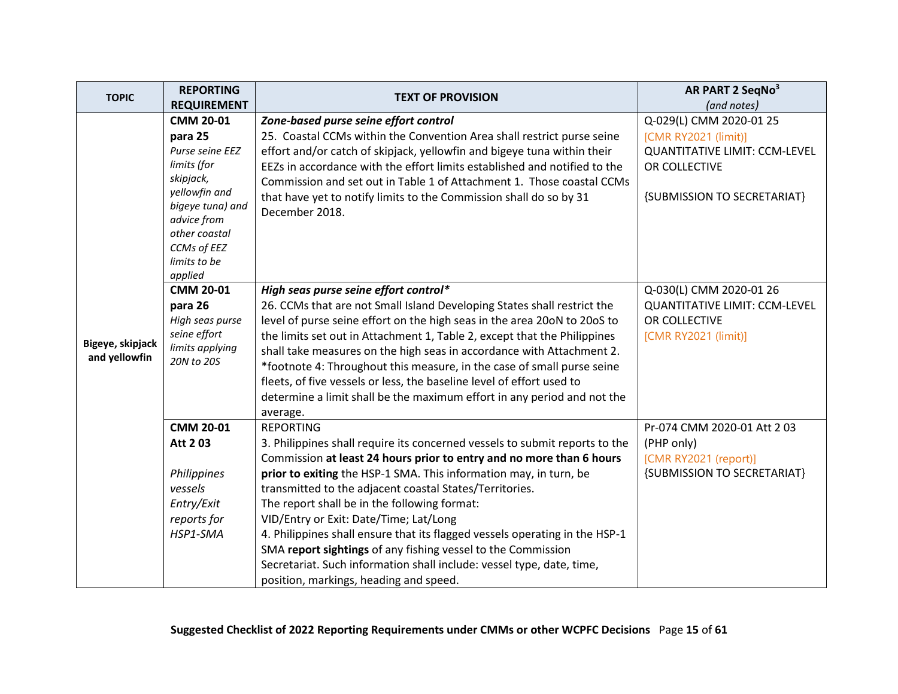| TOPIC | REPORTING REQUIREMENT | TEXT OF PROVISION | AR PART 2 SeqNo[3] *(and notes)* |
|---|---|---|---|
| Bigeye, skipjack and yellowfin | **CMM 20-01 para 25** *Purse seine EEZ limits (for skipjack, yellowfin and bigeye tuna) and advice from other coastal CCMs of EEZ limits to be applied* | ***Zone-based purse seine effort control*** 25. Coastal CCMs within the Convention Area shall restrict purse seine effort and/or catch of skipjack, yellowfin and bigeye tuna within their EEZs in accordance with the effort limits established and notified to the Commission and set out in Table 1 of Attachment 1. Those coastal CCMs that have yet to notify limits to the Commission shall do so by 31 December 2018. | Q-029(L) CMM 2020-01 25 [CMR RY2021 (limit)] QUANTITATIVE LIMIT: CCM-LEVEL OR COLLECTIVE {SUBMISSION TO SECRETARIAT} |
| | **CMM 20-01 para 26** *High seas purse seine effort limits applying 20N to 20S* | ***High seas purse seine effort control**** 26. CCMs that are not Small Island Developing States shall restrict the level of purse seine effort on the high seas in the area 20oN to 20oS to the limits set out in Attachment 1, Table 2, except that the Philippines shall take measures on the high seas in accordance with Attachment 2. *footnote 4: Throughout this measure, in the case of small purse seine fleets, of five vessels or less, the baseline level of effort used to determine a limit shall be the maximum effort in any period and not the average. | Q-030(L) CMM 2020-01 26 QUANTITATIVE LIMIT: CCM-LEVEL OR COLLECTIVE [CMR RY2021 (limit)] |
| | **CMM 20-01 Att 2 03** *Philippines vessels Entry/Exit reports for HSP1-SMA* | REPORTING 3. Philippines shall require its concerned vessels to submit reports to the Commission **at least 24 hours prior to entry and no more than 6 hours prior to exiting** the HSP-1 SMA. This information may, in turn, be transmitted to the adjacent coastal States/Territories. The report shall be in the following format: VID/Entry or Exit: Date/Time; Lat/Long 4. Philippines shall ensure that its flagged vessels operating in the HSP-1 SMA **report sightings** of any fishing vessel to the Commission Secretariat. Such information shall include: vessel type, date, time, position, markings, heading and speed. | Pr-074 CMM 2020-01 Att 2 03 (PHP only) [CMR RY2021 (report)] {SUBMISSION TO SECRETARIAT} |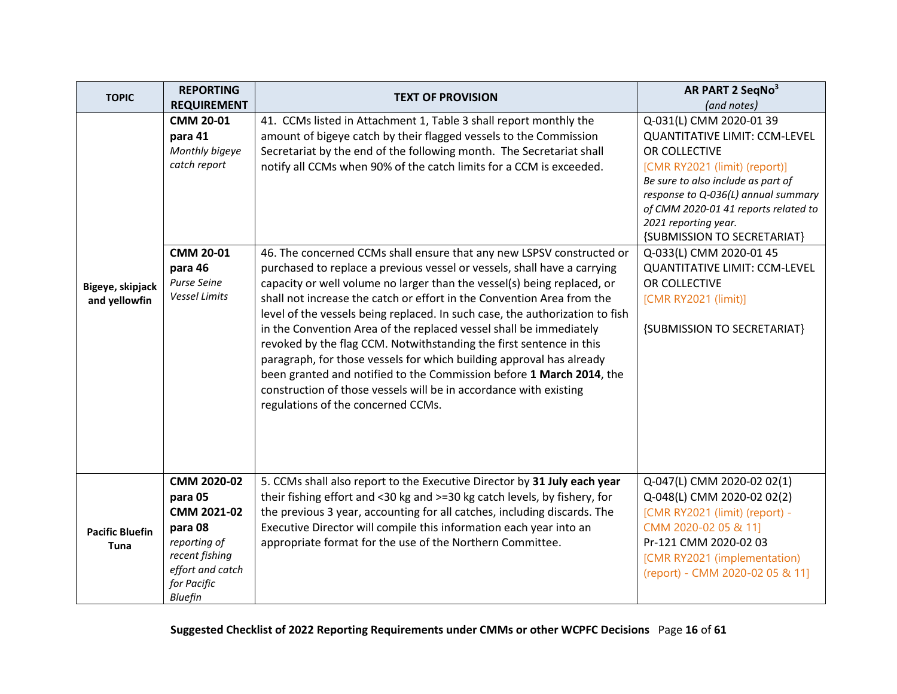| TOPIC | REPORTING REQUIREMENT | TEXT OF PROVISION | AR PART 2 SeqNo[3] *(and notes)* |
|---|---|---|---|
| Bigeye, skipjack and yellowfin | **CMM 20-01 para 41** *Monthly bigeye catch report* | 41. CCMs listed in Attachment 1, Table 3 shall report monthly the amount of bigeye catch by their flagged vessels to the Commission Secretariat by the end of the following month. The Secretariat shall notify all CCMs when 90% of the catch limits for a CCM is exceeded. | Q-031(L) CMM 2020-01 39 QUANTITATIVE LIMIT: CCM-LEVEL OR COLLECTIVE [CMR RY2021 (limit) (report)] *Be sure to also include as part of response to Q-036(L) annual summary of CMM 2020-01 41 reports related to 2021 reporting year.* {SUBMISSION TO SECRETARIAT} |
| | **CMM 20-01 para 46** *Purse Seine Vessel Limits* | 46. The concerned CCMs shall ensure that any new LSPSV constructed or purchased to replace a previous vessel or vessels, shall have a carrying capacity or well volume no larger than the vessel(s) being replaced, or shall not increase the catch or effort in the Convention Area from the level of the vessels being replaced. In such case, the authorization to fish in the Convention Area of the replaced vessel shall be immediately revoked by the flag CCM. Notwithstanding the first sentence in this paragraph, for those vessels for which building approval has already been granted and notified to the Commission before **1 March 2014**, the construction of those vessels will be in accordance with existing regulations of the concerned CCMs. | Q-033(L) CMM 2020-01 45 QUANTITATIVE LIMIT: CCM-LEVEL OR COLLECTIVE [CMR RY2021 (limit)] {SUBMISSION TO SECRETARIAT} |
| Pacific Bluefin Tuna | **CMM 2020-02 para 05** **CMM 2021-02 para 08** *reporting of recent fishing effort and catch for Pacific Bluefin* | 5. CCMs shall also report to the Executive Director by **31 July each year** their fishing effort and <30 kg and >=30 kg catch levels, by fishery, for the previous 3 year, accounting for all catches, including discards. The Executive Director will compile this information each year into an appropriate format for the use of the Northern Committee. | Q-047(L) CMM 2020-02 02(1) Q-048(L) CMM 2020-02 02(2) [CMR RY2021 (limit) (report) - CMM 2020-02 05 & 11] Pr-121 CMM 2020-02 03 [CMR RY2021 (implementation) (report) - CMM 2020-02 05 & 11] |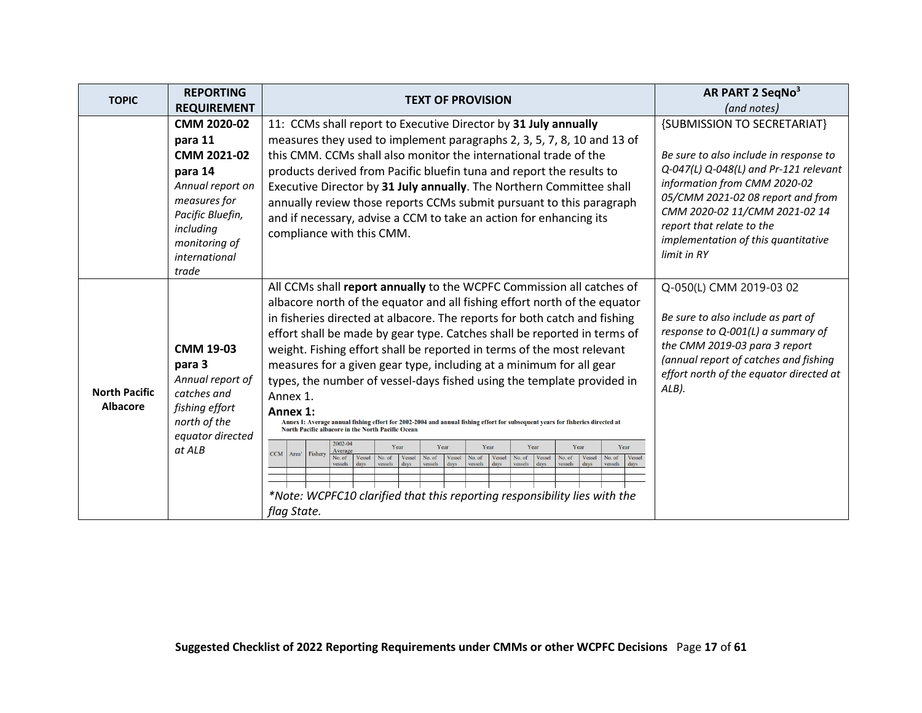| TOPIC | REPORTING REQUIREMENT | TEXT OF PROVISION | AR PART 2 SeqNo[3] *(and notes)* |
|---|---|---|---|
| | **CMM 2020-02 para 11** **CMM 2021-02 para 14** *Annual report on measures for Pacific Bluefin, including monitoring of international trade* | 11: CCMs shall report to Executive Director by **31 July annually** measures they used to implement paragraphs 2, 3, 5, 7, 8, 10 and 13 of this CMM. CCMs shall also monitor the international trade of the products derived from Pacific bluefin tuna and report the results to Executive Director by **31 July annually**. The Northern Committee shall annually review those reports CCMs submit pursuant to this paragraph and if necessary, advise a CCM to take an action for enhancing its compliance with this CMM. | {SUBMISSION TO SECRETARIAT} *Be sure to also include in response to Q-047(L) Q-048(L) and Pr-121 relevant information from CMM 2020-02 05/CMM 2021-02 08 report and from CMM 2020-02 11/CMM 2021-02 14 report that relate to the implementation of this quantitative limit in RY* |
| **North Pacific Albacore** | **CMM 19-03 para 3** *Annual report of catches and fishing effort north of the equator directed at ALB* | All CCMs shall **report annually** to the WCPFC Commission all catches of albacore north of the equator and all fishing effort north of the equator in fisheries directed at albacore. The reports for both catch and fishing effort shall be made by gear type. Catches shall be reported in terms of weight. Fishing effort shall be reported in terms of the most relevant measures for a given gear type, including at a minimum for all gear types, the number of vessel-days fished using the template provided in Annex 1. **Annex 1:** Annex I: Average annual fishing effort for 2002-2004 and annual fishing effort for subsequent years for fisheries directed at North Pacific albacore in the North Pacific Ocean [template table: CCM, Area[1], Fishery, 2002-04 Average (No. of vessels, Vessel days), Year (No. of vessels, Vessel days) × 6] *\*Note: WCPFC10 clarified that this reporting responsibility lies with the flag State.* | Q-050(L) CMM 2019-03 02 *Be sure to also include as part of response to Q-001(L) a summary of the CMM 2019-03 para 3 report (annual report of catches and fishing effort north of the equator directed at ALB).* |

**Annex I: Average annual fishing effort for 2002-2004 and annual fishing effort for subsequent years for fisheries directed at North Pacific albacore in the North Pacific Ocean**

| CCM | Area[1] | Fishery | 2002-04 Average | | Year | | Year | | Year | | Year | | Year | | Year | |
|---|---|---|---|---|---|---|---|---|---|---|---|---|---|---|---|---|
| | | | No. of vessels | Vessel days | No. of vessels | Vessel days | No. of vessels | Vessel days | No. of vessels | Vessel days | No. of vessels | Vessel days | No. of vessels | Vessel days | No. of vessels | Vessel days |
| | | | | | | | | | | | | | | | | |
| | | | | | | | | | | | | | | | | |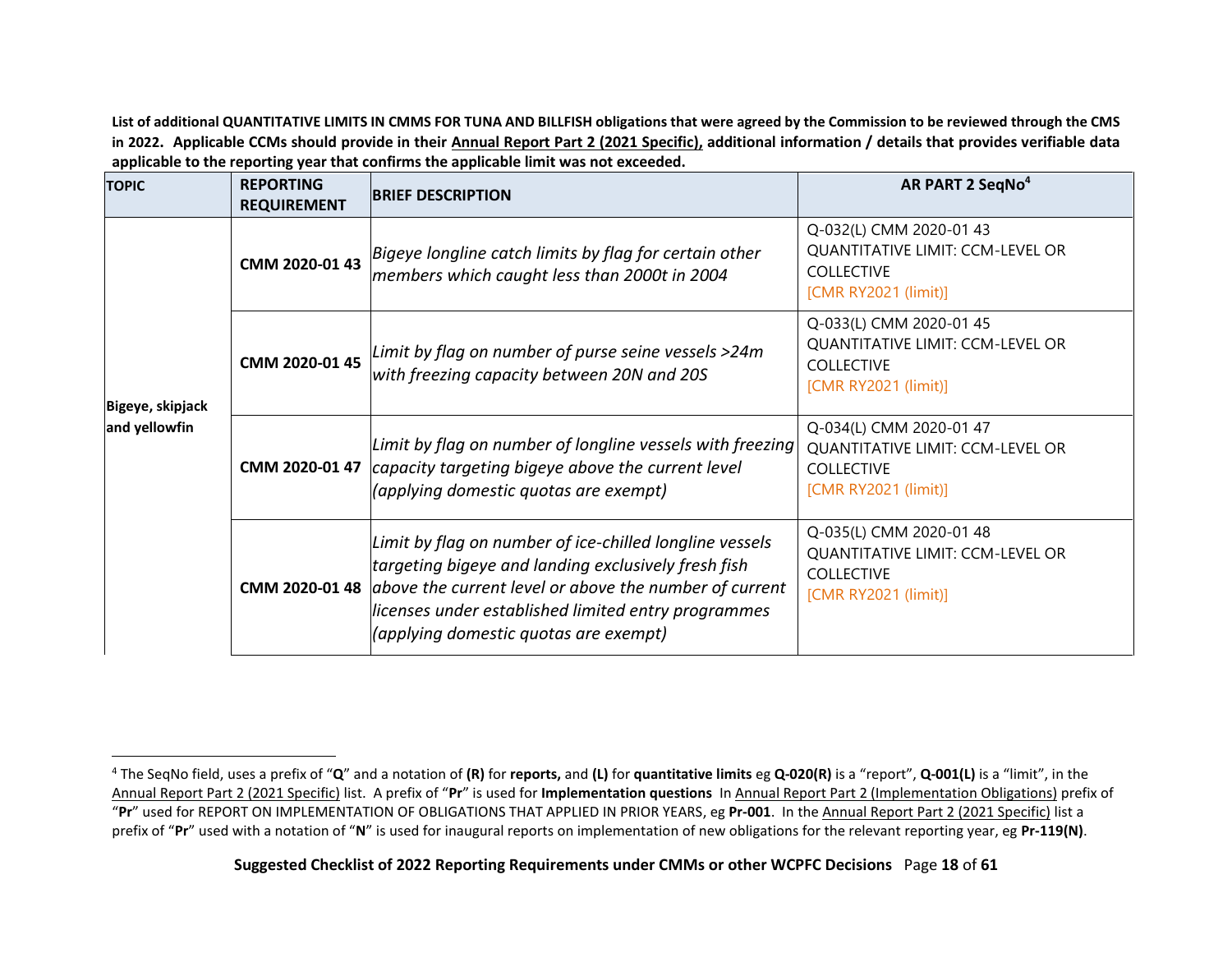**List of additional QUANTITATIVE LIMITS IN CMMS FOR TUNA AND BILLFISH obligations that were agreed by the Commission to be reviewed through the CMS in 2022. Applicable CCMs should provide in their Annual Report Part 2 (2021 Specific), additional information / details that provides verifiable data applicable to the reporting year that confirms the applicable limit was not exceeded.**

| TOPIC | REPORTING REQUIREMENT | BRIEF DESCRIPTION | AR PART 2 SeqNo[4] |
|---|---|---|---|
| Bigeye, skipjack and yellowfin | **CMM 2020-01 43** | *Bigeye longline catch limits by flag for certain other members which caught less than 2000t in 2004* | Q-032(L) CMM 2020-01 43 QUANTITATIVE LIMIT: CCM-LEVEL OR COLLECTIVE [CMR RY2021 (limit)] |
| | **CMM 2020-01 45** | *Limit by flag on number of purse seine vessels >24m with freezing capacity between 20N and 20S* | Q-033(L) CMM 2020-01 45 QUANTITATIVE LIMIT: CCM-LEVEL OR COLLECTIVE [CMR RY2021 (limit)] |
| | **CMM 2020-01 47** | *Limit by flag on number of longline vessels with freezing capacity targeting bigeye above the current level (applying domestic quotas are exempt)* | Q-034(L) CMM 2020-01 47 QUANTITATIVE LIMIT: CCM-LEVEL OR COLLECTIVE [CMR RY2021 (limit)] |
| | **CMM 2020-01 48** | *Limit by flag on number of ice-chilled longline vessels targeting bigeye and landing exclusively fresh fish above the current level or above the number of current licenses under established limited entry programmes (applying domestic quotas are exempt)* | Q-035(L) CMM 2020-01 48 QUANTITATIVE LIMIT: CCM-LEVEL OR COLLECTIVE [CMR RY2021 (limit)] |

[4] The SeqNo field, uses a prefix of "**Q**" and a notation of **(R)** for **reports,** and **(L)** for **quantitative limits** eg **Q-020(R)** is a "report", **Q-001(L)** is a "limit", in the Annual Report Part 2 (2021 Specific) list. A prefix of "**Pr**" is used for **Implementation questions** In Annual Report Part 2 (Implementation Obligations) prefix of "**Pr**" used for REPORT ON IMPLEMENTATION OF OBLIGATIONS THAT APPLIED IN PRIOR YEARS, eg **Pr-001**. In the Annual Report Part 2 (2021 Specific) list a prefix of "**Pr**" used with a notation of "**N**" is used for inaugural reports on implementation of new obligations for the relevant reporting year, eg **Pr-119(N)**.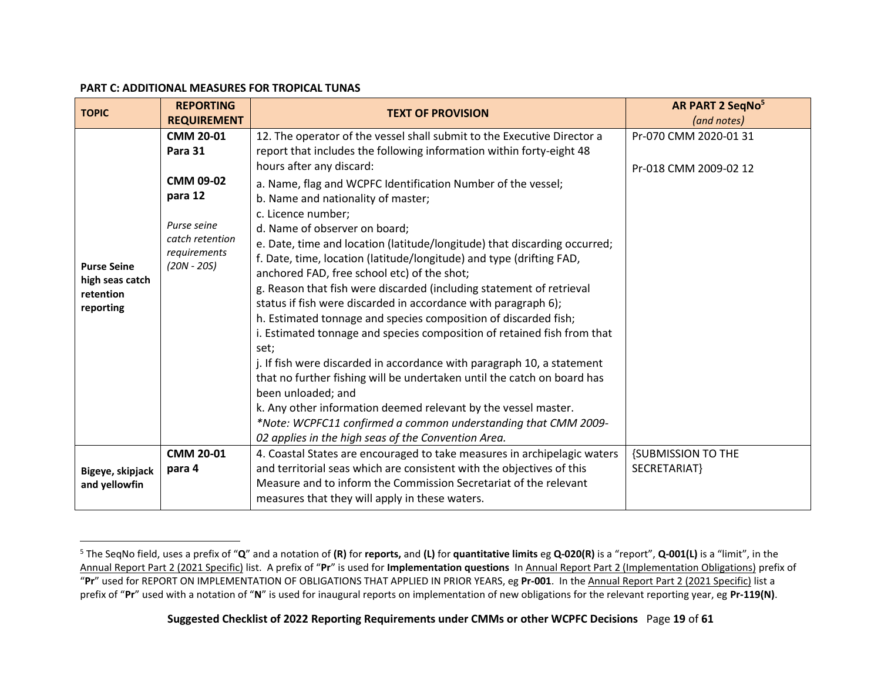**PART C: ADDITIONAL MEASURES FOR TROPICAL TUNAS**

| TOPIC | REPORTING REQUIREMENT | TEXT OF PROVISION | AR PART 2 SeqNo[5] *(and notes)* |
|---|---|---|---|
| **Purse Seine high seas catch retention reporting** | **CMM 20-01 Para 31**<br><br>**CMM 09-02 para 12**<br><br>*Purse seine catch retention requirements (20N - 20S)* | 12. The operator of the vessel shall submit to the Executive Director a report that includes the following information within forty-eight 48 hours after any discard:<br>a. Name, flag and WCPFC Identification Number of the vessel;<br>b. Name and nationality of master;<br>c. Licence number;<br>d. Name of observer on board;<br>e. Date, time and location (latitude/longitude) that discarding occurred;<br>f. Date, time, location (latitude/longitude) and type (drifting FAD, anchored FAD, free school etc) of the shot;<br>g. Reason that fish were discarded (including statement of retrieval status if fish were discarded in accordance with paragraph 6);<br>h. Estimated tonnage and species composition of discarded fish;<br>i. Estimated tonnage and species composition of retained fish from that set;<br>j. If fish were discarded in accordance with paragraph 10, a statement that no further fishing will be undertaken until the catch on board has been unloaded; and<br>k. Any other information deemed relevant by the vessel master.<br>*\*Note: WCPFC11 confirmed a common understanding that CMM 2009-02 applies in the high seas of the Convention Area.* | Pr-070 CMM 2020-01 31<br><br>Pr-018 CMM 2009-02 12 |
| **Bigeye, skipjack and yellowfin** | **CMM 20-01 para 4** | 4. Coastal States are encouraged to take measures in archipelagic waters and territorial seas which are consistent with the objectives of this Measure and to inform the Commission Secretariat of the relevant measures that they will apply in these waters. | {SUBMISSION TO THE SECRETARIAT} |

[5] The SeqNo field, uses a prefix of "**Q**" and a notation of **(R)** for **reports,** and **(L)** for **quantitative limits** eg **Q-020(R)** is a "report", **Q-001(L)** is a "limit", in the Annual Report Part 2 (2021 Specific) list. A prefix of "**Pr**" is used for **Implementation questions** In Annual Report Part 2 (Implementation Obligations) prefix of "**Pr**" used for REPORT ON IMPLEMENTATION OF OBLIGATIONS THAT APPLIED IN PRIOR YEARS, eg **Pr-001**. In the Annual Report Part 2 (2021 Specific) list a prefix of "**Pr**" used with a notation of "**N**" is used for inaugural reports on implementation of new obligations for the relevant reporting year, eg **Pr-119(N)**.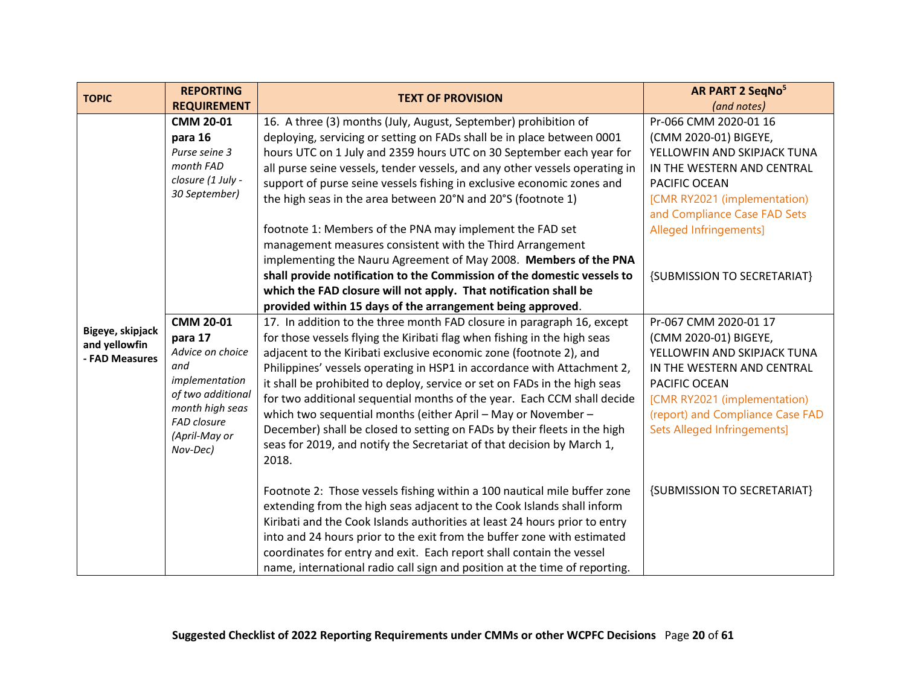| TOPIC | REPORTING REQUIREMENT | TEXT OF PROVISION | AR PART 2 SeqNo[5] *(and notes)* |
|---|---|---|---|
| Bigeye, skipjack and yellowfin - FAD Measures | **CMM 20-01 para 16** *Purse seine 3 month FAD closure (1 July - 30 September)* | 16. A three (3) months (July, August, September) prohibition of deploying, servicing or setting on FADs shall be in place between 0001 hours UTC on 1 July and 2359 hours UTC on 30 September each year for all purse seine vessels, tender vessels, and any other vessels operating in support of purse seine vessels fishing in exclusive economic zones and the high seas in the area between 20°N and 20°S (footnote 1)<br><br>footnote 1: Members of the PNA may implement the FAD set management measures consistent with the Third Arrangement implementing the Nauru Agreement of May 2008. **Members of the PNA shall provide notification to the Commission of the domestic vessels to which the FAD closure will not apply. That notification shall be provided within 15 days of the arrangement being approved**. | Pr-066 CMM 2020-01 16 (CMM 2020-01) BIGEYE, YELLOWFIN AND SKIPJACK TUNA IN THE WESTERN AND CENTRAL PACIFIC OCEAN [CMR RY2021 (implementation) and Compliance Case FAD Sets Alleged Infringements]<br><br>{SUBMISSION TO SECRETARIAT} |
| | **CMM 20-01 para 17** *Advice on choice and implementation of two additional month high seas FAD closure (April-May or Nov-Dec)* | 17. In addition to the three month FAD closure in paragraph 16, except for those vessels flying the Kiribati flag when fishing in the high seas adjacent to the Kiribati exclusive economic zone (footnote 2), and Philippines' vessels operating in HSP1 in accordance with Attachment 2, it shall be prohibited to deploy, service or set on FADs in the high seas for two additional sequential months of the year. Each CCM shall decide which two sequential months (either April – May or November – December) shall be closed to setting on FADs by their fleets in the high seas for 2019, and notify the Secretariat of that decision by March 1, 2018.<br><br>Footnote 2: Those vessels fishing within a 100 nautical mile buffer zone extending from the high seas adjacent to the Cook Islands shall inform Kiribati and the Cook Islands authorities at least 24 hours prior to entry into and 24 hours prior to the exit from the buffer zone with estimated coordinates for entry and exit. Each report shall contain the vessel name, international radio call sign and position at the time of reporting. | Pr-067 CMM 2020-01 17 (CMM 2020-01) BIGEYE, YELLOWFIN AND SKIPJACK TUNA IN THE WESTERN AND CENTRAL PACIFIC OCEAN [CMR RY2021 (implementation) (report) and Compliance Case FAD Sets Alleged Infringements]<br><br>{SUBMISSION TO SECRETARIAT} |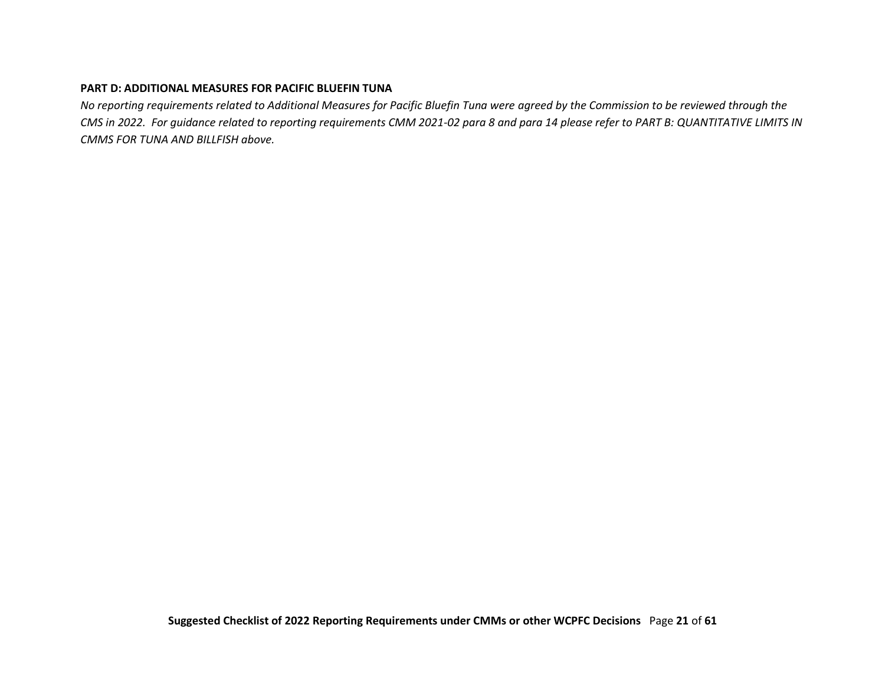**PART D: ADDITIONAL MEASURES FOR PACIFIC BLUEFIN TUNA**

*No reporting requirements related to Additional Measures for Pacific Bluefin Tuna were agreed by the Commission to be reviewed through the CMS in 2022. For guidance related to reporting requirements CMM 2021-02 para 8 and para 14 please refer to PART B: QUANTITATIVE LIMITS IN CMMS FOR TUNA AND BILLFISH above.*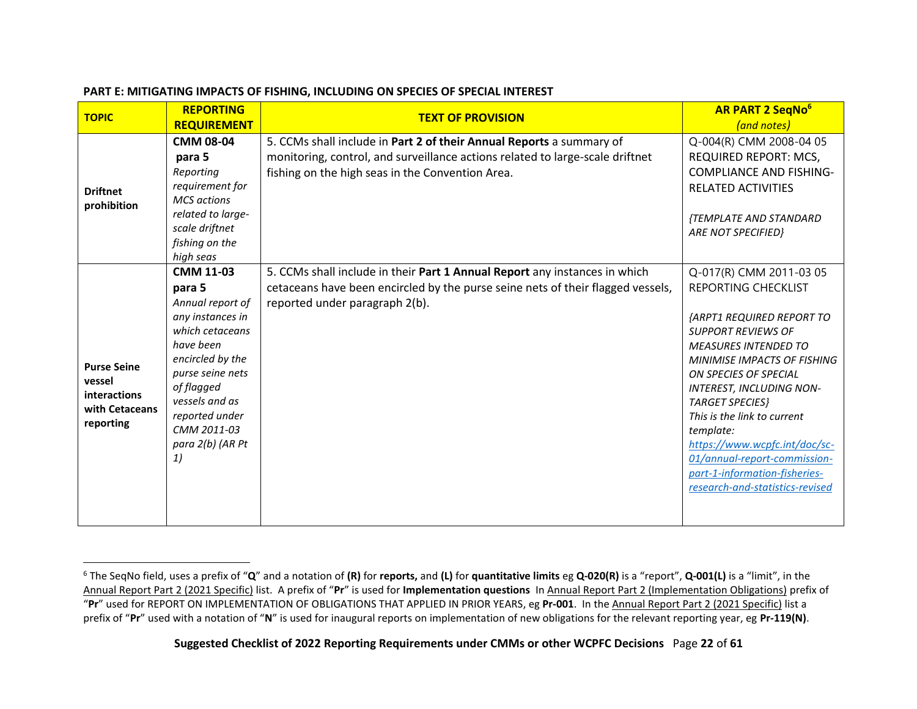**PART E: MITIGATING IMPACTS OF FISHING, INCLUDING ON SPECIES OF SPECIAL INTEREST**

| TOPIC | REPORTING REQUIREMENT | TEXT OF PROVISION | AR PART 2 SeqNo[6] *(and notes)* |
|---|---|---|---|
| **Driftnet prohibition** | **CMM 08-04 para 5** *Reporting requirement for MCS actions related to large-scale driftnet fishing on the high seas* | 5. CCMs shall include in **Part 2 of their Annual Reports** a summary of monitoring, control, and surveillance actions related to large-scale driftnet fishing on the high seas in the Convention Area. | Q-004(R) CMM 2008-04 05 REQUIRED REPORT: MCS, COMPLIANCE AND FISHING-RELATED ACTIVITIES *{TEMPLATE AND STANDARD ARE NOT SPECIFIED}* |
| **Purse Seine vessel interactions with Cetaceans reporting** | **CMM 11-03 para 5** *Annual report of any instances in which cetaceans have been encircled by the purse seine nets of flagged vessels and as reported under CMM 2011-03 para 2(b) (AR Pt 1)* | 5. CCMs shall include in their **Part 1 Annual Report** any instances in which cetaceans have been encircled by the purse seine nets of their flagged vessels, reported under paragraph 2(b). | Q-017(R) CMM 2011-03 05 REPORTING CHECKLIST *{ARPT1 REQUIRED REPORT TO SUPPORT REVIEWS OF MEASURES INTENDED TO MINIMISE IMPACTS OF FISHING ON SPECIES OF SPECIAL INTEREST, INCLUDING NON-TARGET SPECIES}* *This is the link to current template:* *https://www.wcpfc.int/doc/sc-01/annual-report-commission-part-1-information-fisheries-research-and-statistics-revised* |

[6] The SeqNo field, uses a prefix of "**Q**" and a notation of **(R)** for **reports,** and **(L)** for **quantitative limits** eg **Q-020(R)** is a "report", **Q-001(L)** is a "limit", in the Annual Report Part 2 (2021 Specific) list. A prefix of "**Pr**" is used for **Implementation questions** In Annual Report Part 2 (Implementation Obligations) prefix of "**Pr**" used for REPORT ON IMPLEMENTATION OF OBLIGATIONS THAT APPLIED IN PRIOR YEARS, eg **Pr-001**. In the Annual Report Part 2 (2021 Specific) list a prefix of "**Pr**" used with a notation of "**N**" is used for inaugural reports on implementation of new obligations for the relevant reporting year, eg **Pr-119(N)**.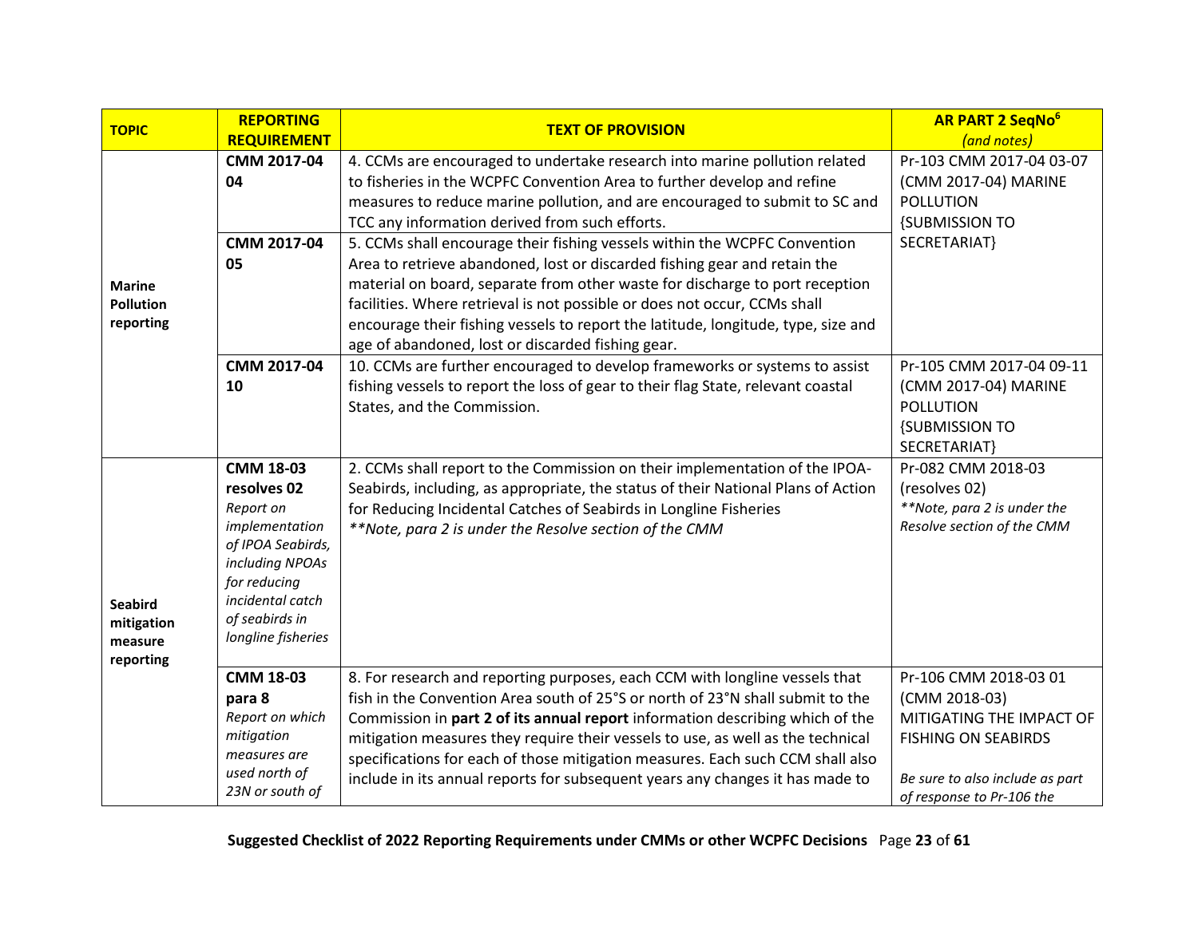| TOPIC | REPORTING REQUIREMENT | TEXT OF PROVISION | AR PART 2 SeqNo[6] *(and notes)* |
|---|---|---|---|
| Marine Pollution reporting | **CMM 2017-04 04** | 4. CCMs are encouraged to undertake research into marine pollution related to fisheries in the WCPFC Convention Area to further develop and refine measures to reduce marine pollution, and are encouraged to submit to SC and TCC any information derived from such efforts. | Pr-103 CMM 2017-04 03-07 (CMM 2017-04) MARINE POLLUTION {SUBMISSION TO SECRETARIAT} |
| | **CMM 2017-04 05** | 5. CCMs shall encourage their fishing vessels within the WCPFC Convention Area to retrieve abandoned, lost or discarded fishing gear and retain the material on board, separate from other waste for discharge to port reception facilities. Where retrieval is not possible or does not occur, CCMs shall encourage their fishing vessels to report the latitude, longitude, type, size and age of abandoned, lost or discarded fishing gear. | |
| | **CMM 2017-04 10** | 10. CCMs are further encouraged to develop frameworks or systems to assist fishing vessels to report the loss of gear to their flag State, relevant coastal States, and the Commission. | Pr-105 CMM 2017-04 09-11 (CMM 2017-04) MARINE POLLUTION {SUBMISSION TO SECRETARIAT} |
| Seabird mitigation measure reporting | **CMM 18-03 resolves 02** *Report on implementation of IPOA Seabirds, including NPOAs for reducing incidental catch of seabirds in longline fisheries* | 2. CCMs shall report to the Commission on their implementation of the IPOA-Seabirds, including, as appropriate, the status of their National Plans of Action for Reducing Incidental Catches of Seabirds in Longline Fisheries *\*\*Note, para 2 is under the Resolve section of the CMM* | Pr-082 CMM 2018-03 (resolves 02) *\*\*Note, para 2 is under the Resolve section of the CMM* |
| | **CMM 18-03 para 8** *Report on which mitigation measures are used north of 23N or south of* | 8. For research and reporting purposes, each CCM with longline vessels that fish in the Convention Area south of 25°S or north of 23°N shall submit to the Commission in **part 2 of its annual report** information describing which of the mitigation measures they require their vessels to use, as well as the technical specifications for each of those mitigation measures. Each such CCM shall also include in its annual reports for subsequent years any changes it has made to | Pr-106 CMM 2018-03 01 (CMM 2018-03) MITIGATING THE IMPACT OF FISHING ON SEABIRDS *Be sure to also include as part of response to Pr-106 the* |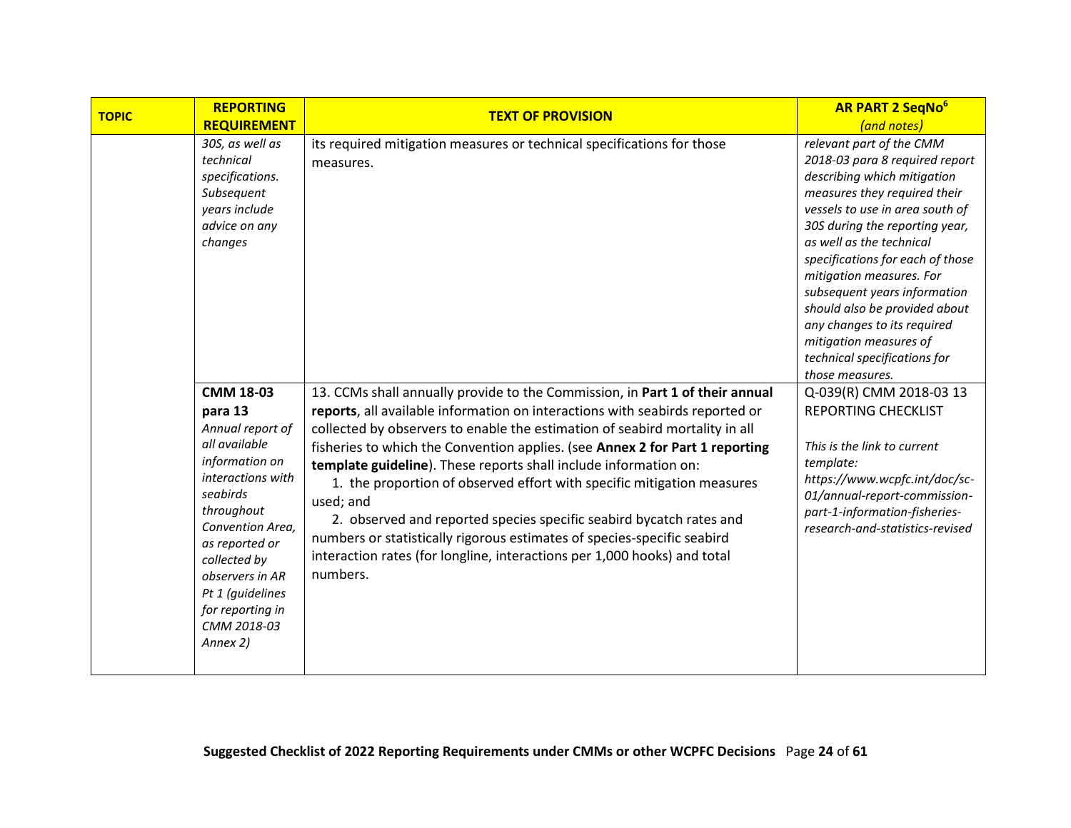| TOPIC | REPORTING REQUIREMENT | TEXT OF PROVISION | AR PART 2 SeqNo[6] *(and notes)* |
|---|---|---|---|
| | *30S, as well as technical specifications. Subsequent years include advice on any changes* | its required mitigation measures or technical specifications for those measures. | *relevant part of the CMM 2018-03 para 8 required report describing which mitigation measures they required their vessels to use in area south of 30S during the reporting year, as well as the technical specifications for each of those mitigation measures. For subsequent years information should also be provided about any changes to its required mitigation measures of technical specifications for those measures.* |
| | **CMM 18-03 para 13** *Annual report of all available information on interactions with seabirds throughout Convention Area, as reported or collected by observers in AR Pt 1 (guidelines for reporting in CMM 2018-03 Annex 2)* | 13. CCMs shall annually provide to the Commission, in **Part 1 of their annual reports**, all available information on interactions with seabirds reported or collected by observers to enable the estimation of seabird mortality in all fisheries to which the Convention applies. (see **Annex 2 for Part 1 reporting template guideline**). These reports shall include information on: 1. the proportion of observed effort with specific mitigation measures used; and 2. observed and reported species specific seabird bycatch rates and numbers or statistically rigorous estimates of species-specific seabird interaction rates (for longline, interactions per 1,000 hooks) and total numbers. | Q-039(R) CMM 2018-03 13 REPORTING CHECKLIST *This is the link to current template: https://www.wcpfc.int/doc/sc-01/annual-report-commission-part-1-information-fisheries-research-and-statistics-revised* |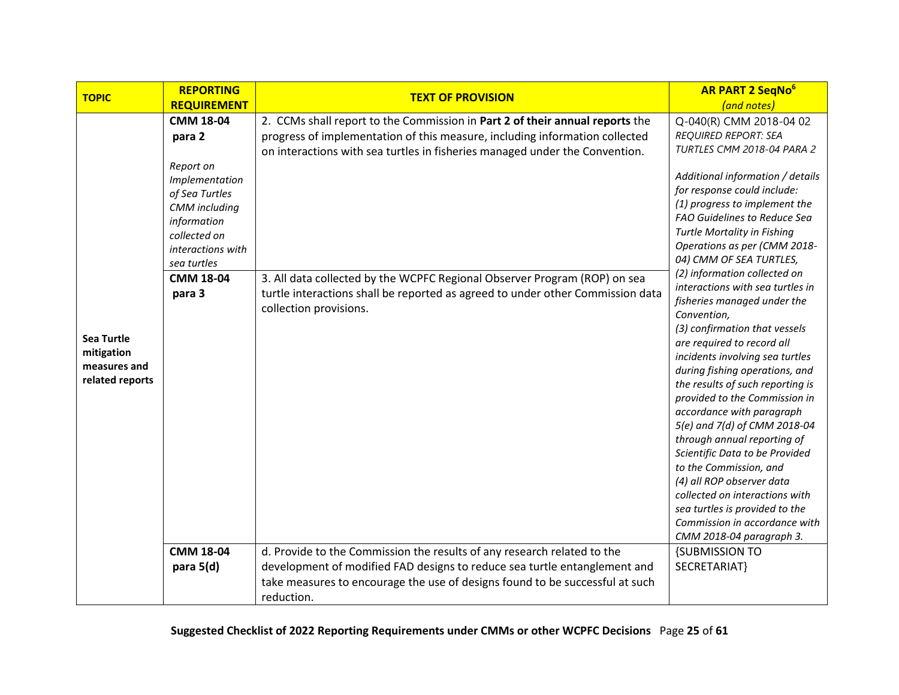| TOPIC | REPORTING REQUIREMENT | TEXT OF PROVISION | AR PART 2 SeqNo[6] *(and notes)* |
|---|---|---|---|
| **Sea Turtle mitigation measures and related reports** | **CMM 18-04 para 2**<br><br>*Report on Implementation of Sea Turtles CMM including information collected on interactions with sea turtles* | 2. CCMs shall report to the Commission in **Part 2 of their annual reports** the progress of implementation of this measure, including information collected on interactions with sea turtles in fisheries managed under the Convention. | Q-040(R) CMM 2018-04 02<br>*REQUIRED REPORT: SEA TURTLES CMM 2018-04 PARA 2*<br><br>*Additional information / details for response could include:*<br>*(1) progress to implement the FAO Guidelines to Reduce Sea Turtle Mortality in Fishing Operations as per (CMM 2018-04) CMM OF SEA TURTLES,*<br>*(2) information collected on interactions with sea turtles in fisheries managed under the Convention,*<br>*(3) confirmation that vessels are required to record all incidents involving sea turtles during fishing operations, and the results of such reporting is provided to the Commission in accordance with paragraph 5(e) and 7(d) of CMM 2018-04 through annual reporting of Scientific Data to be Provided to the Commission, and*<br>*(4) all ROP observer data collected on interactions with sea turtles is provided to the Commission in accordance with CMM 2018-04 paragraph 3.* |
| | **CMM 18-04 para 3** | 3. All data collected by the WCPFC Regional Observer Program (ROP) on sea turtle interactions shall be reported as agreed to under other Commission data collection provisions. | |
| | **CMM 18-04 para 5(d)** | d. Provide to the Commission the results of any research related to the development of modified FAD designs to reduce sea turtle entanglement and take measures to encourage the use of designs found to be successful at such reduction. | {SUBMISSION TO SECRETARIAT} |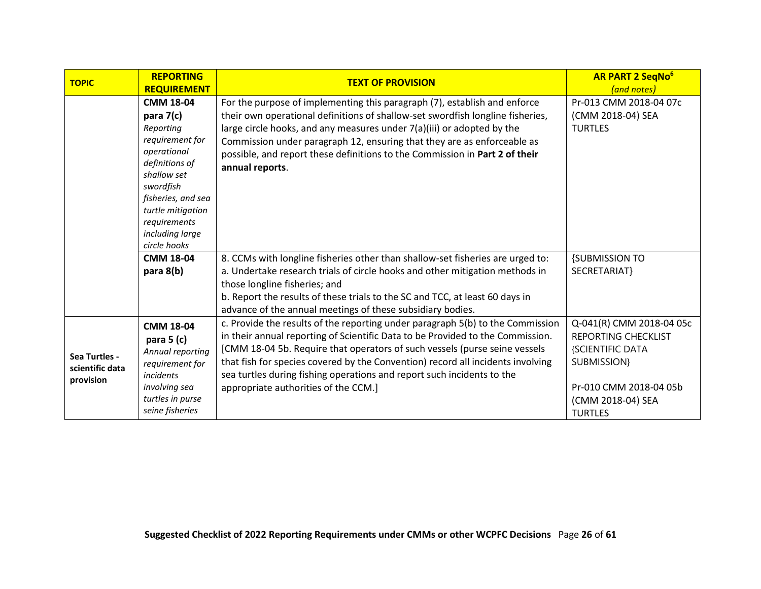| TOPIC | REPORTING REQUIREMENT | TEXT OF PROVISION | AR PART 2 SeqNo[6] *(and notes)* |
|---|---|---|---|
| | **CMM 18-04 para 7(c)** *Reporting requirement for operational definitions of shallow set swordfish fisheries, and sea turtle mitigation requirements including large circle hooks* | For the purpose of implementing this paragraph (7), establish and enforce their own operational definitions of shallow-set swordfish longline fisheries, large circle hooks, and any measures under 7(a)(iii) or adopted by the Commission under paragraph 12, ensuring that they are as enforceable as possible, and report these definitions to the Commission in **Part 2 of their annual reports**. | Pr-013 CMM 2018-04 07c (CMM 2018-04) SEA TURTLES |
| | **CMM 18-04 para 8(b)** | 8. CCMs with longline fisheries other than shallow-set fisheries are urged to: a. Undertake research trials of circle hooks and other mitigation methods in those longline fisheries; and b. Report the results of these trials to the SC and TCC, at least 60 days in advance of the annual meetings of these subsidiary bodies. | {SUBMISSION TO SECRETARIAT} |
| **Sea Turtles - scientific data provision** | **CMM 18-04 para 5 (c)** *Annual reporting requirement for incidents involving sea turtles in purse seine fisheries* | c. Provide the results of the reporting under paragraph 5(b) to the Commission in their annual reporting of Scientific Data to be Provided to the Commission. [CMM 18-04 5b. Require that operators of such vessels (purse seine vessels that fish for species covered by the Convention) record all incidents involving sea turtles during fishing operations and report such incidents to the appropriate authorities of the CCM.] | Q-041(R) CMM 2018-04 05c REPORTING CHECKLIST {SCIENTIFIC DATA SUBMISSION}<br><br>Pr-010 CMM 2018-04 05b (CMM 2018-04) SEA TURTLES |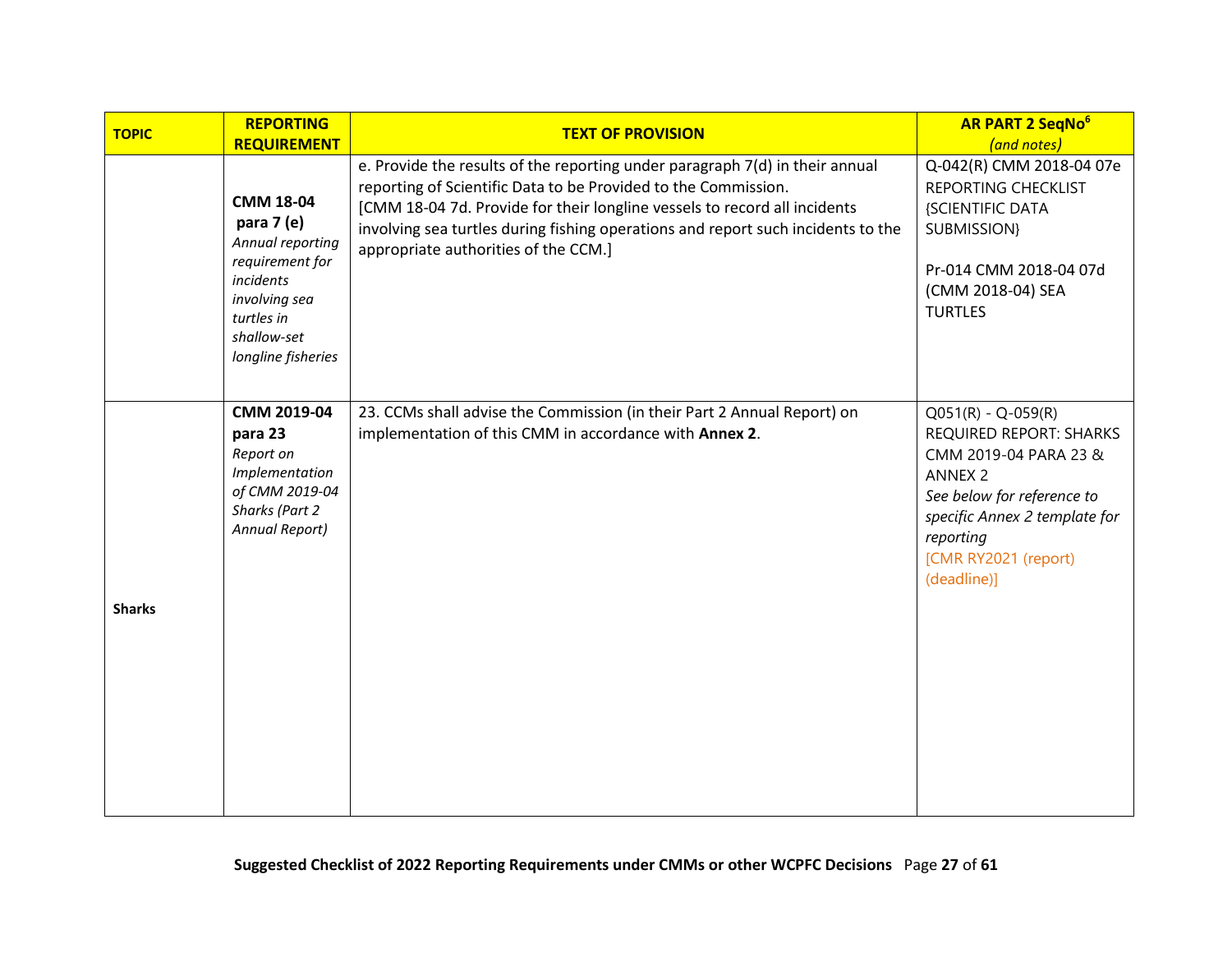| TOPIC | REPORTING REQUIREMENT | TEXT OF PROVISION | AR PART 2 SeqNo[6] *(and notes)* |
|---|---|---|---|
| | **CMM 18-04 para 7 (e)** *Annual reporting requirement for incidents involving sea turtles in shallow-set longline fisheries* | e. Provide the results of the reporting under paragraph 7(d) in their annual reporting of Scientific Data to be Provided to the Commission. [CMM 18-04 7d. Provide for their longline vessels to record all incidents involving sea turtles during fishing operations and report such incidents to the appropriate authorities of the CCM.] | Q-042(R) CMM 2018-04 07e REPORTING CHECKLIST {SCIENTIFIC DATA SUBMISSION}<br><br>Pr-014 CMM 2018-04 07d (CMM 2018-04) SEA TURTLES |
| **Sharks** | **CMM 2019-04 para 23** *Report on Implementation of CMM 2019-04 Sharks (Part 2 Annual Report)* | 23. CCMs shall advise the Commission (in their Part 2 Annual Report) on implementation of this CMM in accordance with **Annex 2**. | Q051(R) - Q-059(R) REQUIRED REPORT: SHARKS CMM 2019-04 PARA 23 & ANNEX 2 *See below for reference to specific Annex 2 template for reporting* [CMR RY2021 (report) (deadline)] |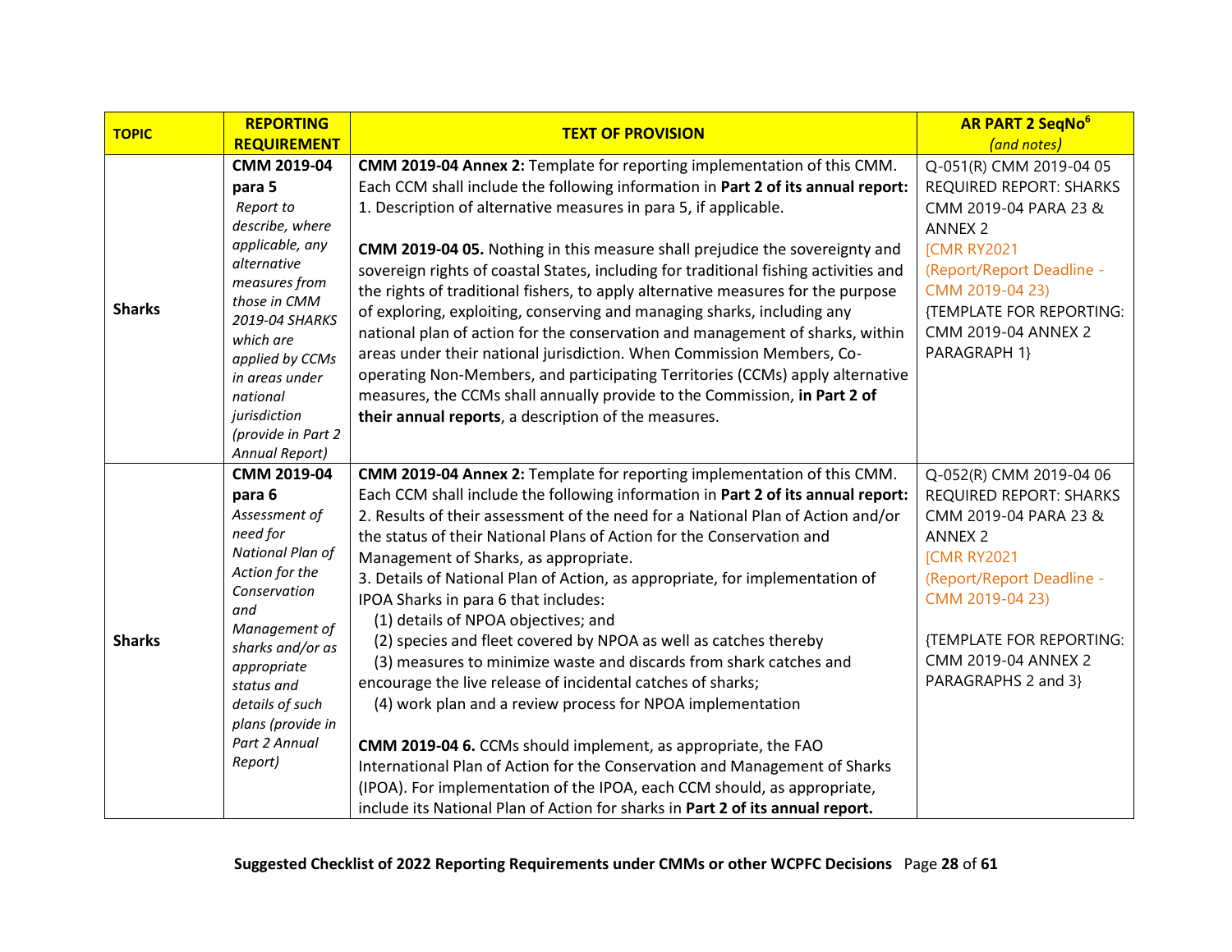| TOPIC | REPORTING REQUIREMENT | TEXT OF PROVISION | AR PART 2 SeqNo[6] *(and notes)* |
|---|---|---|---|
| Sharks | **CMM 2019-04 para 5** *Report to describe, where applicable, any alternative measures from those in CMM 2019-04 SHARKS which are applied by CCMs in areas under national jurisdiction (provide in Part 2 Annual Report)* | **CMM 2019-04 Annex 2:** Template for reporting implementation of this CMM. Each CCM shall include the following information in **Part 2 of its annual report:** 1. Description of alternative measures in para 5, if applicable. <br><br> **CMM 2019-04 05.** Nothing in this measure shall prejudice the sovereignty and sovereign rights of coastal States, including for traditional fishing activities and the rights of traditional fishers, to apply alternative measures for the purpose of exploring, exploiting, conserving and managing sharks, including any national plan of action for the conservation and management of sharks, within areas under their national jurisdiction. When Commission Members, Co-operating Non-Members, and participating Territories (CCMs) apply alternative measures, the CCMs shall annually provide to the Commission, **in Part 2 of their annual reports**, a description of the measures. | Q-051(R) CMM 2019-04 05 REQUIRED REPORT: SHARKS CMM 2019-04 PARA 23 & ANNEX 2 [CMR RY2021 (Report/Report Deadline - CMM 2019-04 23) {TEMPLATE FOR REPORTING: CMM 2019-04 ANNEX 2 PARAGRAPH 1} |
| Sharks | **CMM 2019-04 para 6** *Assessment of need for National Plan of Action for the Conservation and Management of sharks and/or as appropriate status and details of such plans (provide in Part 2 Annual Report)* | **CMM 2019-04 Annex 2:** Template for reporting implementation of this CMM. Each CCM shall include the following information in **Part 2 of its annual report:** <br> 2. Results of their assessment of the need for a National Plan of Action and/or the status of their National Plans of Action for the Conservation and Management of Sharks, as appropriate. <br> 3. Details of National Plan of Action, as appropriate, for implementation of IPOA Sharks in para 6 that includes: <br> (1) details of NPOA objectives; and <br> (2) species and fleet covered by NPOA as well as catches thereby <br> (3) measures to minimize waste and discards from shark catches and encourage the live release of incidental catches of sharks; <br> (4) work plan and a review process for NPOA implementation <br><br> **CMM 2019-04 6.** CCMs should implement, as appropriate, the FAO International Plan of Action for the Conservation and Management of Sharks (IPOA). For implementation of the IPOA, each CCM should, as appropriate, include its National Plan of Action for sharks in **Part 2 of its annual report.** | Q-052(R) CMM 2019-04 06 REQUIRED REPORT: SHARKS CMM 2019-04 PARA 23 & ANNEX 2 [CMR RY2021 (Report/Report Deadline - CMM 2019-04 23) <br><br> {TEMPLATE FOR REPORTING: CMM 2019-04 ANNEX 2 PARAGRAPHS 2 and 3} |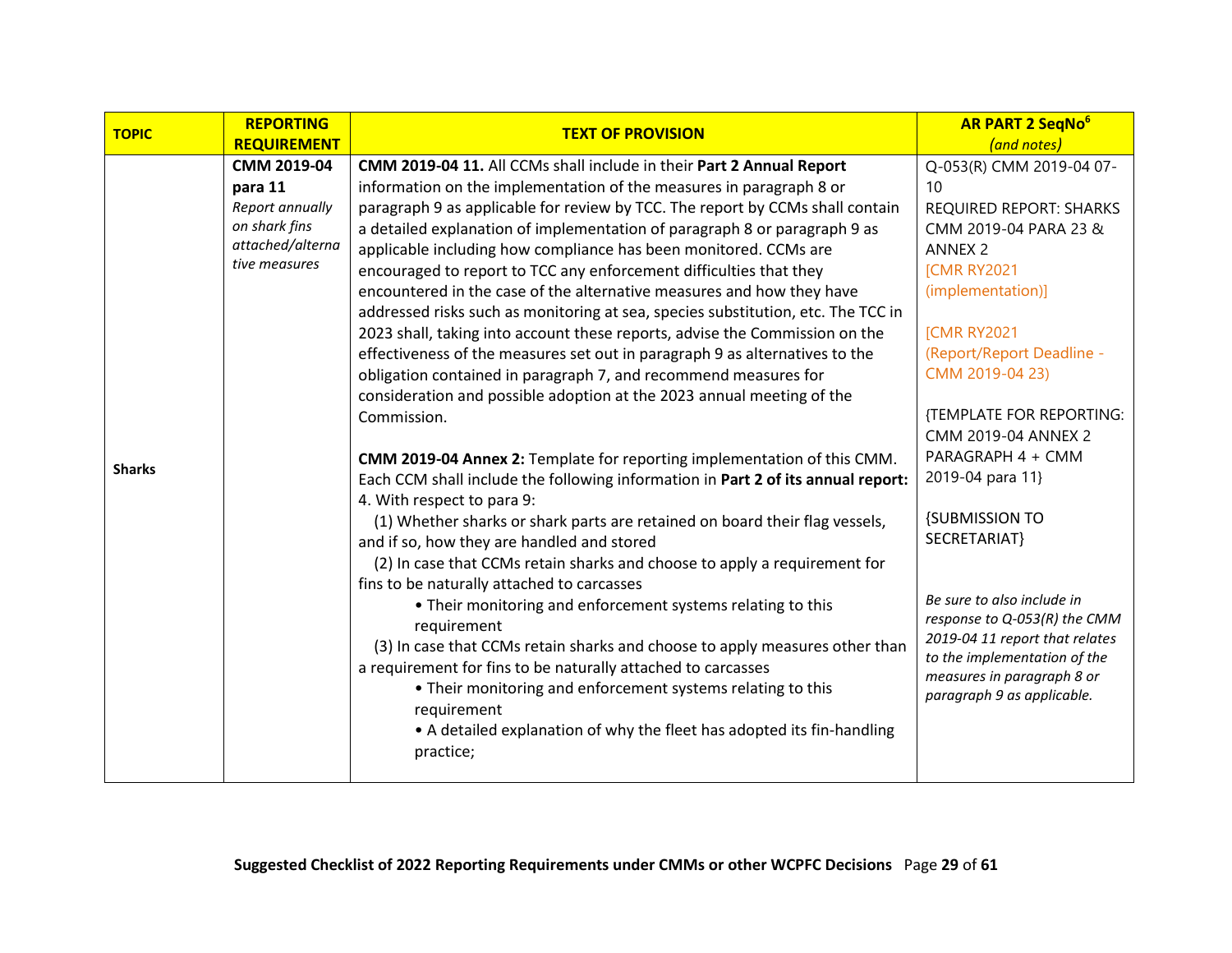| TOPIC | REPORTING REQUIREMENT | TEXT OF PROVISION | AR PART 2 SeqNo[6] *(and notes)* |
|---|---|---|---|
| Sharks | **CMM 2019-04 para 11** *Report annually on shark fins attached/alternative measures* | **CMM 2019-04 11.** All CCMs shall include in their **Part 2 Annual Report** information on the implementation of the measures in paragraph 8 or paragraph 9 as applicable for review by TCC. The report by CCMs shall contain a detailed explanation of implementation of paragraph 8 or paragraph 9 as applicable including how compliance has been monitored. CCMs are encouraged to report to TCC any enforcement difficulties that they encountered in the case of the alternative measures and how they have addressed risks such as monitoring at sea, species substitution, etc. The TCC in 2023 shall, taking into account these reports, advise the Commission on the effectiveness of the measures set out in paragraph 9 as alternatives to the obligation contained in paragraph 7, and recommend measures for consideration and possible adoption at the 2023 annual meeting of the Commission.<br><br>**CMM 2019-04 Annex 2:** Template for reporting implementation of this CMM. Each CCM shall include the following information in **Part 2 of its annual report:**<br>4. With respect to para 9:<br>(1) Whether sharks or shark parts are retained on board their flag vessels, and if so, how they are handled and stored<br>(2) In case that CCMs retain sharks and choose to apply a requirement for fins to be naturally attached to carcasses<br>• Their monitoring and enforcement systems relating to this requirement<br>(3) In case that CCMs retain sharks and choose to apply measures other than a requirement for fins to be naturally attached to carcasses<br>• Their monitoring and enforcement systems relating to this requirement<br>• A detailed explanation of why the fleet has adopted its fin-handling practice; | Q-053(R) CMM 2019-04 07-10<br>REQUIRED REPORT: SHARKS CMM 2019-04 PARA 23 & ANNEX 2<br>[CMR RY2021 (implementation)]<br><br>[CMR RY2021 (Report/Report Deadline - CMM 2019-04 23)<br><br>{TEMPLATE FOR REPORTING: CMM 2019-04 ANNEX 2 PARAGRAPH 4 + CMM 2019-04 para 11}<br><br>{SUBMISSION TO SECRETARIAT}<br><br>*Be sure to also include in response to Q-053(R) the CMM 2019-04 11 report that relates to the implementation of the measures in paragraph 8 or paragraph 9 as applicable.* |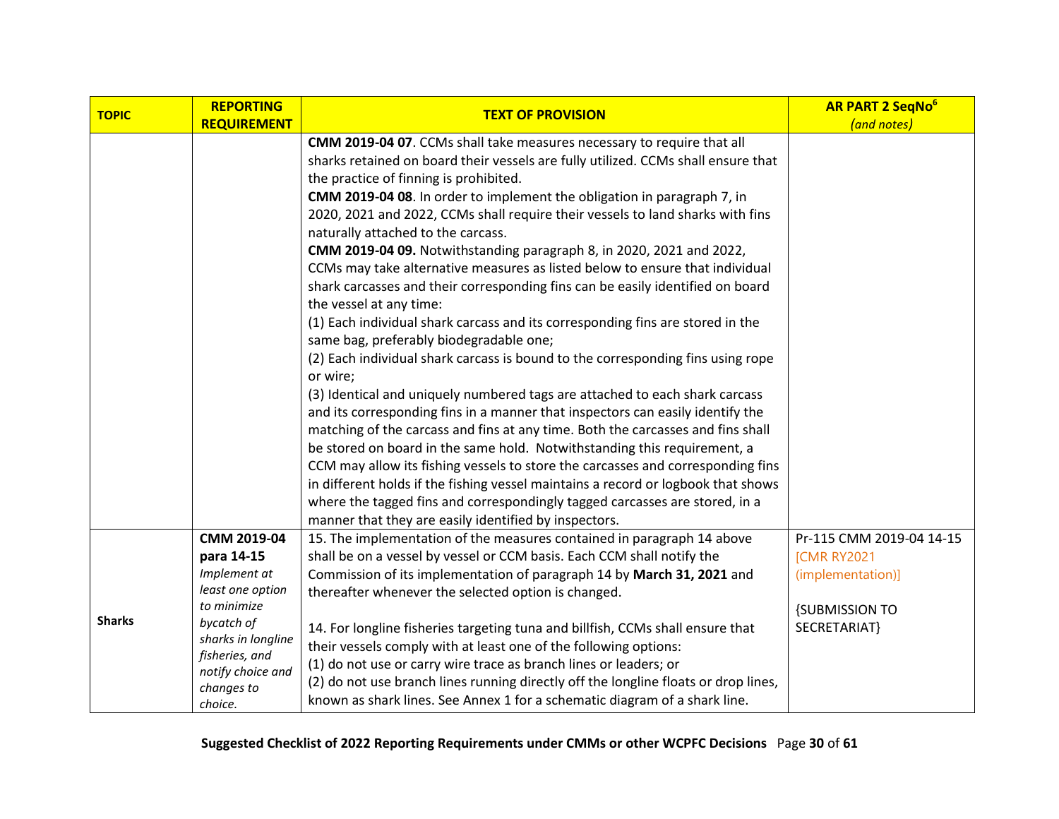| TOPIC | REPORTING REQUIREMENT | TEXT OF PROVISION | AR PART 2 SeqNo[6] *(and notes)* |
|---|---|---|---|
| | | **CMM 2019-04 07**. CCMs shall take measures necessary to require that all sharks retained on board their vessels are fully utilized. CCMs shall ensure that the practice of finning is prohibited.<br>**CMM 2019-04 08**. In order to implement the obligation in paragraph 7, in 2020, 2021 and 2022, CCMs shall require their vessels to land sharks with fins naturally attached to the carcass.<br>**CMM 2019-04 09.** Notwithstanding paragraph 8, in 2020, 2021 and 2022, CCMs may take alternative measures as listed below to ensure that individual shark carcasses and their corresponding fins can be easily identified on board the vessel at any time:<br>(1) Each individual shark carcass and its corresponding fins are stored in the same bag, preferably biodegradable one;<br>(2) Each individual shark carcass is bound to the corresponding fins using rope or wire;<br>(3) Identical and uniquely numbered tags are attached to each shark carcass and its corresponding fins in a manner that inspectors can easily identify the matching of the carcass and fins at any time. Both the carcasses and fins shall be stored on board in the same hold. Notwithstanding this requirement, a CCM may allow its fishing vessels to store the carcasses and corresponding fins in different holds if the fishing vessel maintains a record or logbook that shows where the tagged fins and correspondingly tagged carcasses are stored, in a manner that they are easily identified by inspectors. | |
| **Sharks** | **CMM 2019-04 para 14-15**<br>*Implement at least one option to minimize bycatch of sharks in longline fisheries, and notify choice and changes to choice.* | 15. The implementation of the measures contained in paragraph 14 above shall be on a vessel by vessel or CCM basis. Each CCM shall notify the Commission of its implementation of paragraph 14 by **March 31, 2021** and thereafter whenever the selected option is changed.<br><br>14. For longline fisheries targeting tuna and billfish, CCMs shall ensure that their vessels comply with at least one of the following options:<br>(1) do not use or carry wire trace as branch lines or leaders; or<br>(2) do not use branch lines running directly off the longline floats or drop lines, known as shark lines. See Annex 1 for a schematic diagram of a shark line. | Pr-115 CMM 2019-04 14-15<br>[CMR RY2021 (implementation)]<br><br>{SUBMISSION TO SECRETARIAT} |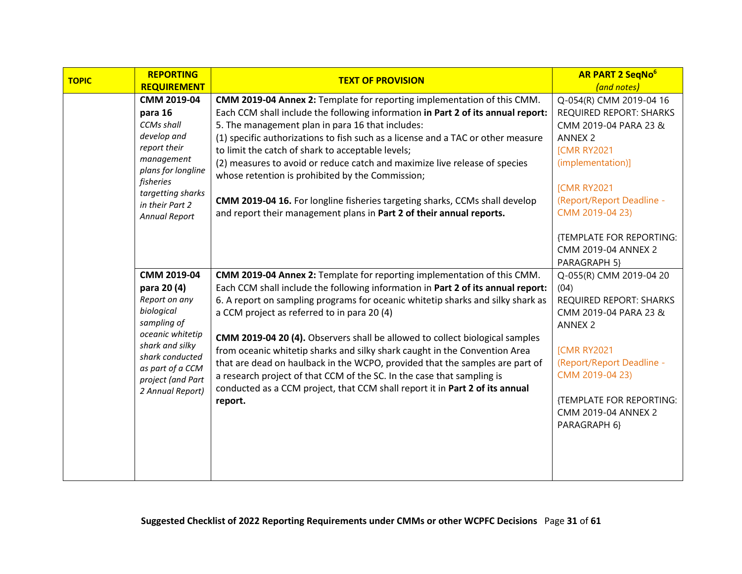| TOPIC | REPORTING REQUIREMENT | TEXT OF PROVISION | AR PART 2 SeqNo[6] *(and notes)* |
|---|---|---|---|
| | **CMM 2019-04 para 16** *CCMs shall develop and report their management plans for longline fisheries targetting sharks in their Part 2 Annual Report* | **CMM 2019-04 Annex 2:** Template for reporting implementation of this CMM. Each CCM shall include the following information **in Part 2 of its annual report:** 5. The management plan in para 16 that includes: (1) specific authorizations to fish such as a license and a TAC or other measure to limit the catch of shark to acceptable levels; (2) measures to avoid or reduce catch and maximize live release of species whose retention is prohibited by the Commission; **CMM 2019-04 16.** For longline fisheries targeting sharks, CCMs shall develop and report their management plans in **Part 2 of their annual reports.** | Q-054(R) CMM 2019-04 16 REQUIRED REPORT: SHARKS CMM 2019-04 PARA 23 & ANNEX 2 [CMR RY2021 (implementation)] [CMR RY2021 (Report/Report Deadline - CMM 2019-04 23) {TEMPLATE FOR REPORTING: CMM 2019-04 ANNEX 2 PARAGRAPH 5} |
| | **CMM 2019-04 para 20 (4)** *Report on any biological sampling of oceanic whitetip shark and silky shark conducted as part of a CCM project (and Part 2 Annual Report)* | **CMM 2019-04 Annex 2:** Template for reporting implementation of this CMM. Each CCM shall include the following information in **Part 2 of its annual report:** 6. A report on sampling programs for oceanic whitetip sharks and silky shark as a CCM project as referred to in para 20 (4) **CMM 2019-04 20 (4).** Observers shall be allowed to collect biological samples from oceanic whitetip sharks and silky shark caught in the Convention Area that are dead on haulback in the WCPO, provided that the samples are part of a research project of that CCM of the SC. In the case that sampling is conducted as a CCM project, that CCM shall report it in **Part 2 of its annual report.** | Q-055(R) CMM 2019-04 20 (04) REQUIRED REPORT: SHARKS CMM 2019-04 PARA 23 & ANNEX 2 [CMR RY2021 (Report/Report Deadline - CMM 2019-04 23) {TEMPLATE FOR REPORTING: CMM 2019-04 ANNEX 2 PARAGRAPH 6} |

**Suggested Checklist of 2022 Reporting Requirements under CMMs or other WCPFC Decisions**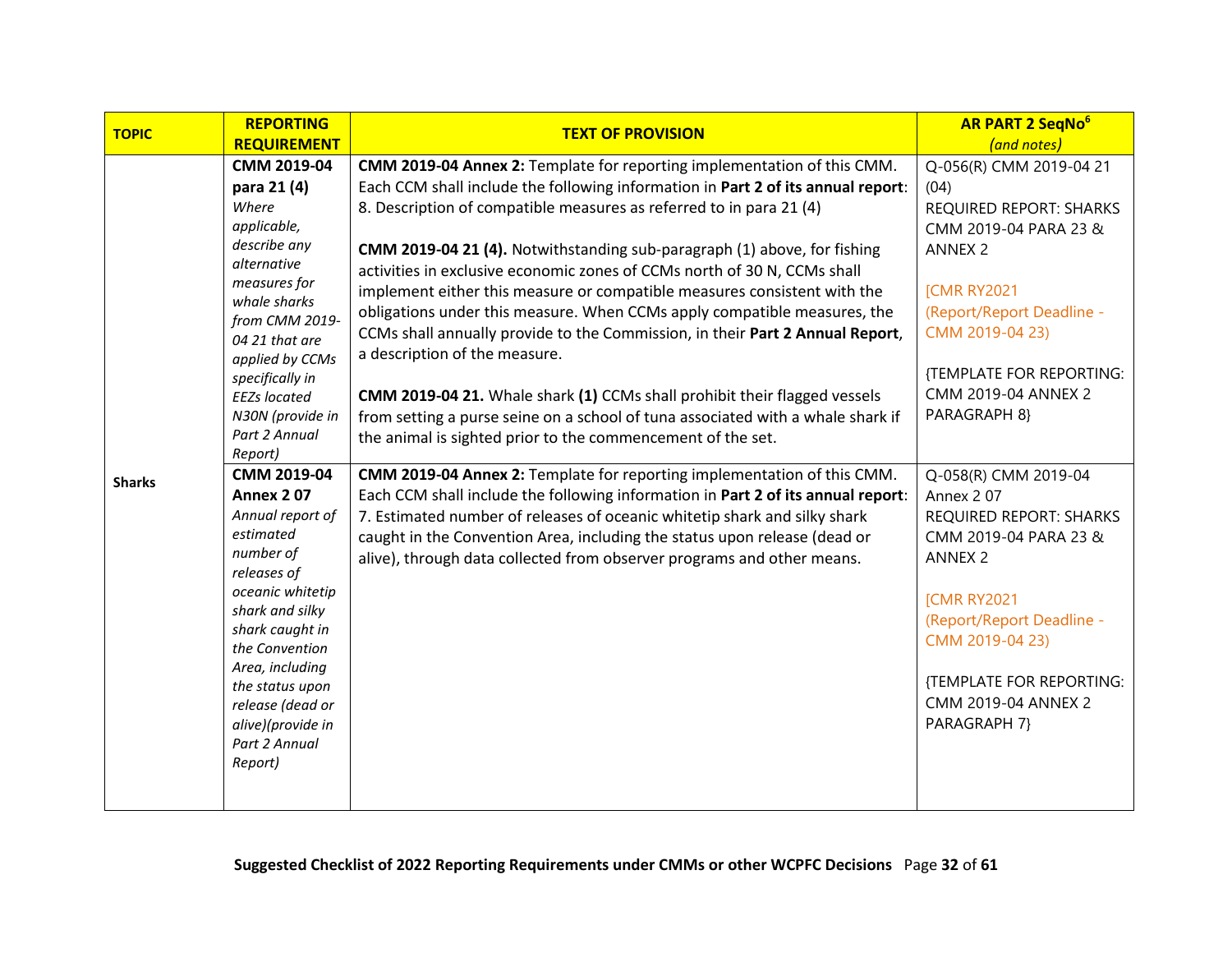| TOPIC | REPORTING REQUIREMENT | TEXT OF PROVISION | AR PART 2 SeqNo[6] *(and notes)* |
|---|---|---|---|
| Sharks | **CMM 2019-04 para 21 (4)** *Where applicable, describe any alternative measures for whale sharks from CMM 2019-04 21 that are applied by CCMs specifically in EEZs located N30N (provide in Part 2 Annual Report)* | **CMM 2019-04 Annex 2:** Template for reporting implementation of this CMM. Each CCM shall include the following information in **Part 2 of its annual report**: 8. Description of compatible measures as referred to in para 21 (4)<br><br>**CMM 2019-04 21 (4).** Notwithstanding sub-paragraph (1) above, for fishing activities in exclusive economic zones of CCMs north of 30 N, CCMs shall implement either this measure or compatible measures consistent with the obligations under this measure. When CCMs apply compatible measures, the CCMs shall annually provide to the Commission, in their **Part 2 Annual Report**, a description of the measure.<br><br>**CMM 2019-04 21.** Whale shark **(1)** CCMs shall prohibit their flagged vessels from setting a purse seine on a school of tuna associated with a whale shark if the animal is sighted prior to the commencement of the set. | Q-056(R) CMM 2019-04 21 (04)<br>REQUIRED REPORT: SHARKS CMM 2019-04 PARA 23 & ANNEX 2<br><br>[CMR RY2021 (Report/Report Deadline - CMM 2019-04 23)<br><br>{TEMPLATE FOR REPORTING: CMM 2019-04 ANNEX 2 PARAGRAPH 8} |
| | **CMM 2019-04 Annex 2 07** *Annual report of estimated number of releases of oceanic whitetip shark and silky shark caught in the Convention Area, including the status upon release (dead or alive)(provide in Part 2 Annual Report)* | **CMM 2019-04 Annex 2:** Template for reporting implementation of this CMM. Each CCM shall include the following information in **Part 2 of its annual report**: 7. Estimated number of releases of oceanic whitetip shark and silky shark caught in the Convention Area, including the status upon release (dead or alive), through data collected from observer programs and other means. | Q-058(R) CMM 2019-04 Annex 2 07<br>REQUIRED REPORT: SHARKS CMM 2019-04 PARA 23 & ANNEX 2<br><br>[CMR RY2021 (Report/Report Deadline - CMM 2019-04 23)<br><br>{TEMPLATE FOR REPORTING: CMM 2019-04 ANNEX 2 PARAGRAPH 7} |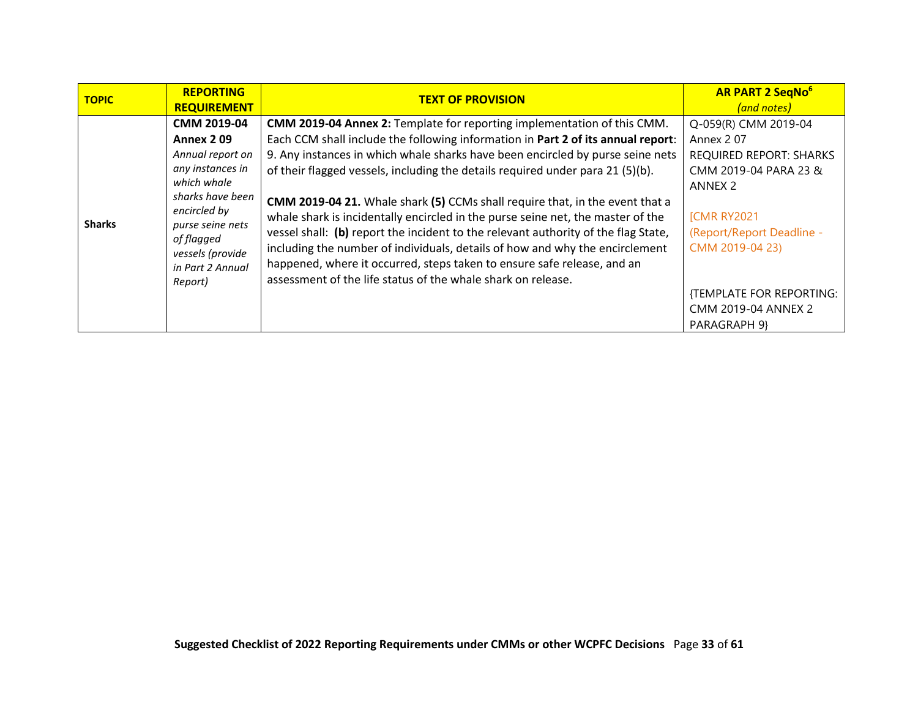| TOPIC | REPORTING REQUIREMENT | TEXT OF PROVISION | AR PART 2 SeqNo[6] *(and notes)* |
|---|---|---|---|
| **Sharks** | **CMM 2019-04 Annex 2 09** *Annual report on any instances in which whale sharks have been encircled by purse seine nets of flagged vessels (provide in Part 2 Annual Report)* | **CMM 2019-04 Annex 2:** Template for reporting implementation of this CMM. Each CCM shall include the following information in **Part 2 of its annual report**: 9. Any instances in which whale sharks have been encircled by purse seine nets of their flagged vessels, including the details required under para 21 (5)(b).<br><br>**CMM 2019-04 21.** Whale shark **(5)** CCMs shall require that, in the event that a whale shark is incidentally encircled in the purse seine net, the master of the vessel shall: **(b)** report the incident to the relevant authority of the flag State, including the number of individuals, details of how and why the encirclement happened, where it occurred, steps taken to ensure safe release, and an assessment of the life status of the whale shark on release. | Q-059(R) CMM 2019-04 Annex 2 07 REQUIRED REPORT: SHARKS CMM 2019-04 PARA 23 & ANNEX 2<br><br>[CMR RY2021 (Report/Report Deadline - CMM 2019-04 23)<br><br>{TEMPLATE FOR REPORTING: CMM 2019-04 ANNEX 2 PARAGRAPH 9} |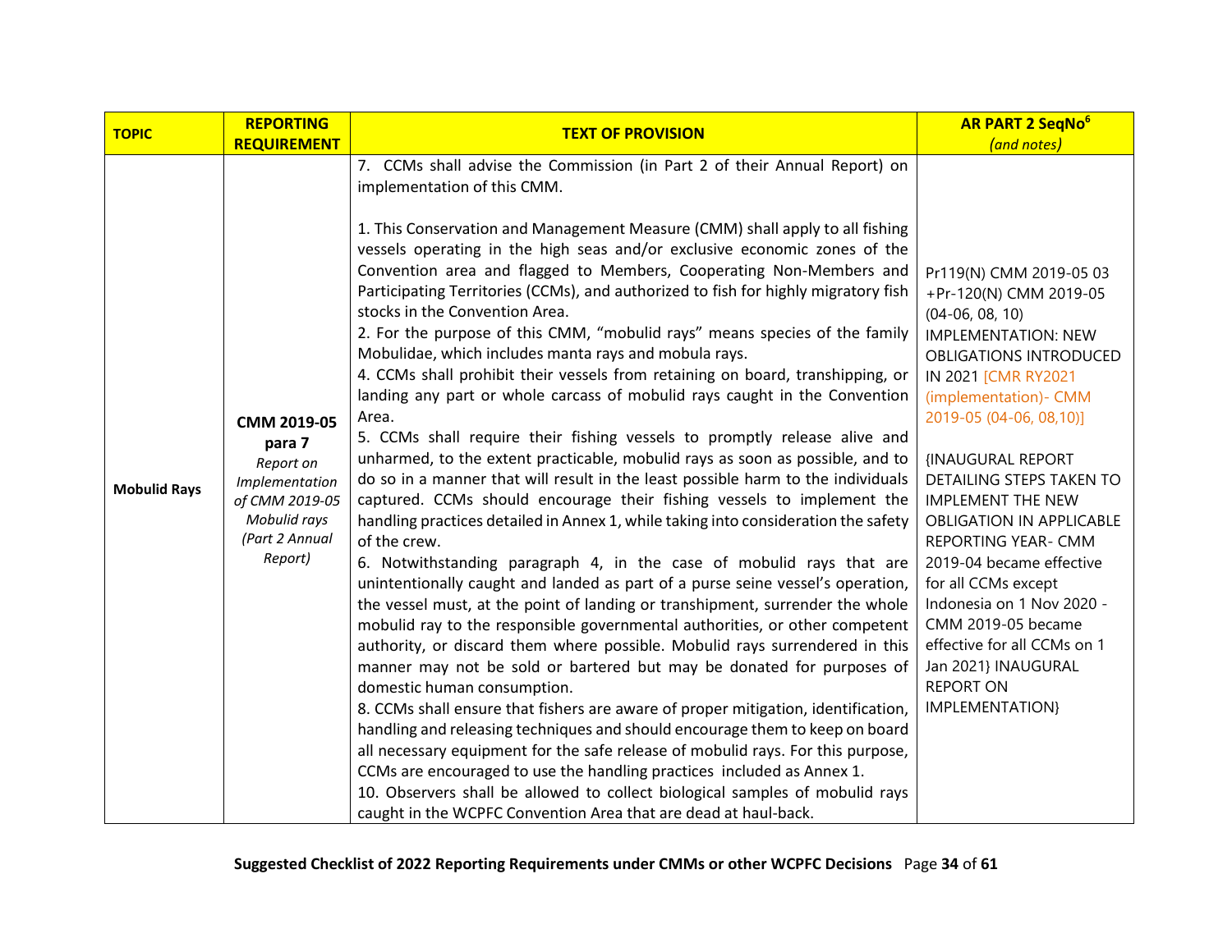| TOPIC | REPORTING REQUIREMENT | TEXT OF PROVISION | AR PART 2 SeqNo[6] (and notes) |
|---|---|---|---|
| Mobulid Rays | **CMM 2019-05 para 7** *Report on Implementation of CMM 2019-05 Mobulid rays (Part 2 Annual Report)* | 7. CCMs shall advise the Commission (in Part 2 of their Annual Report) on implementation of this CMM.<br><br>1. This Conservation and Management Measure (CMM) shall apply to all fishing vessels operating in the high seas and/or exclusive economic zones of the Convention area and flagged to Members, Cooperating Non-Members and Participating Territories (CCMs), and authorized to fish for highly migratory fish stocks in the Convention Area.<br>2. For the purpose of this CMM, "mobulid rays" means species of the family Mobulidae, which includes manta rays and mobula rays.<br>4. CCMs shall prohibit their vessels from retaining on board, transhipping, or landing any part or whole carcass of mobulid rays caught in the Convention Area.<br>5. CCMs shall require their fishing vessels to promptly release alive and unharmed, to the extent practicable, mobulid rays as soon as possible, and to do so in a manner that will result in the least possible harm to the individuals captured. CCMs should encourage their fishing vessels to implement the handling practices detailed in Annex 1, while taking into consideration the safety of the crew.<br>6. Notwithstanding paragraph 4, in the case of mobulid rays that are unintentionally caught and landed as part of a purse seine vessel's operation, the vessel must, at the point of landing or transhipment, surrender the whole mobulid ray to the responsible governmental authorities, or other competent authority, or discard them where possible. Mobulid rays surrendered in this manner may not be sold or bartered but may be donated for purposes of domestic human consumption.<br>8. CCMs shall ensure that fishers are aware of proper mitigation, identification, handling and releasing techniques and should encourage them to keep on board all necessary equipment for the safe release of mobulid rays. For this purpose, CCMs are encouraged to use the handling practices included as Annex 1.<br>10. Observers shall be allowed to collect biological samples of mobulid rays caught in the WCPFC Convention Area that are dead at haul-back. | Pr119(N) CMM 2019-05 03 +Pr-120(N) CMM 2019-05 (04-06, 08, 10) IMPLEMENTATION: NEW OBLIGATIONS INTRODUCED IN 2021 [CMR RY2021 (implementation)- CMM 2019-05 (04-06, 08,10)]<br><br>{INAUGURAL REPORT DETAILING STEPS TAKEN TO IMPLEMENT THE NEW OBLIGATION IN APPLICABLE REPORTING YEAR- CMM 2019-04 became effective for all CCMs except Indonesia on 1 Nov 2020 - CMM 2019-05 became effective for all CCMs on 1 Jan 2021} INAUGURAL REPORT ON IMPLEMENTATION} |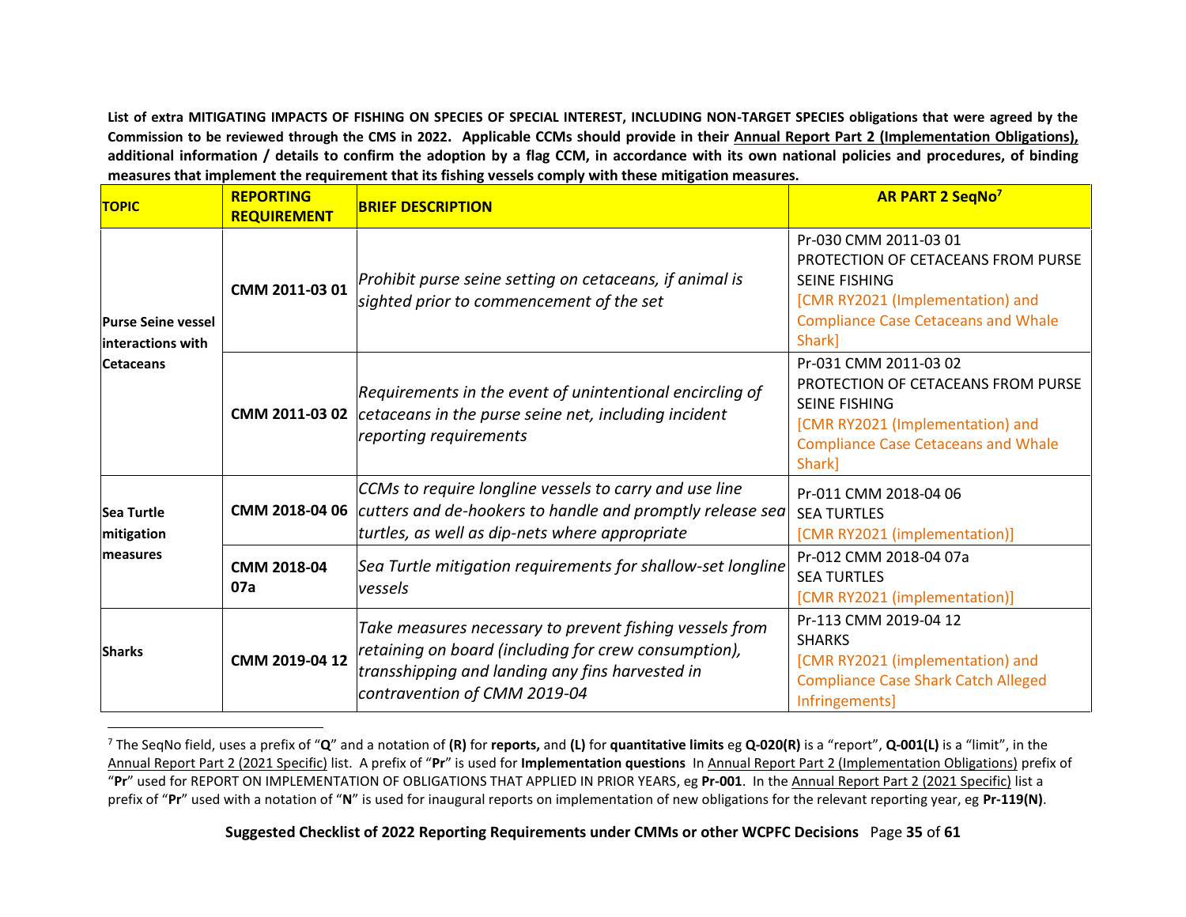**List of extra MITIGATING IMPACTS OF FISHING ON SPECIES OF SPECIAL INTEREST, INCLUDING NON-TARGET SPECIES obligations that were agreed by the Commission to be reviewed through the CMS in 2022. Applicable CCMs should provide in their Annual Report Part 2 (Implementation Obligations), additional information / details to confirm the adoption by a flag CCM, in accordance with its own national policies and procedures, of binding measures that implement the requirement that its fishing vessels comply with these mitigation measures.**

| TOPIC | REPORTING REQUIREMENT | BRIEF DESCRIPTION | AR PART 2 SeqNo[7] |
|---|---|---|---|
| **Purse Seine vessel interactions with Cetaceans** | **CMM 2011-03 01** | *Prohibit purse seine setting on cetaceans, if animal is sighted prior to commencement of the set* | Pr-030 CMM 2011-03 01 PROTECTION OF CETACEANS FROM PURSE SEINE FISHING [CMR RY2021 (Implementation) and Compliance Case Cetaceans and Whale Shark] |
| | **CMM 2011-03 02** | *Requirements in the event of unintentional encircling of cetaceans in the purse seine net, including incident reporting requirements* | Pr-031 CMM 2011-03 02 PROTECTION OF CETACEANS FROM PURSE SEINE FISHING [CMR RY2021 (Implementation) and Compliance Case Cetaceans and Whale Shark] |
| **Sea Turtle mitigation measures** | **CMM 2018-04 06** | *CCMs to require longline vessels to carry and use line cutters and de-hookers to handle and promptly release sea turtles, as well as dip-nets where appropriate* | Pr-011 CMM 2018-04 06 SEA TURTLES [CMR RY2021 (implementation)] |
| | **CMM 2018-04 07a** | *Sea Turtle mitigation requirements for shallow-set longline vessels* | Pr-012 CMM 2018-04 07a SEA TURTLES [CMR RY2021 (implementation)] |
| **Sharks** | **CMM 2019-04 12** | *Take measures necessary to prevent fishing vessels from retaining on board (including for crew consumption), transshipping and landing any fins harvested in contravention of CMM 2019-04* | Pr-113 CMM 2019-04 12 SHARKS [CMR RY2021 (implementation) and Compliance Case Shark Catch Alleged Infringements] |

[7] The SeqNo field, uses a prefix of "**Q**" and a notation of **(R)** for **reports,** and **(L)** for **quantitative limits** eg **Q-020(R)** is a "report", **Q-001(L)** is a "limit", in the Annual Report Part 2 (2021 Specific) list. A prefix of "**Pr**" is used for **Implementation questions** In Annual Report Part 2 (Implementation Obligations) prefix of "**Pr**" used for REPORT ON IMPLEMENTATION OF OBLIGATIONS THAT APPLIED IN PRIOR YEARS, eg **Pr-001**. In the Annual Report Part 2 (2021 Specific) list a prefix of "**Pr**" used with a notation of "**N**" is used for inaugural reports on implementation of new obligations for the relevant reporting year, eg **Pr-119(N)**.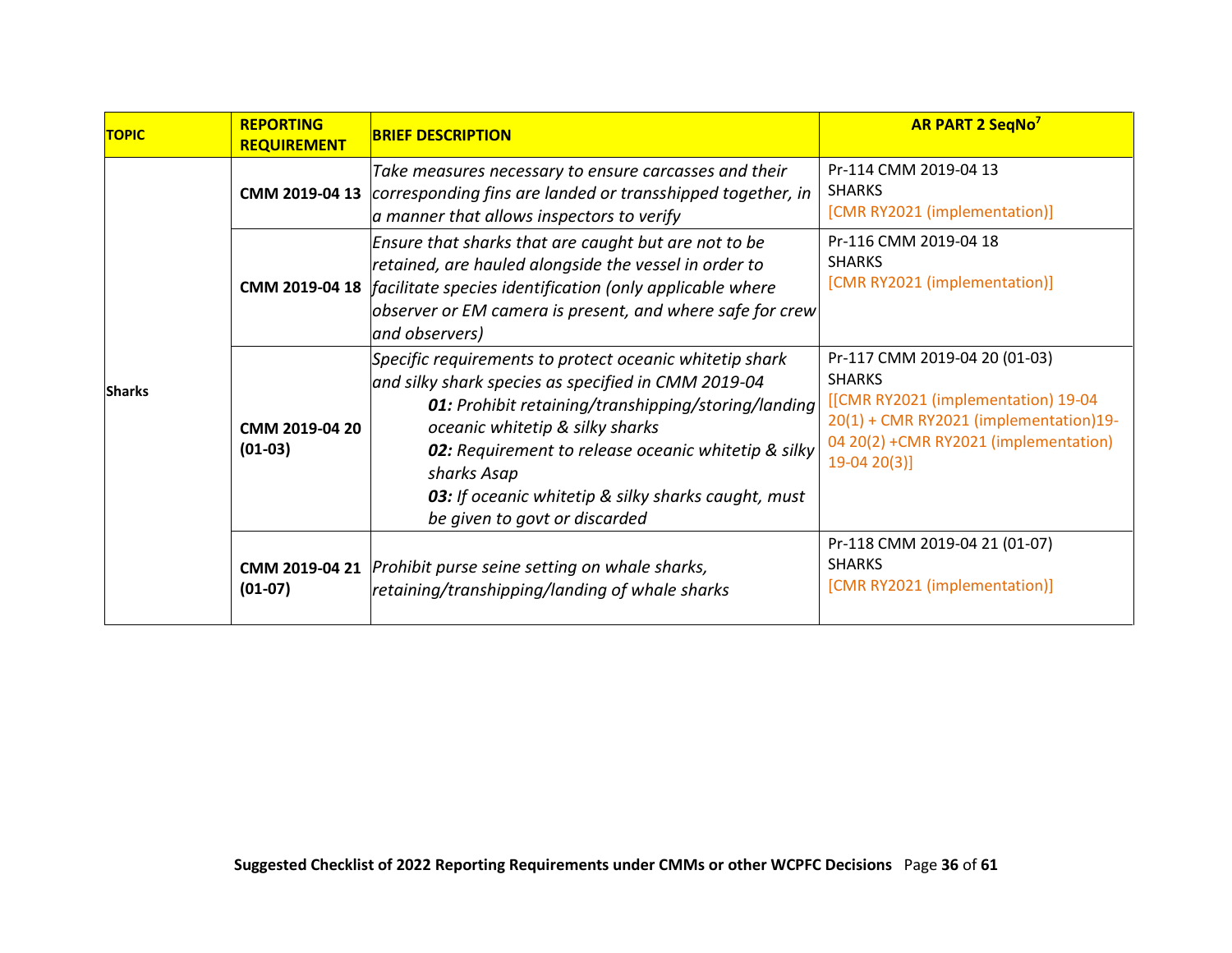| TOPIC | REPORTING REQUIREMENT | BRIEF DESCRIPTION | AR PART 2 SeqNo[7] |
|---|---|---|---|
| Sharks | **CMM 2019-04 13** | *Take measures necessary to ensure carcasses and their corresponding fins are landed or transshipped together, in a manner that allows inspectors to verify* | Pr-114 CMM 2019-04 13 SHARKS [CMR RY2021 (implementation)] |
| | **CMM 2019-04 18** | *Ensure that sharks that are caught but are not to be retained, are hauled alongside the vessel in order to facilitate species identification (only applicable where observer or EM camera is present, and where safe for crew and observers)* | Pr-116 CMM 2019-04 18 SHARKS [CMR RY2021 (implementation)] |
| | **CMM 2019-04 20 (01-03)** | *Specific requirements to protect oceanic whitetip shark and silky shark species as specified in CMM 2019-04* ***01:*** *Prohibit retaining/transhipping/storing/landing oceanic whitetip & silky sharks* ***02:*** *Requirement to release oceanic whitetip & silky sharks Asap* ***03:*** *If oceanic whitetip & silky sharks caught, must be given to govt or discarded* | Pr-117 CMM 2019-04 20 (01-03) SHARKS [[CMR RY2021 (implementation) 19-04 20(1) + CMR RY2021 (implementation)19-04 20(2) +CMR RY2021 (implementation) 19-04 20(3)] |
| | **CMM 2019-04 21 (01-07)** | *Prohibit purse seine setting on whale sharks, retaining/transhipping/landing of whale sharks* | Pr-118 CMM 2019-04 21 (01-07) SHARKS [CMR RY2021 (implementation)] |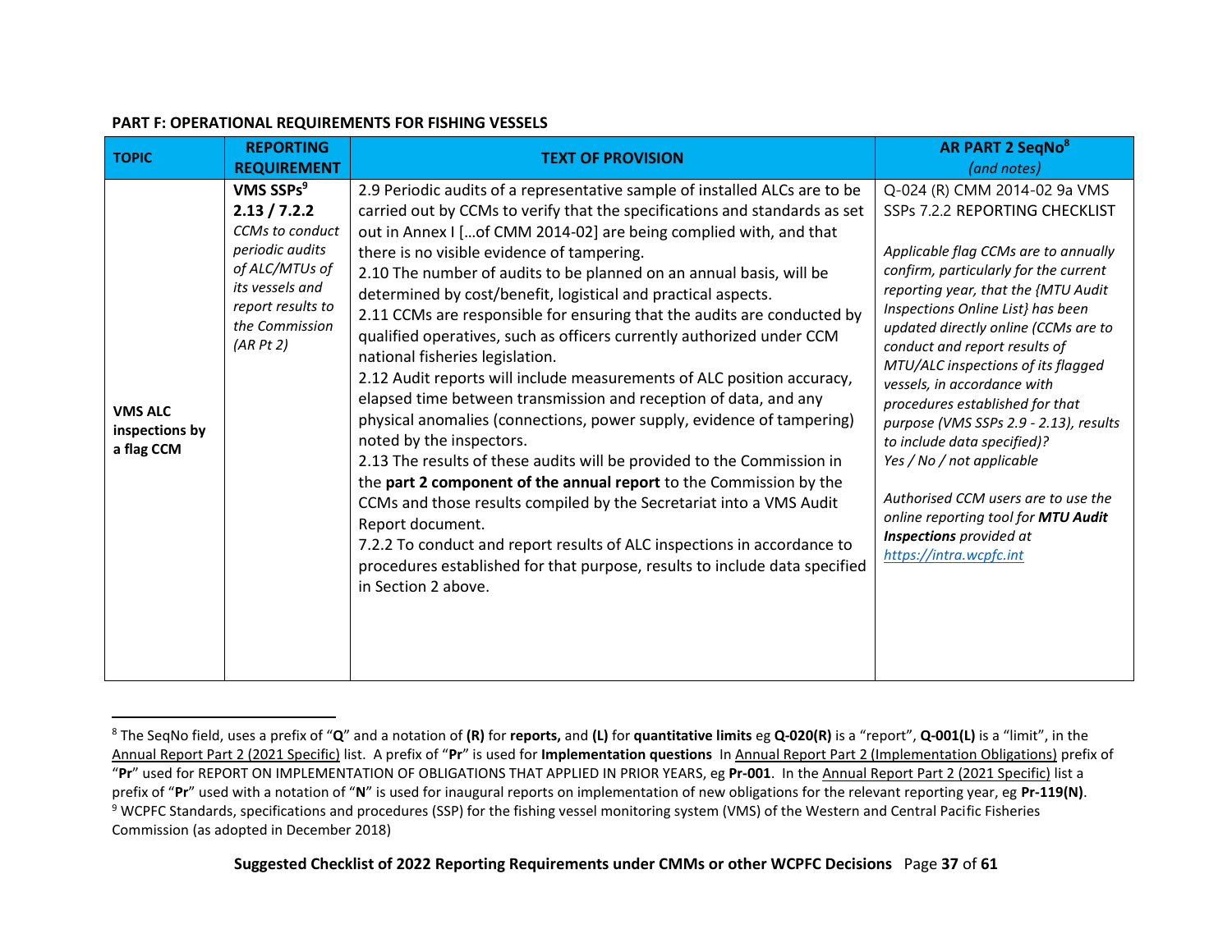**PART F: OPERATIONAL REQUIREMENTS FOR FISHING VESSELS**

| TOPIC | REPORTING REQUIREMENT | TEXT OF PROVISION | AR PART 2 SeqNo[8] *(and notes)* |
|---|---|---|---|
| **VMS ALC inspections by a flag CCM** | **VMS SSPs[9] 2.13 / 7.2.2** *CCMs to conduct periodic audits of ALC/MTUs of its vessels and report results to the Commission (AR Pt 2)* | 2.9 Periodic audits of a representative sample of installed ALCs are to be carried out by CCMs to verify that the specifications and standards as set out in Annex I […of CMM 2014-02] are being complied with, and that there is no visible evidence of tampering.<br>2.10 The number of audits to be planned on an annual basis, will be determined by cost/benefit, logistical and practical aspects.<br>2.11 CCMs are responsible for ensuring that the audits are conducted by qualified operatives, such as officers currently authorized under CCM national fisheries legislation.<br>2.12 Audit reports will include measurements of ALC position accuracy, elapsed time between transmission and reception of data, and any physical anomalies (connections, power supply, evidence of tampering) noted by the inspectors.<br>2.13 The results of these audits will be provided to the Commission in the **part 2 component of the annual report** to the Commission by the CCMs and those results compiled by the Secretariat into a VMS Audit Report document.<br>7.2.2 To conduct and report results of ALC inspections in accordance to procedures established for that purpose, results to include data specified in Section 2 above. | Q-024 (R) CMM 2014-02 9a VMS SSPs 7.2.2 REPORTING CHECKLIST<br><br>*Applicable flag CCMs are to annually confirm, particularly for the current reporting year, that the {MTU Audit Inspections Online List} has been updated directly online (CCMs are to conduct and report results of MTU/ALC inspections of its flagged vessels, in accordance with procedures established for that purpose (VMS SSPs 2.9 - 2.13), results to include data specified)?*<br>*Yes / No / not applicable*<br><br>*Authorised CCM users are to use the online reporting tool for* ***MTU Audit Inspections*** *provided at* *https://intra.wcpfc.int* |

[8] The SeqNo field, uses a prefix of "**Q**" and a notation of **(R)** for **reports,** and **(L)** for **quantitative limits** eg **Q-020(R)** is a "report", **Q-001(L)** is a "limit", in the Annual Report Part 2 (2021 Specific) list. A prefix of "**Pr**" is used for **Implementation questions** In Annual Report Part 2 (Implementation Obligations) prefix of "**Pr**" used for REPORT ON IMPLEMENTATION OF OBLIGATIONS THAT APPLIED IN PRIOR YEARS, eg **Pr-001**. In the Annual Report Part 2 (2021 Specific) list a prefix of "**Pr**" used with a notation of "**N**" is used for inaugural reports on implementation of new obligations for the relevant reporting year, eg **Pr-119(N)**.

[9] WCPFC Standards, specifications and procedures (SSP) for the fishing vessel monitoring system (VMS) of the Western and Central Pacific Fisheries Commission (as adopted in December 2018)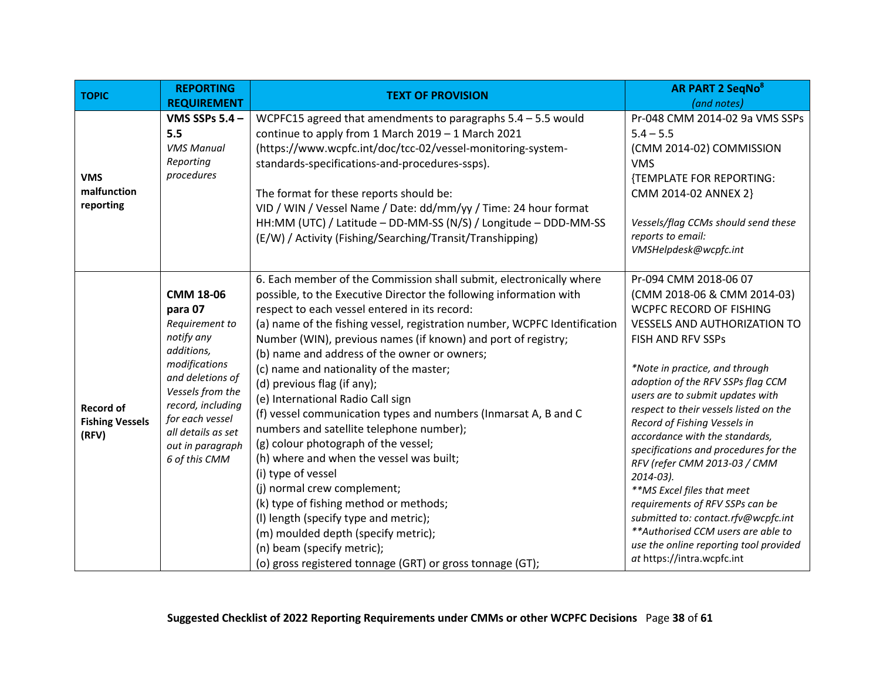| TOPIC | REPORTING REQUIREMENT | TEXT OF PROVISION | AR PART 2 SeqNo[8] *(and notes)* |
|---|---|---|---|
| **VMS malfunction reporting** | **VMS SSPs 5.4 – 5.5** *VMS Manual Reporting procedures* | WCPFC15 agreed that amendments to paragraphs 5.4 – 5.5 would continue to apply from 1 March 2019 – 1 March 2021 (https://www.wcpfc.int/doc/tcc-02/vessel-monitoring-system-standards-specifications-and-procedures-ssps).<br><br>The format for these reports should be:<br>VID / WIN / Vessel Name / Date: dd/mm/yy / Time: 24 hour format HH:MM (UTC) / Latitude – DD-MM-SS (N/S) / Longitude – DDD-MM-SS (E/W) / Activity (Fishing/Searching/Transit/Transhipping) | Pr-048 CMM 2014-02 9a VMS SSPs 5.4 – 5.5<br>(CMM 2014-02) COMMISSION VMS<br>{TEMPLATE FOR REPORTING: CMM 2014-02 ANNEX 2}<br><br>*Vessels/flag CCMs should send these reports to email: VMSHelpdesk@wcpfc.int* |
| **Record of Fishing Vessels (RFV)** | **CMM 18-06 para 07** *Requirement to notify any additions, modifications and deletions of Vessels from the record, including for each vessel all details as set out in paragraph 6 of this CMM* | 6. Each member of the Commission shall submit, electronically where possible, to the Executive Director the following information with respect to each vessel entered in its record:<br>(a) name of the fishing vessel, registration number, WCPFC Identification Number (WIN), previous names (if known) and port of registry;<br>(b) name and address of the owner or owners;<br>(c) name and nationality of the master;<br>(d) previous flag (if any);<br>(e) International Radio Call sign<br>(f) vessel communication types and numbers (Inmarsat A, B and C numbers and satellite telephone number);<br>(g) colour photograph of the vessel;<br>(h) where and when the vessel was built;<br>(i) type of vessel<br>(j) normal crew complement;<br>(k) type of fishing method or methods;<br>(l) length (specify type and metric);<br>(m) moulded depth (specify metric);<br>(n) beam (specify metric);<br>(o) gross registered tonnage (GRT) or gross tonnage (GT); | Pr-094 CMM 2018-06 07<br>(CMM 2018-06 & CMM 2014-03) WCPFC RECORD OF FISHING VESSELS AND AUTHORIZATION TO FISH AND RFV SSPs<br><br>*\*Note in practice, and through adoption of the RFV SSPs flag CCM users are to submit updates with respect to their vessels listed on the Record of Fishing Vessels in accordance with the standards, specifications and procedures for the RFV (refer CMM 2013-03 / CMM 2014-03).*<br>*\*\*MS Excel files that meet requirements of RFV SSPs can be submitted to: contact.rfv@wcpfc.int*<br>*\*\*Authorised CCM users are able to use the online reporting tool provided at* https://intra.wcpfc.int |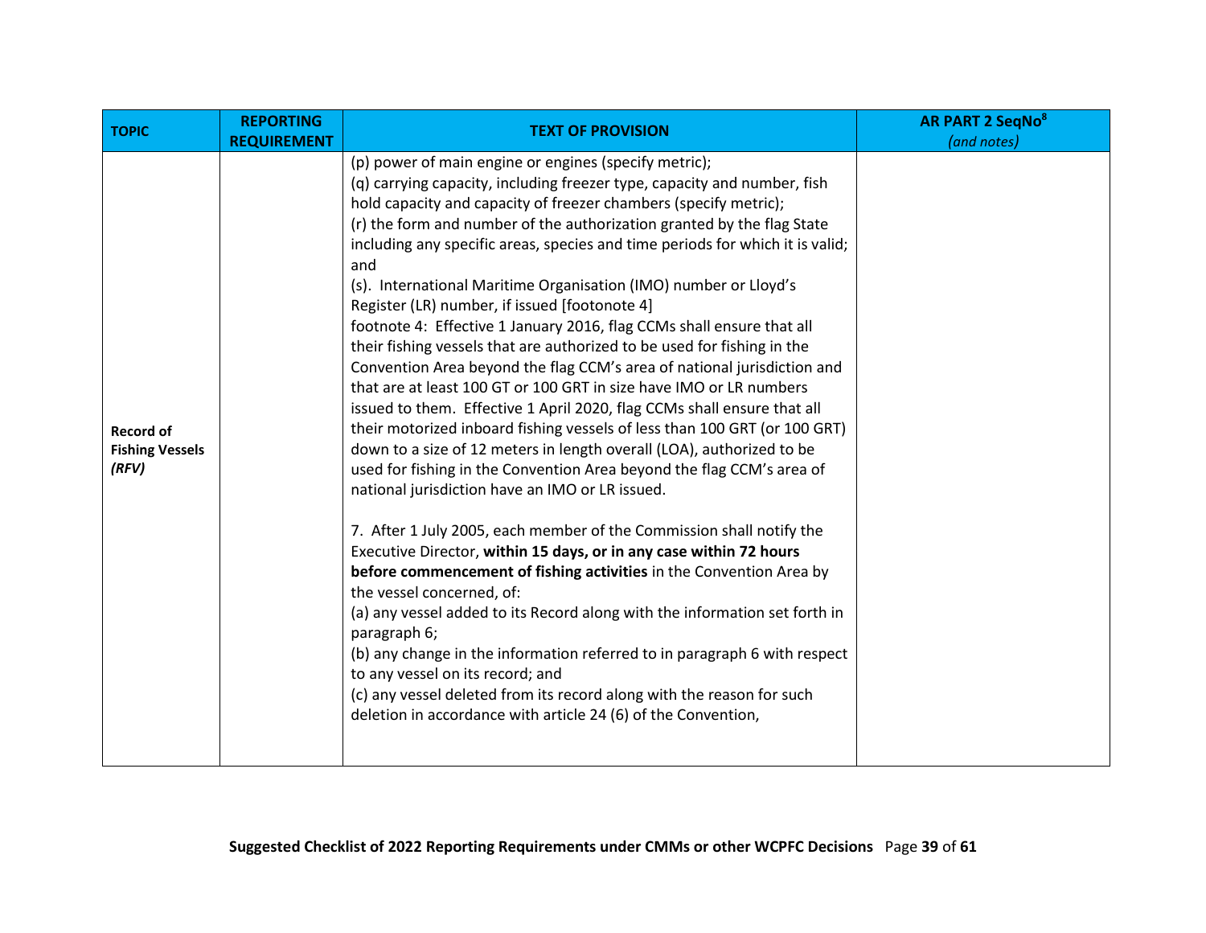| TOPIC | REPORTING REQUIREMENT | TEXT OF PROVISION | AR PART 2 SeqNo[8] *(and notes)* |
|---|---|---|---|
| **Record of Fishing Vessels *(RFV)*** | | (p) power of main engine or engines (specify metric);<br>(q) carrying capacity, including freezer type, capacity and number, fish hold capacity and capacity of freezer chambers (specify metric);<br>(r) the form and number of the authorization granted by the flag State including any specific areas, species and time periods for which it is valid; and<br>(s). International Maritime Organisation (IMO) number or Lloyd's Register (LR) number, if issued [footonote 4]<br>footnote 4: Effective 1 January 2016, flag CCMs shall ensure that all their fishing vessels that are authorized to be used for fishing in the Convention Area beyond the flag CCM's area of national jurisdiction and that are at least 100 GT or 100 GRT in size have IMO or LR numbers issued to them. Effective 1 April 2020, flag CCMs shall ensure that all their motorized inboard fishing vessels of less than 100 GRT (or 100 GRT) down to a size of 12 meters in length overall (LOA), authorized to be used for fishing in the Convention Area beyond the flag CCM's area of national jurisdiction have an IMO or LR issued.<br><br>7. After 1 July 2005, each member of the Commission shall notify the Executive Director, **within 15 days, or in any case within 72 hours before commencement of fishing activities** in the Convention Area by the vessel concerned, of:<br>(a) any vessel added to its Record along with the information set forth in paragraph 6;<br>(b) any change in the information referred to in paragraph 6 with respect to any vessel on its record; and<br>(c) any vessel deleted from its record along with the reason for such deletion in accordance with article 24 (6) of the Convention, | |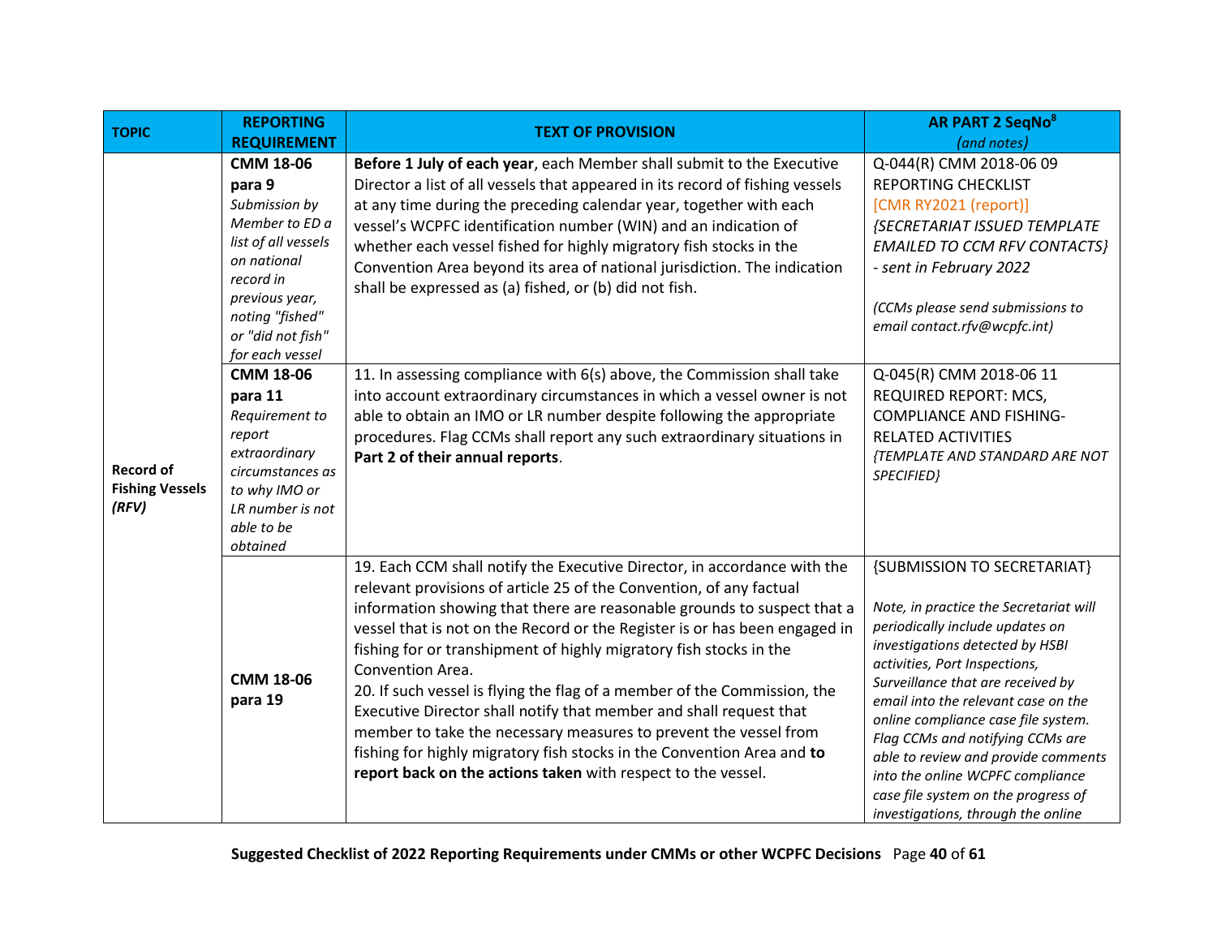| TOPIC | REPORTING REQUIREMENT | TEXT OF PROVISION | AR PART 2 SeqNo[8] *(and notes)* |
|---|---|---|---|
| **Record of Fishing Vessels *(RFV)*** | **CMM 18-06 para 9** *Submission by Member to ED a list of all vessels on national record in previous year, noting "fished" or "did not fish" for each vessel* | **Before 1 July of each year**, each Member shall submit to the Executive Director a list of all vessels that appeared in its record of fishing vessels at any time during the preceding calendar year, together with each vessel's WCPFC identification number (WIN) and an indication of whether each vessel fished for highly migratory fish stocks in the Convention Area beyond its area of national jurisdiction. The indication shall be expressed as (a) fished, or (b) did not fish. | Q-044(R) CMM 2018-06 09 REPORTING CHECKLIST [CMR RY2021 (report)] *{SECRETARIAT ISSUED TEMPLATE EMAILED TO CCM RFV CONTACTS} - sent in February 2022* *(CCMs please send submissions to email contact.rfv@wcpfc.int)* |
| | **CMM 18-06 para 11** *Requirement to report extraordinary circumstances as to why IMO or LR number is not able to be obtained* | 11. In assessing compliance with 6(s) above, the Commission shall take into account extraordinary circumstances in which a vessel owner is not able to obtain an IMO or LR number despite following the appropriate procedures. Flag CCMs shall report any such extraordinary situations in **Part 2 of their annual reports**. | Q-045(R) CMM 2018-06 11 REQUIRED REPORT: MCS, COMPLIANCE AND FISHING-RELATED ACTIVITIES *{TEMPLATE AND STANDARD ARE NOT SPECIFIED}* |
| | **CMM 18-06 para 19** | 19. Each CCM shall notify the Executive Director, in accordance with the relevant provisions of article 25 of the Convention, of any factual information showing that there are reasonable grounds to suspect that a vessel that is not on the Record or the Register is or has been engaged in fishing for or transhipment of highly migratory fish stocks in the Convention Area.<br>20. If such vessel is flying the flag of a member of the Commission, the Executive Director shall notify that member and shall request that member to take the necessary measures to prevent the vessel from fishing for highly migratory fish stocks in the Convention Area and **to report back on the actions taken** with respect to the vessel. | {SUBMISSION TO SECRETARIAT} *Note, in practice the Secretariat will periodically include updates on investigations detected by HSBI activities, Port Inspections, Surveillance that are received by email into the relevant case on the online compliance case file system. Flag CCMs and notifying CCMs are able to review and provide comments into the online WCPFC compliance case file system on the progress of investigations, through the online* |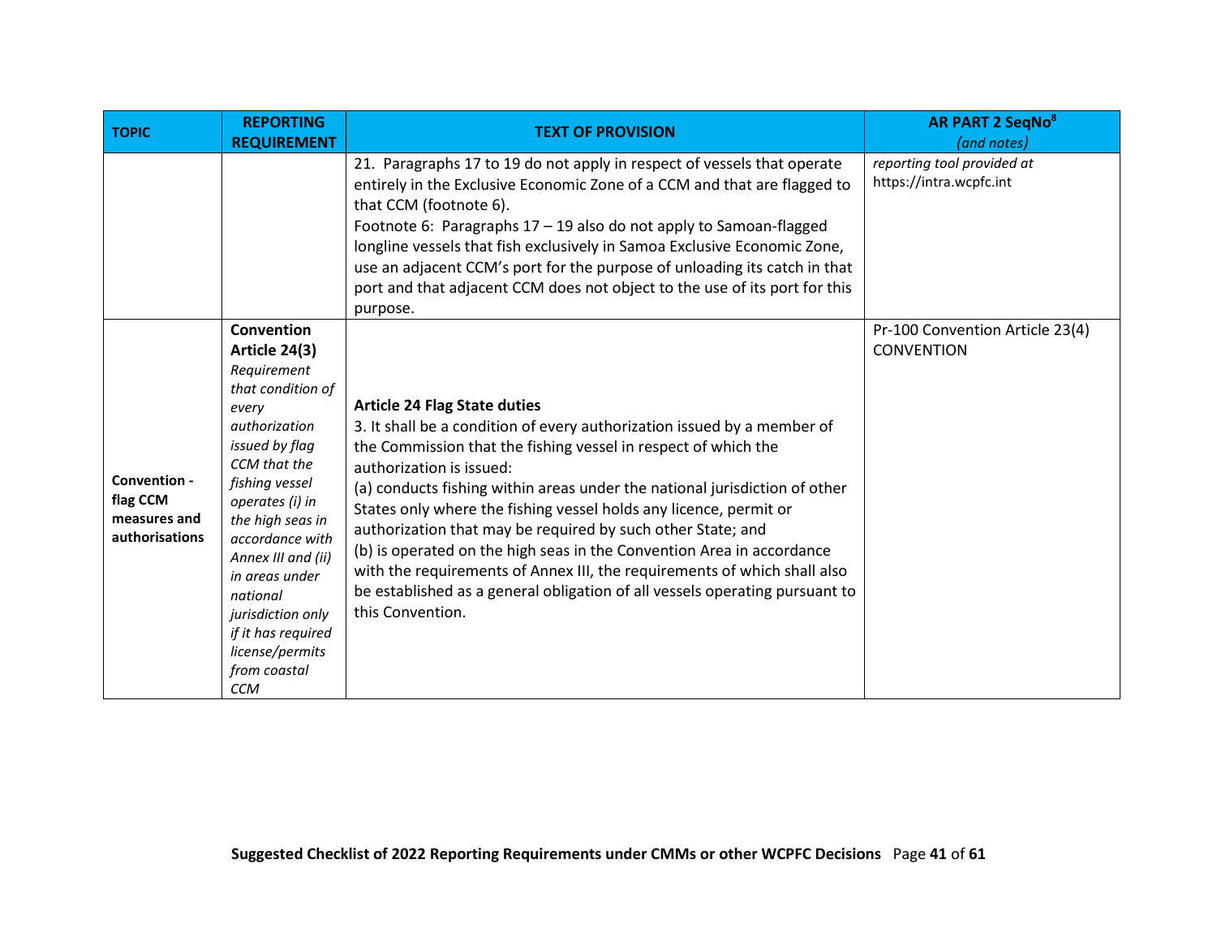| TOPIC | REPORTING REQUIREMENT | TEXT OF PROVISION | AR PART 2 SeqNo[8] *(and notes)* |
|---|---|---|---|
| | | 21. Paragraphs 17 to 19 do not apply in respect of vessels that operate entirely in the Exclusive Economic Zone of a CCM and that are flagged to that CCM (footnote 6).<br>Footnote 6: Paragraphs 17 – 19 also do not apply to Samoan-flagged longline vessels that fish exclusively in Samoa Exclusive Economic Zone, use an adjacent CCM's port for the purpose of unloading its catch in that port and that adjacent CCM does not object to the use of its port for this purpose. | *reporting tool provided at* https://intra.wcpfc.int |
| **Convention - flag CCM measures and authorisations** | **Convention Article 24(3)**<br>*Requirement that condition of every authorization issued by flag CCM that the fishing vessel operates (i) in the high seas in accordance with Annex III and (ii) in areas under national jurisdiction only if it has required license/permits from coastal CCM* | **Article 24 Flag State duties**<br>3. It shall be a condition of every authorization issued by a member of the Commission that the fishing vessel in respect of which the authorization is issued:<br>(a) conducts fishing within areas under the national jurisdiction of other States only where the fishing vessel holds any licence, permit or authorization that may be required by such other State; and<br>(b) is operated on the high seas in the Convention Area in accordance with the requirements of Annex III, the requirements of which shall also be established as a general obligation of all vessels operating pursuant to this Convention. | Pr-100 Convention Article 23(4) CONVENTION |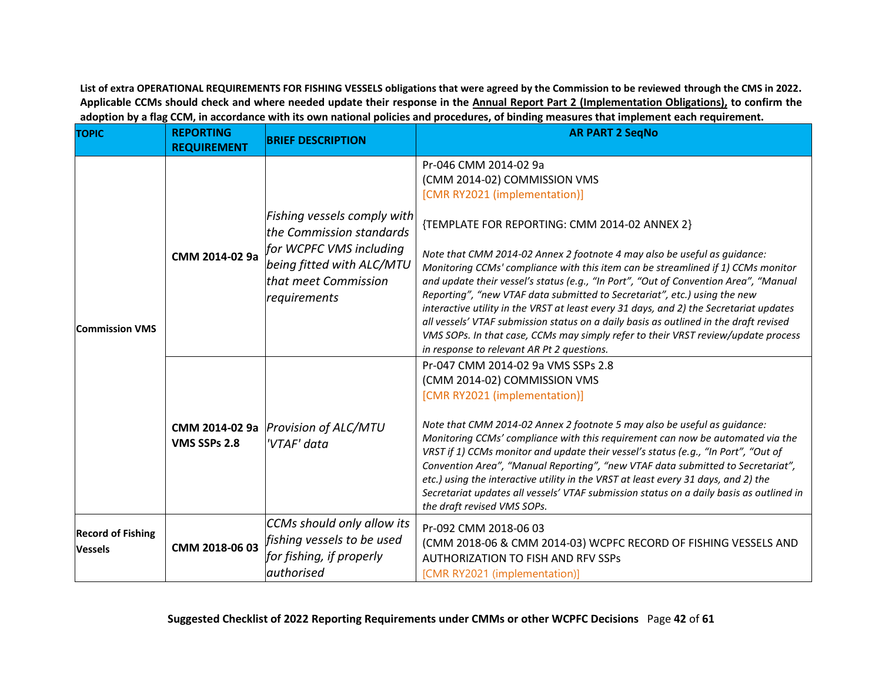**List of extra OPERATIONAL REQUIREMENTS FOR FISHING VESSELS obligations that were agreed by the Commission to be reviewed through the CMS in 2022. Applicable CCMs should check and where needed update their response in the Annual Report Part 2 (Implementation Obligations), to confirm the adoption by a flag CCM, in accordance with its own national policies and procedures, of binding measures that implement each requirement.**

| TOPIC | REPORTING REQUIREMENT | BRIEF DESCRIPTION | AR PART 2 SeqNo |
|---|---|---|---|
| Commission VMS | CMM 2014-02 9a | *Fishing vessels comply with the Commission standards for WCPFC VMS including being fitted with ALC/MTU that meet Commission requirements* | Pr-046 CMM 2014-02 9a<br>(CMM 2014-02) COMMISSION VMS<br>[CMR RY2021 (implementation)]<br><br>{TEMPLATE FOR REPORTING: CMM 2014-02 ANNEX 2}<br><br>*Note that CMM 2014-02 Annex 2 footnote 4 may also be useful as guidance: Monitoring CCMs' compliance with this item can be streamlined if 1) CCMs monitor and update their vessel's status (e.g., "In Port", "Out of Convention Area", "Manual Reporting", "new VTAF data submitted to Secretariat", etc.) using the new interactive utility in the VRST at least every 31 days, and 2) the Secretariat updates all vessels' VTAF submission status on a daily basis as outlined in the draft revised VMS SOPs. In that case, CCMs may simply refer to their VRST review/update process in response to relevant AR Pt 2 questions.* |
| | CMM 2014-02 9a VMS SSPs 2.8 | *Provision of ALC/MTU 'VTAF' data* | Pr-047 CMM 2014-02 9a VMS SSPs 2.8<br>(CMM 2014-02) COMMISSION VMS<br>[CMR RY2021 (implementation)]<br><br>*Note that CMM 2014-02 Annex 2 footnote 5 may also be useful as guidance: Monitoring CCMs' compliance with this requirement can now be automated via the VRST if 1) CCMs monitor and update their vessel's status (e.g., "In Port", "Out of Convention Area", "Manual Reporting", "new VTAF data submitted to Secretariat", etc.) using the interactive utility in the VRST at least every 31 days, and 2) the Secretariat updates all vessels' VTAF submission status on a daily basis as outlined in the draft revised VMS SOPs.* |
| Record of Fishing Vessels | CMM 2018-06 03 | *CCMs should only allow its fishing vessels to be used for fishing, if properly authorised* | Pr-092 CMM 2018-06 03<br>(CMM 2018-06 & CMM 2014-03) WCPFC RECORD OF FISHING VESSELS AND AUTHORIZATION TO FISH AND RFV SSPs<br>[CMR RY2021 (implementation)] |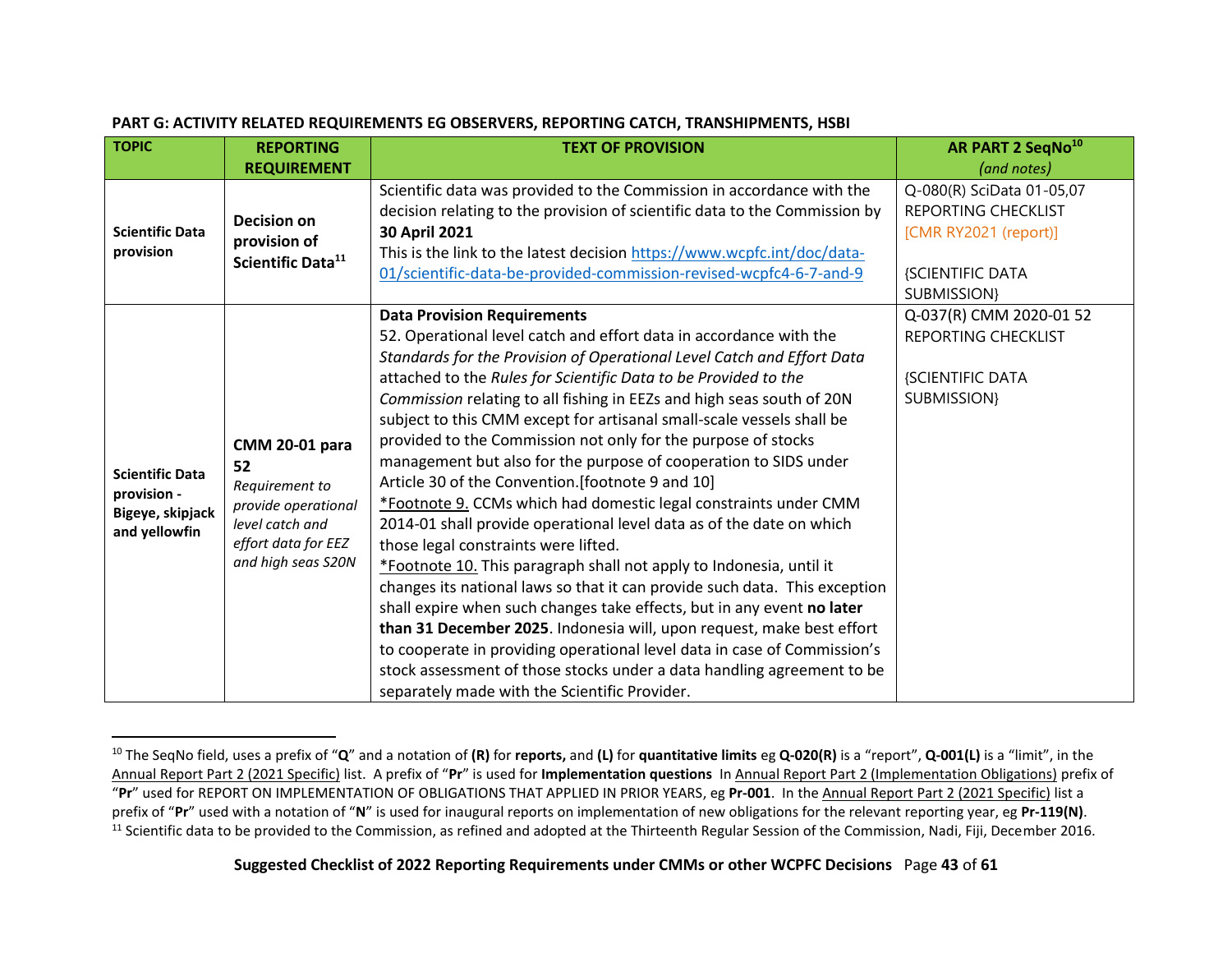**PART G: ACTIVITY RELATED REQUIREMENTS EG OBSERVERS, REPORTING CATCH, TRANSHIPMENTS, HSBI**

| TOPIC | REPORTING REQUIREMENT | TEXT OF PROVISION | AR PART 2 SeqNo[10] *(and notes)* |
|---|---|---|---|
| **Scientific Data provision** | **Decision on provision of Scientific Data**[11] | Scientific data was provided to the Commission in accordance with the decision relating to the provision of scientific data to the Commission by **30 April 2021**<br>This is the link to the latest decision https://www.wcpfc.int/doc/data-01/scientific-data-be-provided-commission-revised-wcpfc4-6-7-and-9 | Q-080(R) SciData 01-05,07<br>REPORTING CHECKLIST<br>[CMR RY2021 (report)]<br><br>{SCIENTIFIC DATA SUBMISSION} |
| **Scientific Data provision - Bigeye, skipjack and yellowfin** | **CMM 20-01 para 52**<br>*Requirement to provide operational level catch and effort data for EEZ and high seas S20N* | **Data Provision Requirements**<br>52. Operational level catch and effort data in accordance with the *Standards for the Provision of Operational Level Catch and Effort Data* attached to the *Rules for Scientific Data to be Provided to the Commission* relating to all fishing in EEZs and high seas south of 20N subject to this CMM except for artisanal small-scale vessels shall be provided to the Commission not only for the purpose of stocks management but also for the purpose of cooperation to SIDS under Article 30 of the Convention.[footnote 9 and 10]<br>*Footnote 9. CCMs which had domestic legal constraints under CMM 2014-01 shall provide operational level data as of the date on which those legal constraints were lifted.<br>*Footnote 10. This paragraph shall not apply to Indonesia, until it changes its national laws so that it can provide such data. This exception shall expire when such changes take effects, but in any event **no later than 31 December 2025**. Indonesia will, upon request, make best effort to cooperate in providing operational level data in case of Commission's stock assessment of those stocks under a data handling agreement to be separately made with the Scientific Provider. | Q-037(R) CMM 2020-01 52<br>REPORTING CHECKLIST<br><br>{SCIENTIFIC DATA SUBMISSION} |

[10] The SeqNo field, uses a prefix of "**Q**" and a notation of **(R)** for **reports,** and **(L)** for **quantitative limits** eg **Q-020(R)** is a "report", **Q-001(L)** is a "limit", in the Annual Report Part 2 (2021 Specific) list. A prefix of "**Pr**" is used for **Implementation questions** In Annual Report Part 2 (Implementation Obligations) prefix of "**Pr**" used for REPORT ON IMPLEMENTATION OF OBLIGATIONS THAT APPLIED IN PRIOR YEARS, eg **Pr-001**. In the Annual Report Part 2 (2021 Specific) list a prefix of "**Pr**" used with a notation of "**N**" is used for inaugural reports on implementation of new obligations for the relevant reporting year, eg **Pr-119(N)**.

[11] Scientific data to be provided to the Commission, as refined and adopted at the Thirteenth Regular Session of the Commission, Nadi, Fiji, December 2016.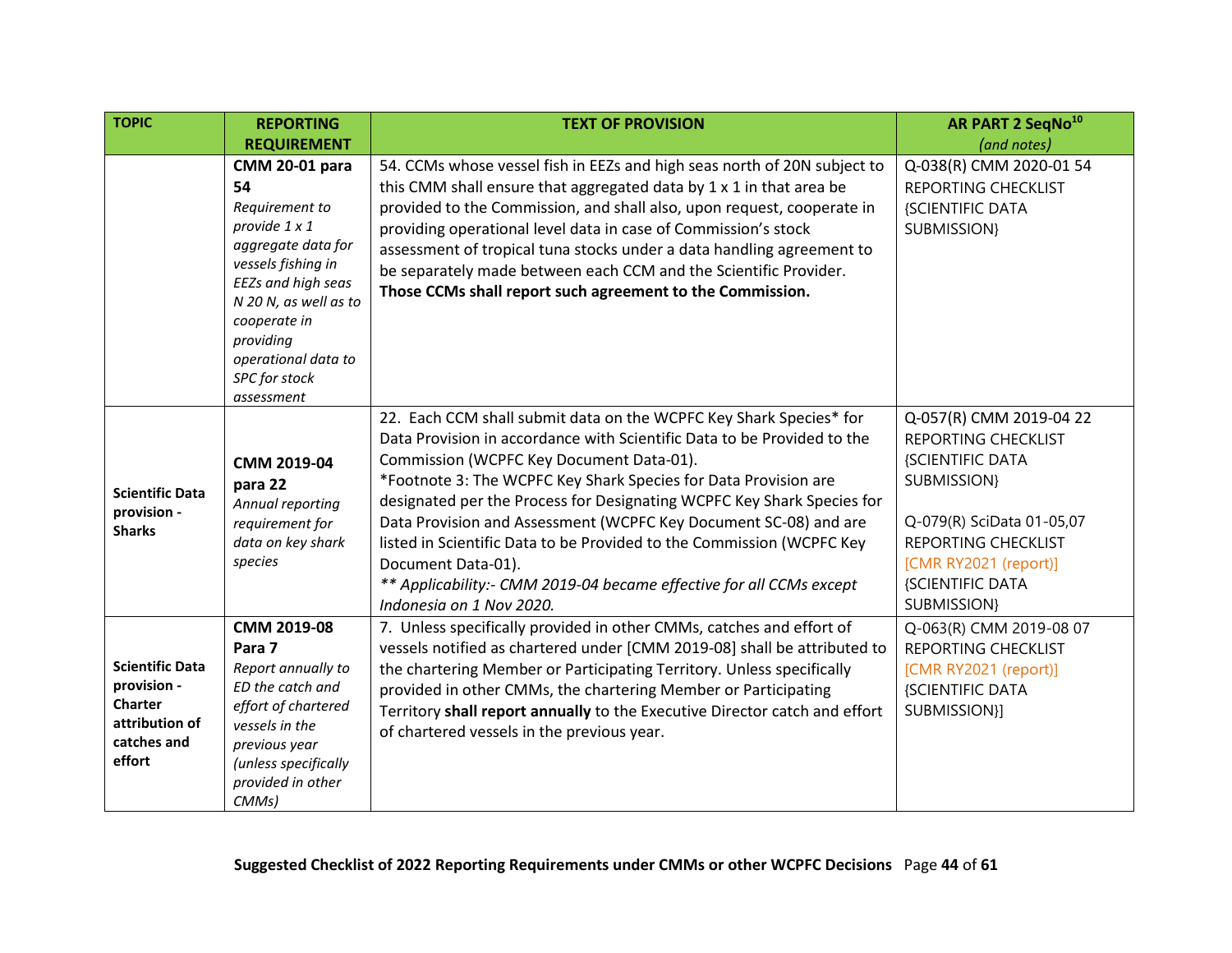| TOPIC | REPORTING REQUIREMENT | TEXT OF PROVISION | AR PART 2 SeqNo[10] *(and notes)* |
|---|---|---|---|
| | **CMM 20-01 para 54** *Requirement to provide 1 x 1 aggregate data for vessels fishing in EEZs and high seas N 20 N, as well as to cooperate in providing operational data to SPC for stock assessment* | 54. CCMs whose vessel fish in EEZs and high seas north of 20N subject to this CMM shall ensure that aggregated data by 1 x 1 in that area be provided to the Commission, and shall also, upon request, cooperate in providing operational level data in case of Commission's stock assessment of tropical tuna stocks under a data handling agreement to be separately made between each CCM and the Scientific Provider. **Those CCMs shall report such agreement to the Commission.** | Q-038(R) CMM 2020-01 54 REPORTING CHECKLIST {SCIENTIFIC DATA SUBMISSION} |
| **Scientific Data provision - Sharks** | **CMM 2019-04 para 22** *Annual reporting requirement for data on key shark species* | 22. Each CCM shall submit data on the WCPFC Key Shark Species* for Data Provision in accordance with Scientific Data to be Provided to the Commission (WCPFC Key Document Data-01).<br>*Footnote 3: The WCPFC Key Shark Species for Data Provision are designated per the Process for Designating WCPFC Key Shark Species for Data Provision and Assessment (WCPFC Key Document SC-08) and are listed in Scientific Data to be Provided to the Commission (WCPFC Key Document Data-01).<br>*\*\* Applicability:- CMM 2019-04 became effective for all CCMs except Indonesia on 1 Nov 2020.* | Q-057(R) CMM 2019-04 22 REPORTING CHECKLIST {SCIENTIFIC DATA SUBMISSION}<br><br>Q-079(R) SciData 01-05,07 REPORTING CHECKLIST [CMR RY2021 (report)] {SCIENTIFIC DATA SUBMISSION} |
| **Scientific Data provision - Charter attribution of catches and effort** | **CMM 2019-08 Para 7** *Report annually to ED the catch and effort of chartered vessels in the previous year (unless specifically provided in other CMMs)* | 7. Unless specifically provided in other CMMs, catches and effort of vessels notified as chartered under [CMM 2019-08] shall be attributed to the chartering Member or Participating Territory. Unless specifically provided in other CMMs, the chartering Member or Participating Territory **shall report annually** to the Executive Director catch and effort of chartered vessels in the previous year. | Q-063(R) CMM 2019-08 07 REPORTING CHECKLIST [CMR RY2021 (report)] {SCIENTIFIC DATA SUBMISSION}] |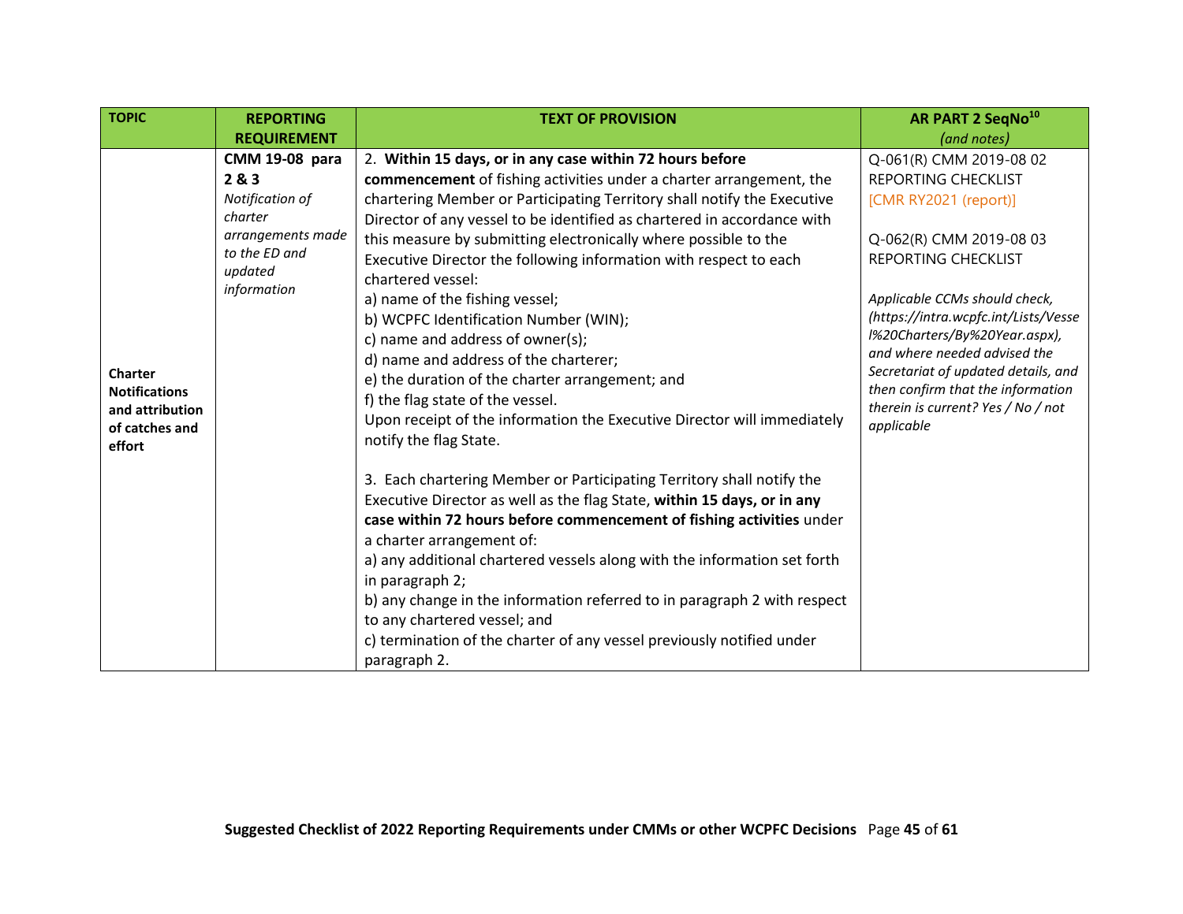| TOPIC | REPORTING REQUIREMENT | TEXT OF PROVISION | AR PART 2 SeqNo[10] *(and notes)* |
|---|---|---|---|
| **Charter Notifications and attribution of catches and effort** | **CMM 19-08 para 2 & 3** *Notification of charter arrangements made to the ED and updated information* | 2. **Within 15 days, or in any case within 72 hours before commencement** of fishing activities under a charter arrangement, the chartering Member or Participating Territory shall notify the Executive Director of any vessel to be identified as chartered in accordance with this measure by submitting electronically where possible to the Executive Director the following information with respect to each chartered vessel:<br>a) name of the fishing vessel;<br>b) WCPFC Identification Number (WIN);<br>c) name and address of owner(s);<br>d) name and address of the charterer;<br>e) the duration of the charter arrangement; and<br>f) the flag state of the vessel.<br>Upon receipt of the information the Executive Director will immediately notify the flag State.<br><br>3. Each chartering Member or Participating Territory shall notify the Executive Director as well as the flag State, **within 15 days, or in any case within 72 hours before commencement of fishing activities** under a charter arrangement of:<br>a) any additional chartered vessels along with the information set forth in paragraph 2;<br>b) any change in the information referred to in paragraph 2 with respect to any chartered vessel; and<br>c) termination of the charter of any vessel previously notified under paragraph 2. | Q-061(R) CMM 2019-08 02 REPORTING CHECKLIST [CMR RY2021 (report)]<br><br>Q-062(R) CMM 2019-08 03 REPORTING CHECKLIST<br><br>*Applicable CCMs should check, (https://intra.wcpfc.int/Lists/Vessel%20Charters/By%20Year.aspx), and where needed advised the Secretariat of updated details, and then confirm that the information therein is current? Yes / No / not applicable* |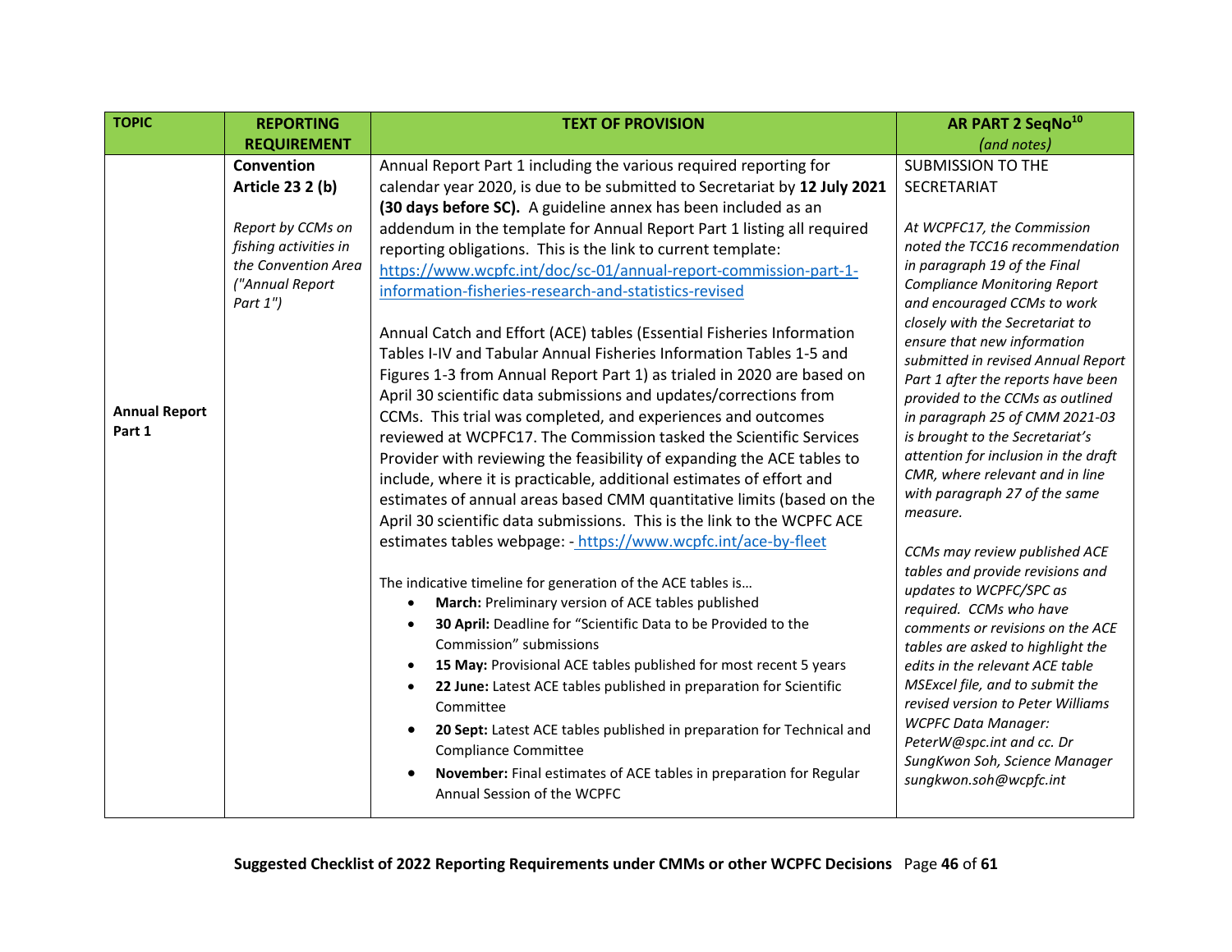| TOPIC | REPORTING REQUIREMENT | TEXT OF PROVISION | AR PART 2 SeqNo[10] *(and notes)* |
|---|---|---|---|
| **Annual Report Part 1** | **Convention Article 23 2 (b)**<br><br>*Report by CCMs on fishing activities in the Convention Area ("Annual Report Part 1")* | Annual Report Part 1 including the various required reporting for calendar year 2020, is due to be submitted to Secretariat by **12 July 2021 (30 days before SC).** A guideline annex has been included as an addendum in the template for Annual Report Part 1 listing all required reporting obligations. This is the link to current template: https://www.wcpfc.int/doc/sc-01/annual-report-commission-part-1-information-fisheries-research-and-statistics-revised<br><br>Annual Catch and Effort (ACE) tables (Essential Fisheries Information Tables I-IV and Tabular Annual Fisheries Information Tables 1-5 and Figures 1-3 from Annual Report Part 1) as trialed in 2020 are based on April 30 scientific data submissions and updates/corrections from CCMs. This trial was completed, and experiences and outcomes reviewed at WCPFC17. The Commission tasked the Scientific Services Provider with reviewing the feasibility of expanding the ACE tables to include, where it is practicable, additional estimates of effort and estimates of annual areas based CMM quantitative limits (based on the April 30 scientific data submissions. This is the link to the WCPFC ACE estimates tables webpage: - https://www.wcpfc.int/ace-by-fleet<br><br>The indicative timeline for generation of the ACE tables is…<br>• **March:** Preliminary version of ACE tables published<br>• **30 April:** Deadline for "Scientific Data to be Provided to the Commission" submissions<br>• **15 May:** Provisional ACE tables published for most recent 5 years<br>• **22 June:** Latest ACE tables published in preparation for Scientific Committee<br>• **20 Sept:** Latest ACE tables published in preparation for Technical and Compliance Committee<br>• **November:** Final estimates of ACE tables in preparation for Regular Annual Session of the WCPFC | SUBMISSION TO THE SECRETARIAT<br><br>*At WCPFC17, the Commission noted the TCC16 recommendation in paragraph 19 of the Final Compliance Monitoring Report and encouraged CCMs to work closely with the Secretariat to ensure that new information submitted in revised Annual Report Part 1 after the reports have been provided to the CCMs as outlined in paragraph 25 of CMM 2021-03 is brought to the Secretariat's attention for inclusion in the draft CMR, where relevant and in line with paragraph 27 of the same measure.*<br><br>*CCMs may review published ACE tables and provide revisions and updates to WCPFC/SPC as required. CCMs who have comments or revisions on the ACE tables are asked to highlight the edits in the relevant ACE table MSExcel file, and to submit the revised version to Peter Williams WCPFC Data Manager: PeterW@spc.int and cc. Dr SungKwon Soh, Science Manager sungkwon.soh@wcpfc.int* |

**Suggested Checklist of 2022 Reporting Requirements under CMMs or other WCPFC Decisions**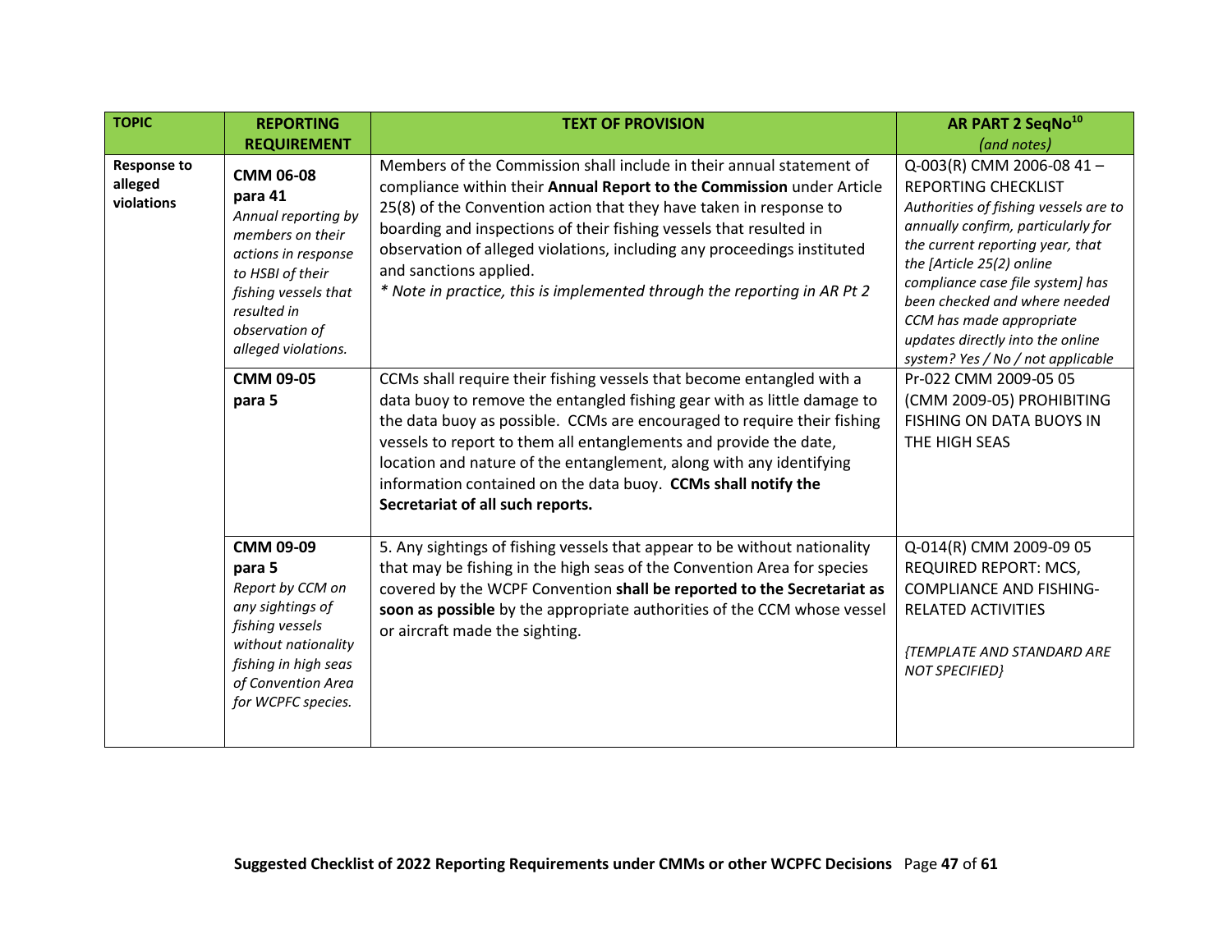| TOPIC | REPORTING REQUIREMENT | TEXT OF PROVISION | AR PART 2 SeqNo[10] *(and notes)* |
|---|---|---|---|
| **Response to alleged violations** | **CMM 06-08 para 41** *Annual reporting by members on their actions in response to HSBI of their fishing vessels that resulted in observation of alleged violations.* | Members of the Commission shall include in their annual statement of compliance within their **Annual Report to the Commission** under Article 25(8) of the Convention action that they have taken in response to boarding and inspections of their fishing vessels that resulted in observation of alleged violations, including any proceedings instituted and sanctions applied. *\* Note in practice, this is implemented through the reporting in AR Pt 2* | Q-003(R) CMM 2006-08 41 – REPORTING CHECKLIST *Authorities of fishing vessels are to annually confirm, particularly for the current reporting year, that the [Article 25(2) online compliance case file system] has been checked and where needed CCM has made appropriate updates directly into the online system? Yes / No / not applicable* |
| | **CMM 09-05 para 5** | CCMs shall require their fishing vessels that become entangled with a data buoy to remove the entangled fishing gear with as little damage to the data buoy as possible. CCMs are encouraged to require their fishing vessels to report to them all entanglements and provide the date, location and nature of the entanglement, along with any identifying information contained on the data buoy. **CCMs shall notify the Secretariat of all such reports.** | Pr-022 CMM 2009-05 05 (CMM 2009-05) PROHIBITING FISHING ON DATA BUOYS IN THE HIGH SEAS |
| | **CMM 09-09 para 5** *Report by CCM on any sightings of fishing vessels without nationality fishing in high seas of Convention Area for WCPFC species.* | 5. Any sightings of fishing vessels that appear to be without nationality that may be fishing in the high seas of the Convention Area for species covered by the WCPF Convention **shall be reported to the Secretariat as soon as possible** by the appropriate authorities of the CCM whose vessel or aircraft made the sighting. | Q-014(R) CMM 2009-09 05 REQUIRED REPORT: MCS, COMPLIANCE AND FISHING-RELATED ACTIVITIES *{TEMPLATE AND STANDARD ARE NOT SPECIFIED}* |

**Suggested Checklist of 2022 Reporting Requirements under CMMs or other WCPFC Decisions**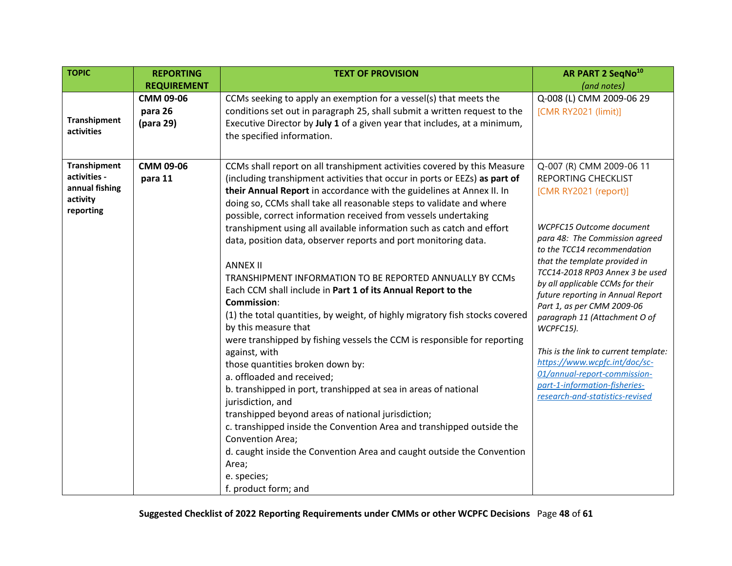| TOPIC | REPORTING REQUIREMENT | TEXT OF PROVISION | AR PART 2 SeqNo[10] *(and notes)* |
|---|---|---|---|
| **Transhipment activities** | **CMM 09-06 para 26 (para 29)** | CCMs seeking to apply an exemption for a vessel(s) that meets the conditions set out in paragraph 25, shall submit a written request to the Executive Director by **July 1** of a given year that includes, at a minimum, the specified information. | Q-008 (L) CMM 2009-06 29<br>[CMR RY2021 (limit)] |
| **Transhipment activities - annual fishing activity reporting** | **CMM 09-06 para 11** | CCMs shall report on all transhipment activities covered by this Measure (including transhipment activities that occur in ports or EEZs) **as part of their Annual Report** in accordance with the guidelines at Annex II. In doing so, CCMs shall take all reasonable steps to validate and where possible, correct information received from vessels undertaking transhipment using all available information such as catch and effort data, position data, observer reports and port monitoring data.<br><br>ANNEX II<br>TRANSHIPMENT INFORMATION TO BE REPORTED ANNUALLY BY CCMs<br>Each CCM shall include in **Part 1 of its Annual Report to the Commission**:<br>(1) the total quantities, by weight, of highly migratory fish stocks covered by this measure that<br>were transhipped by fishing vessels the CCM is responsible for reporting against, with<br>those quantities broken down by:<br>a. offloaded and received;<br>b. transhipped in port, transhipped at sea in areas of national jurisdiction, and<br>transhipped beyond areas of national jurisdiction;<br>c. transhipped inside the Convention Area and transhipped outside the Convention Area;<br>d. caught inside the Convention Area and caught outside the Convention Area;<br>e. species;<br>f. product form; and | Q-007 (R) CMM 2009-06 11<br>REPORTING CHECKLIST<br>[CMR RY2021 (report)]<br><br>*WCPFC15 Outcome document para 48: The Commission agreed to the TCC14 recommendation that the template provided in TCC14-2018 RP03 Annex 3 be used by all applicable CCMs for their future reporting in Annual Report Part 1, as per CMM 2009-06 paragraph 11 (Attachment O of WCPFC15).*<br><br>*This is the link to current template: https://www.wcpfc.int/doc/sc-01/annual-report-commission-part-1-information-fisheries-research-and-statistics-revised* |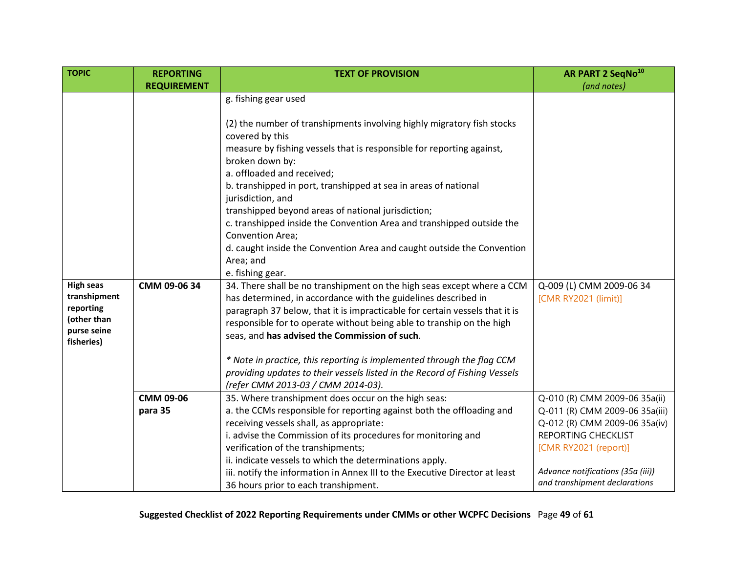| TOPIC | REPORTING REQUIREMENT | TEXT OF PROVISION | AR PART 2 SeqNo[10] *(and notes)* |
|---|---|---|---|
| | | g. fishing gear used<br><br>(2) the number of transhipments involving highly migratory fish stocks covered by this measure by fishing vessels that is responsible for reporting against, broken down by:<br>a. offloaded and received;<br>b. transhipped in port, transhipped at sea in areas of national jurisdiction, and transhipped beyond areas of national jurisdiction;<br>c. transhipped inside the Convention Area and transhipped outside the Convention Area;<br>d. caught inside the Convention Area and caught outside the Convention Area; and<br>e. fishing gear. | |
| **High seas transhipment reporting (other than purse seine fisheries)** | **CMM 09-06 34** | 34. There shall be no transhipment on the high seas except where a CCM has determined, in accordance with the guidelines described in paragraph 37 below, that it is impracticable for certain vessels that it is responsible for to operate without being able to tranship on the high seas, and **has advised the Commission of such**.<br><br>*\* Note in practice, this reporting is implemented through the flag CCM providing updates to their vessels listed in the Record of Fishing Vessels (refer CMM 2013-03 / CMM 2014-03).* | Q-009 (L) CMM 2009-06 34<br>[CMR RY2021 (limit)] |
| | **CMM 09-06 para 35** | 35. Where transhipment does occur on the high seas:<br>a. the CCMs responsible for reporting against both the offloading and receiving vessels shall, as appropriate:<br>i. advise the Commission of its procedures for monitoring and verification of the transhipments;<br>ii. indicate vessels to which the determinations apply.<br>iii. notify the information in Annex III to the Executive Director at least 36 hours prior to each transhipment. | Q-010 (R) CMM 2009-06 35a(ii)<br>Q-011 (R) CMM 2009-06 35a(iii)<br>Q-012 (R) CMM 2009-06 35a(iv)<br>REPORTING CHECKLIST<br>[CMR RY2021 (report)]<br><br>*Advance notifications (35a (iii)) and transhipment declarations* |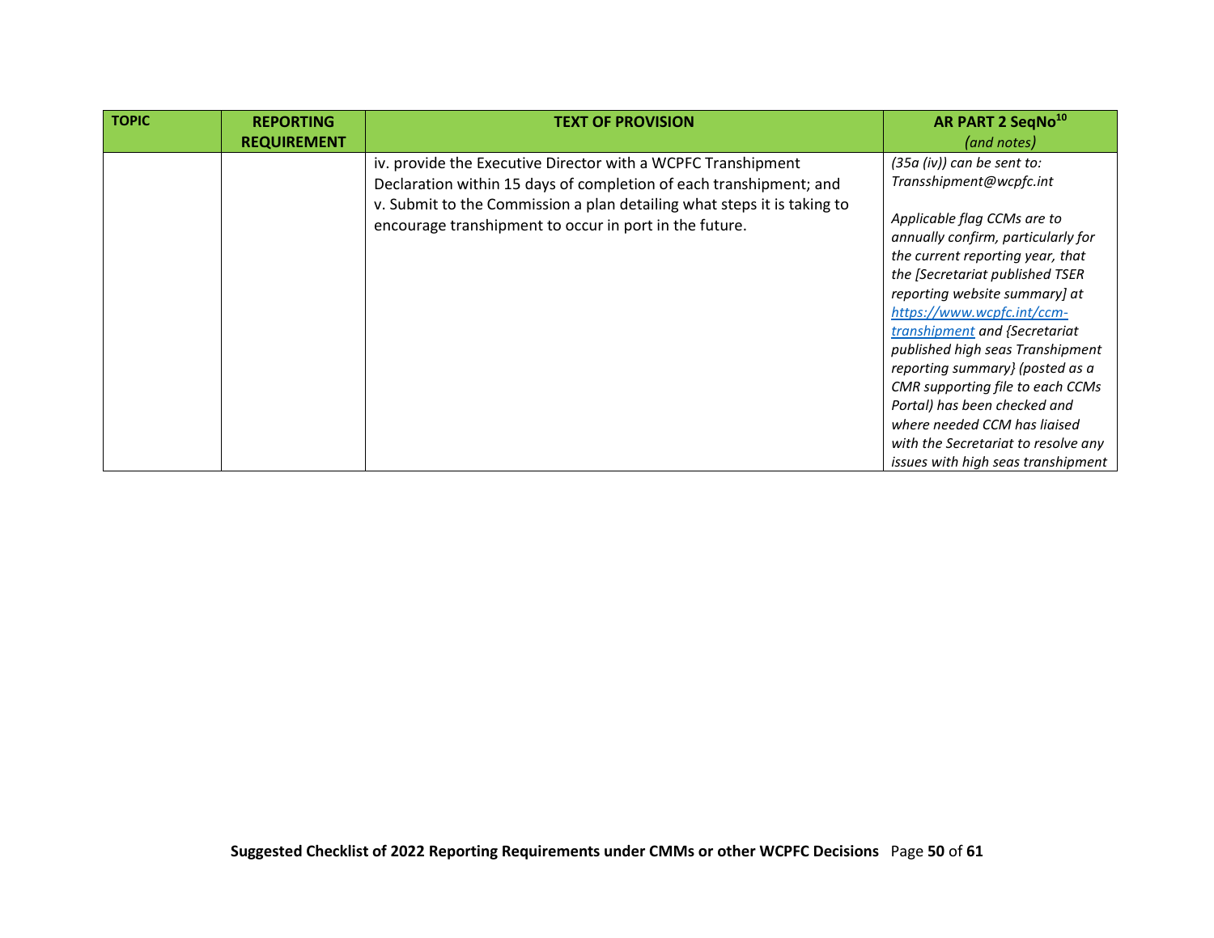| TOPIC | REPORTING REQUIREMENT | TEXT OF PROVISION | AR PART 2 SeqNo[10] *(and notes)* |
|---|---|---|---|
| | | iv. provide the Executive Director with a WCPFC Transhipment Declaration within 15 days of completion of each transhipment; and<br>v. Submit to the Commission a plan detailing what steps it is taking to encourage transhipment to occur in port in the future. | *(35a (iv)) can be sent to: Transshipment@wcpfc.int*<br><br>*Applicable flag CCMs are to annually confirm, particularly for the current reporting year, that the [Secretariat published TSER reporting website summary] at [https://www.wcpfc.int/ccm-transhipment](https://www.wcpfc.int/ccm-transhipment) and {Secretariat published high seas Transhipment reporting summary} (posted as a CMR supporting file to each CCMs Portal) has been checked and where needed CCM has liaised with the Secretariat to resolve any issues with high seas transhipment* |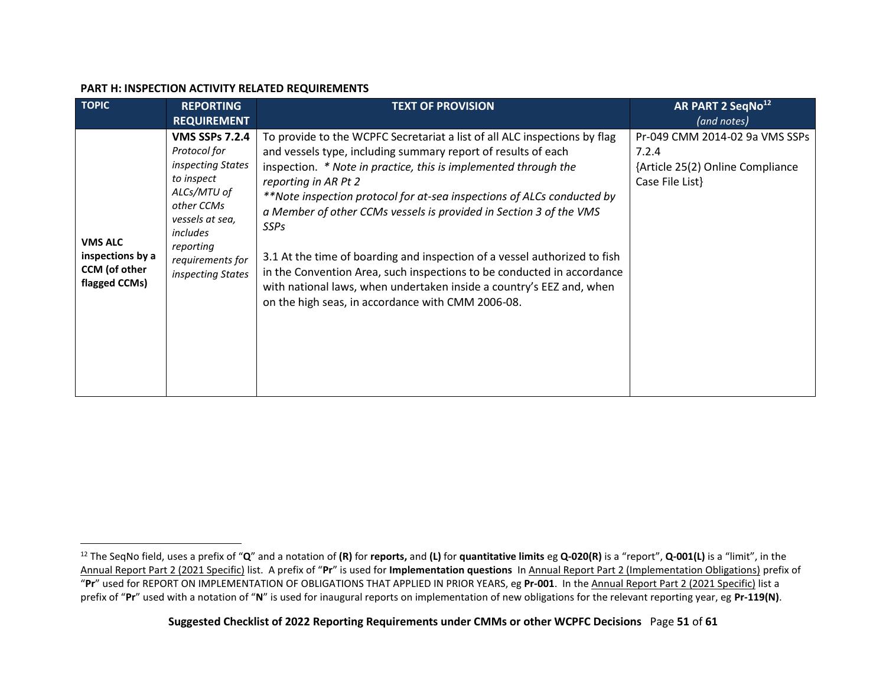**PART H: INSPECTION ACTIVITY RELATED REQUIREMENTS**

| TOPIC | REPORTING REQUIREMENT | TEXT OF PROVISION | AR PART 2 SeqNo[12] *(and notes)* |
|---|---|---|---|
| **VMS ALC inspections by a CCM (of other flagged CCMs)** | **VMS SSPs 7.2.4** *Protocol for inspecting States to inspect ALCs/MTU of other CCMs vessels at sea, includes reporting requirements for inspecting States* | To provide to the WCPFC Secretariat a list of all ALC inspections by flag and vessels type, including summary report of results of each inspection. *\* Note in practice, this is implemented through the reporting in AR Pt 2* *\*\*Note inspection protocol for at-sea inspections of ALCs conducted by a Member of other CCMs vessels is provided in Section 3 of the VMS SSPs* <br><br> 3.1 At the time of boarding and inspection of a vessel authorized to fish in the Convention Area, such inspections to be conducted in accordance with national laws, when undertaken inside a country's EEZ and, when on the high seas, in accordance with CMM 2006-08. | Pr-049 CMM 2014-02 9a VMS SSPs 7.2.4 {Article 25(2) Online Compliance Case File List} |

[12] The SeqNo field, uses a prefix of "**Q**" and a notation of **(R)** for **reports,** and **(L)** for **quantitative limits** eg **Q-020(R)** is a "report", **Q-001(L)** is a "limit", in the Annual Report Part 2 (2021 Specific) list. A prefix of "**Pr**" is used for **Implementation questions** In Annual Report Part 2 (Implementation Obligations) prefix of "**Pr**" used for REPORT ON IMPLEMENTATION OF OBLIGATIONS THAT APPLIED IN PRIOR YEARS, eg **Pr-001**. In the Annual Report Part 2 (2021 Specific) list a prefix of "**Pr**" used with a notation of "**N**" is used for inaugural reports on implementation of new obligations for the relevant reporting year, eg **Pr-119(N)**.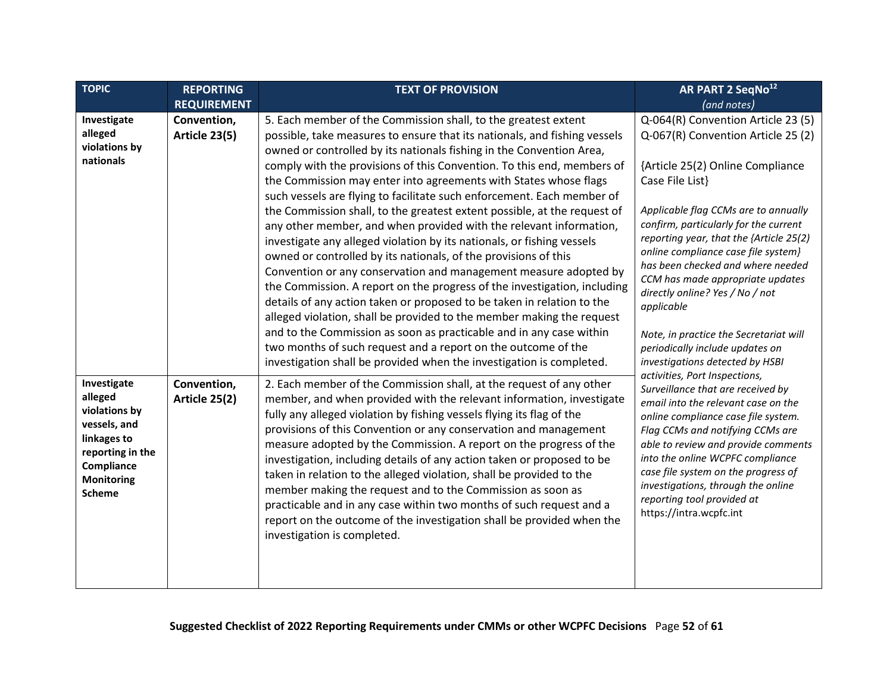| TOPIC | REPORTING REQUIREMENT | TEXT OF PROVISION | AR PART 2 SeqNo[12] *(and notes)* |
|---|---|---|---|
| **Investigate alleged violations by nationals** | **Convention, Article 23(5)** | 5. Each member of the Commission shall, to the greatest extent possible, take measures to ensure that its nationals, and fishing vessels owned or controlled by its nationals fishing in the Convention Area, comply with the provisions of this Convention. To this end, members of the Commission may enter into agreements with States whose flags such vessels are flying to facilitate such enforcement. Each member of the Commission shall, to the greatest extent possible, at the request of any other member, and when provided with the relevant information, investigate any alleged violation by its nationals, or fishing vessels owned or controlled by its nationals, of the provisions of this Convention or any conservation and management measure adopted by the Commission. A report on the progress of the investigation, including details of any action taken or proposed to be taken in relation to the alleged violation, shall be provided to the member making the request and to the Commission as soon as practicable and in any case within two months of such request and a report on the outcome of the investigation shall be provided when the investigation is completed. | Q-064(R) Convention Article 23 (5)<br>Q-067(R) Convention Article 25 (2)<br><br>{Article 25(2) Online Compliance Case File List}<br><br>*Applicable flag CCMs are to annually confirm, particularly for the current reporting year, that the {Article 25(2) online compliance case file system} has been checked and where needed CCM has made appropriate updates directly online? Yes / No / not applicable*<br><br>*Note, in practice the Secretariat will periodically include updates on investigations detected by HSBI activities, Port Inspections, Surveillance that are received by email into the relevant case on the online compliance case file system. Flag CCMs and notifying CCMs are able to review and provide comments into the online WCPFC compliance case file system on the progress of investigations, through the online reporting tool provided at* https://intra.wcpfc.int |
| **Investigate alleged violations by vessels, and linkages to reporting in the Compliance Monitoring Scheme** | **Convention, Article 25(2)** | 2. Each member of the Commission shall, at the request of any other member, and when provided with the relevant information, investigate fully any alleged violation by fishing vessels flying its flag of the provisions of this Convention or any conservation and management measure adopted by the Commission. A report on the progress of the investigation, including details of any action taken or proposed to be taken in relation to the alleged violation, shall be provided to the member making the request and to the Commission as soon as practicable and in any case within two months of such request and a report on the outcome of the investigation shall be provided when the investigation is completed. | |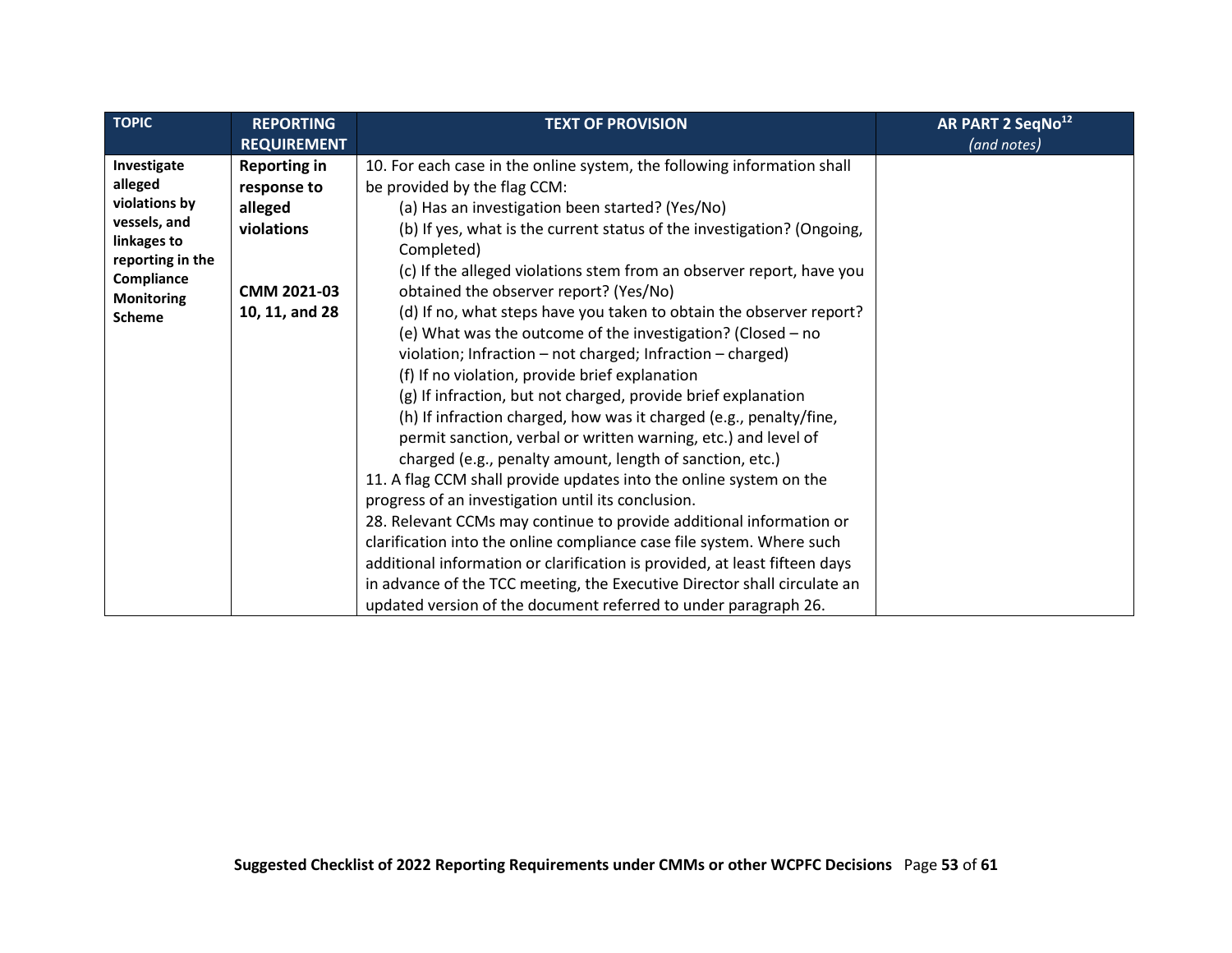| TOPIC | REPORTING REQUIREMENT | TEXT OF PROVISION | AR PART 2 SeqNo[12] *(and notes)* |
|---|---|---|---|
| **Investigate alleged violations by vessels, and linkages to reporting in the Compliance Monitoring Scheme** | **Reporting in response to alleged violations**<br><br>**CMM 2021-03 10, 11, and 28** | 10. For each case in the online system, the following information shall be provided by the flag CCM:<br>(a) Has an investigation been started? (Yes/No)<br>(b) If yes, what is the current status of the investigation? (Ongoing, Completed)<br>(c) If the alleged violations stem from an observer report, have you obtained the observer report? (Yes/No)<br>(d) If no, what steps have you taken to obtain the observer report?<br>(e) What was the outcome of the investigation? (Closed – no violation; Infraction – not charged; Infraction – charged)<br>(f) If no violation, provide brief explanation<br>(g) If infraction, but not charged, provide brief explanation<br>(h) If infraction charged, how was it charged (e.g., penalty/fine, permit sanction, verbal or written warning, etc.) and level of charged (e.g., penalty amount, length of sanction, etc.)<br>11. A flag CCM shall provide updates into the online system on the progress of an investigation until its conclusion.<br>28. Relevant CCMs may continue to provide additional information or clarification into the online compliance case file system. Where such additional information or clarification is provided, at least fifteen days in advance of the TCC meeting, the Executive Director shall circulate an updated version of the document referred to under paragraph 26. | |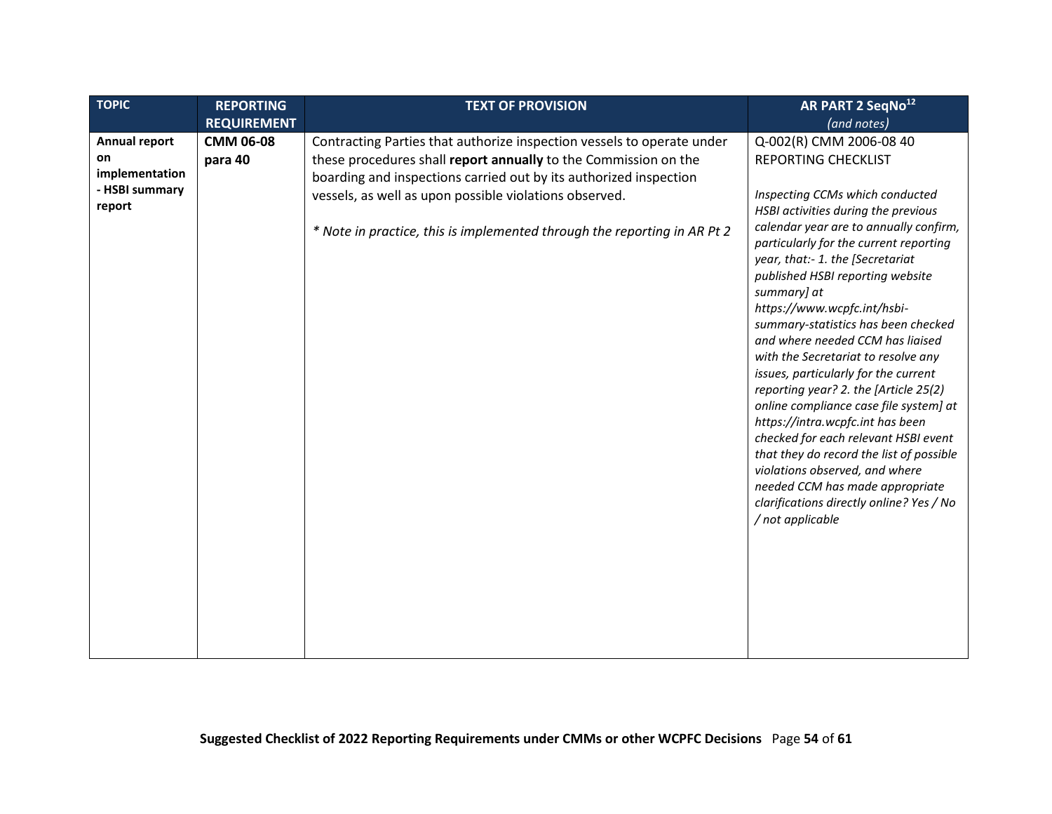| TOPIC | REPORTING REQUIREMENT | TEXT OF PROVISION | AR PART 2 SeqNo[12] *(and notes)* |
|---|---|---|---|
| **Annual report on implementation - HSBI summary report** | **CMM 06-08 para 40** | Contracting Parties that authorize inspection vessels to operate under these procedures shall **report annually** to the Commission on the boarding and inspections carried out by its authorized inspection vessels, as well as upon possible violations observed.<br><br>*\* Note in practice, this is implemented through the reporting in AR Pt 2* | Q-002(R) CMM 2006-08 40 REPORTING CHECKLIST<br><br>*Inspecting CCMs which conducted HSBI activities during the previous calendar year are to annually confirm, particularly for the current reporting year, that:- 1. the [Secretariat published HSBI reporting website summary] at https://www.wcpfc.int/hsbi-summary-statistics has been checked and where needed CCM has liaised with the Secretariat to resolve any issues, particularly for the current reporting year? 2. the [Article 25(2) online compliance case file system] at https://intra.wcpfc.int has been checked for each relevant HSBI event that they do record the list of possible violations observed, and where needed CCM has made appropriate clarifications directly online? Yes / No / not applicable* |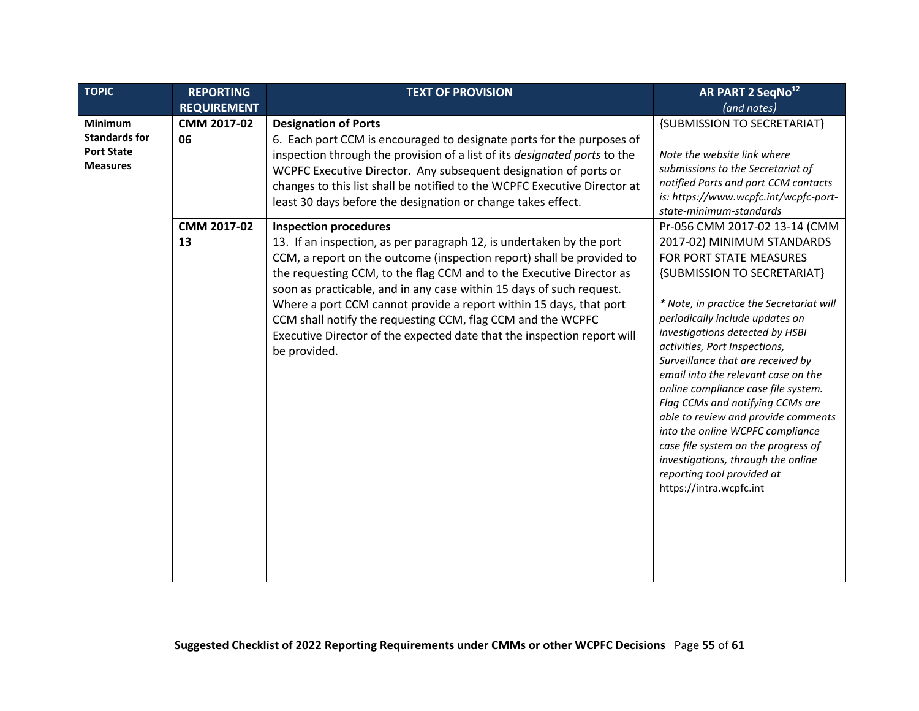| TOPIC | REPORTING REQUIREMENT | TEXT OF PROVISION | AR PART 2 SeqNo[12] *(and notes)* |
|---|---|---|---|
| **Minimum Standards for Port State Measures** | **CMM 2017-02 06** | **Designation of Ports**<br>6. Each port CCM is encouraged to designate ports for the purposes of inspection through the provision of a list of its *designated ports* to the WCPFC Executive Director. Any subsequent designation of ports or changes to this list shall be notified to the WCPFC Executive Director at least 30 days before the designation or change takes effect. | {SUBMISSION TO SECRETARIAT}<br><br>*Note the website link where submissions to the Secretariat of notified Ports and port CCM contacts is: https://www.wcpfc.int/wcpfc-port-state-minimum-standards* |
| | **CMM 2017-02 13** | **Inspection procedures**<br>13. If an inspection, as per paragraph 12, is undertaken by the port CCM, a report on the outcome (inspection report) shall be provided to the requesting CCM, to the flag CCM and to the Executive Director as soon as practicable, and in any case within 15 days of such request. Where a port CCM cannot provide a report within 15 days, that port CCM shall notify the requesting CCM, flag CCM and the WCPFC Executive Director of the expected date that the inspection report will be provided. | Pr-056 CMM 2017-02 13-14 (CMM 2017-02) MINIMUM STANDARDS FOR PORT STATE MEASURES {SUBMISSION TO SECRETARIAT}<br><br>*\* Note, in practice the Secretariat will periodically include updates on investigations detected by HSBI activities, Port Inspections, Surveillance that are received by email into the relevant case on the online compliance case file system. Flag CCMs and notifying CCMs are able to review and provide comments into the online WCPFC compliance case file system on the progress of investigations, through the online reporting tool provided at* https://intra.wcpfc.int |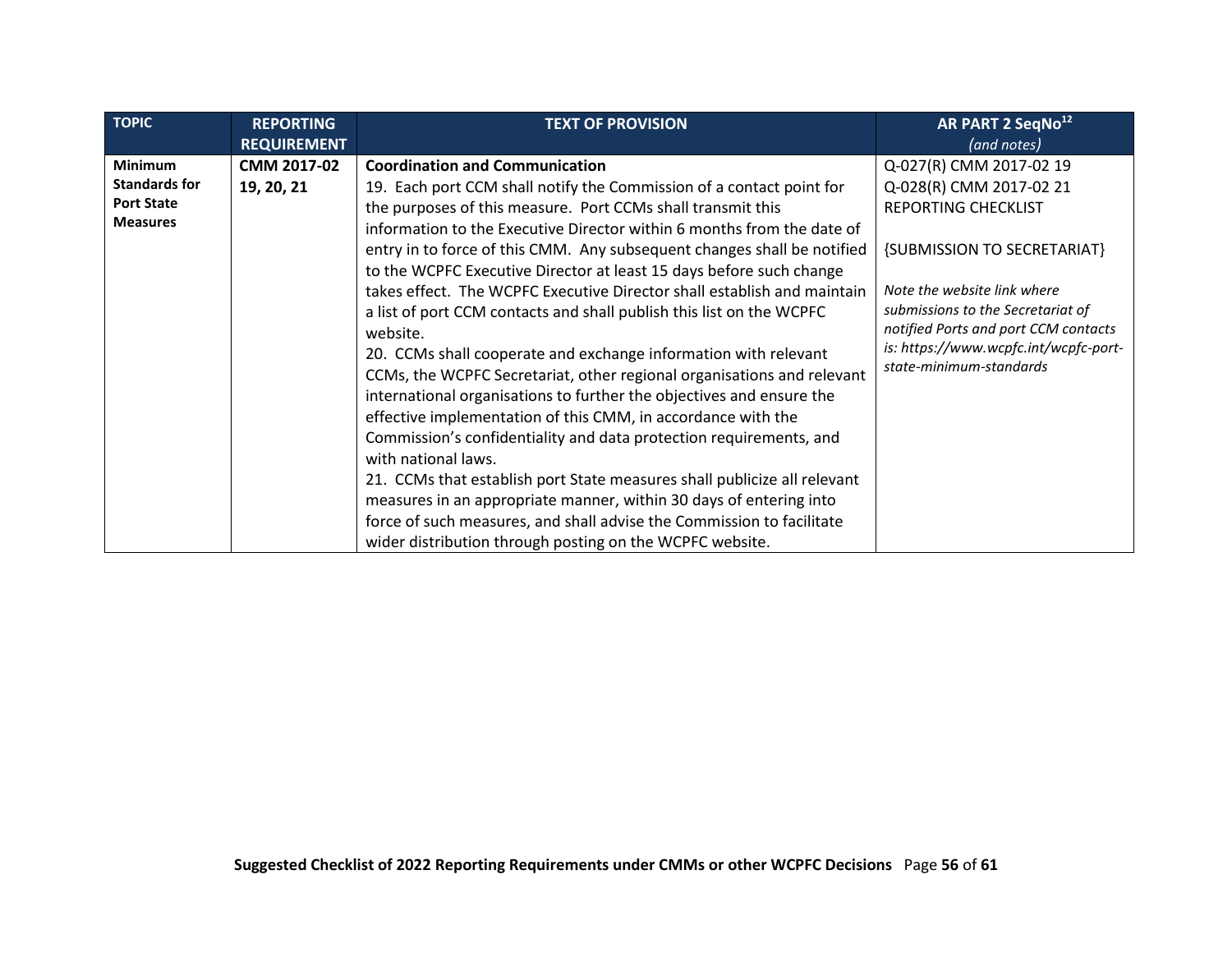| TOPIC | REPORTING REQUIREMENT | TEXT OF PROVISION | AR PART 2 SeqNo[12] *(and notes)* |
|---|---|---|---|
| **Minimum Standards for Port State Measures** | **CMM 2017-02 19, 20, 21** | **Coordination and Communication**<br>19. Each port CCM shall notify the Commission of a contact point for the purposes of this measure. Port CCMs shall transmit this information to the Executive Director within 6 months from the date of entry in to force of this CMM. Any subsequent changes shall be notified to the WCPFC Executive Director at least 15 days before such change takes effect. The WCPFC Executive Director shall establish and maintain a list of port CCM contacts and shall publish this list on the WCPFC website.<br>20. CCMs shall cooperate and exchange information with relevant CCMs, the WCPFC Secretariat, other regional organisations and relevant international organisations to further the objectives and ensure the effective implementation of this CMM, in accordance with the Commission's confidentiality and data protection requirements, and with national laws.<br>21. CCMs that establish port State measures shall publicize all relevant measures in an appropriate manner, within 30 days of entering into force of such measures, and shall advise the Commission to facilitate wider distribution through posting on the WCPFC website. | Q-027(R) CMM 2017-02 19<br>Q-028(R) CMM 2017-02 21<br>REPORTING CHECKLIST<br><br>{SUBMISSION TO SECRETARIAT}<br><br>*Note the website link where submissions to the Secretariat of notified Ports and port CCM contacts is: https://www.wcpfc.int/wcpfc-port-state-minimum-standards* |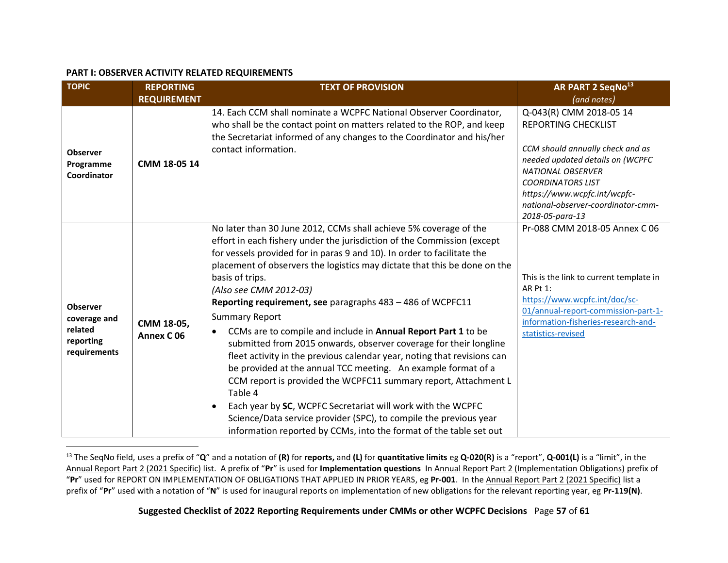**PART I: OBSERVER ACTIVITY RELATED REQUIREMENTS**

| TOPIC | REPORTING REQUIREMENT | TEXT OF PROVISION | AR PART 2 SeqNo[13] *(and notes)* |
|---|---|---|---|
| **Observer Programme Coordinator** | **CMM 18-05 14** | 14. Each CCM shall nominate a WCPFC National Observer Coordinator, who shall be the contact point on matters related to the ROP, and keep the Secretariat informed of any changes to the Coordinator and his/her contact information. | Q-043(R) CMM 2018-05 14 REPORTING CHECKLIST<br><br>*CCM should annually check and as needed updated details on (WCPFC NATIONAL OBSERVER COORDINATORS LIST https://www.wcpfc.int/wcpfc-national-observer-coordinator-cmm-2018-05-para-13* |
| **Observer coverage and related reporting requirements** | **CMM 18-05, Annex C 06** | No later than 30 June 2012, CCMs shall achieve 5% coverage of the effort in each fishery under the jurisdiction of the Commission (except for vessels provided for in paras 9 and 10). In order to facilitate the placement of observers the logistics may dictate that this be done on the basis of trips.<br>*(Also see CMM 2012-03)*<br>**Reporting requirement, see** paragraphs 483 – 486 of WCPFC11 Summary Report<br>• CCMs are to compile and include in **Annual Report Part 1** to be submitted from 2015 onwards, observer coverage for their longline fleet activity in the previous calendar year, noting that revisions can be provided at the annual TCC meeting. An example format of a CCM report is provided the WCPFC11 summary report, Attachment L Table 4<br>• Each year by **SC**, WCPFC Secretariat will work with the WCPFC Science/Data service provider (SPC), to compile the previous year information reported by CCMs, into the format of the table set out | Pr-088 CMM 2018-05 Annex C 06<br><br>This is the link to current template in AR Pt 1:<br>https://www.wcpfc.int/doc/sc-01/annual-report-commission-part-1-information-fisheries-research-and-statistics-revised |

[13] The SeqNo field, uses a prefix of "**Q**" and a notation of **(R)** for **reports,** and **(L)** for **quantitative limits** eg **Q-020(R)** is a "report", **Q-001(L)** is a "limit", in the Annual Report Part 2 (2021 Specific) list. A prefix of "**Pr**" is used for **Implementation questions** In Annual Report Part 2 (Implementation Obligations) prefix of "**Pr**" used for REPORT ON IMPLEMENTATION OF OBLIGATIONS THAT APPLIED IN PRIOR YEARS, eg **Pr-001**. In the Annual Report Part 2 (2021 Specific) list a prefix of "**Pr**" used with a notation of "**N**" is used for inaugural reports on implementation of new obligations for the relevant reporting year, eg **Pr-119(N)**.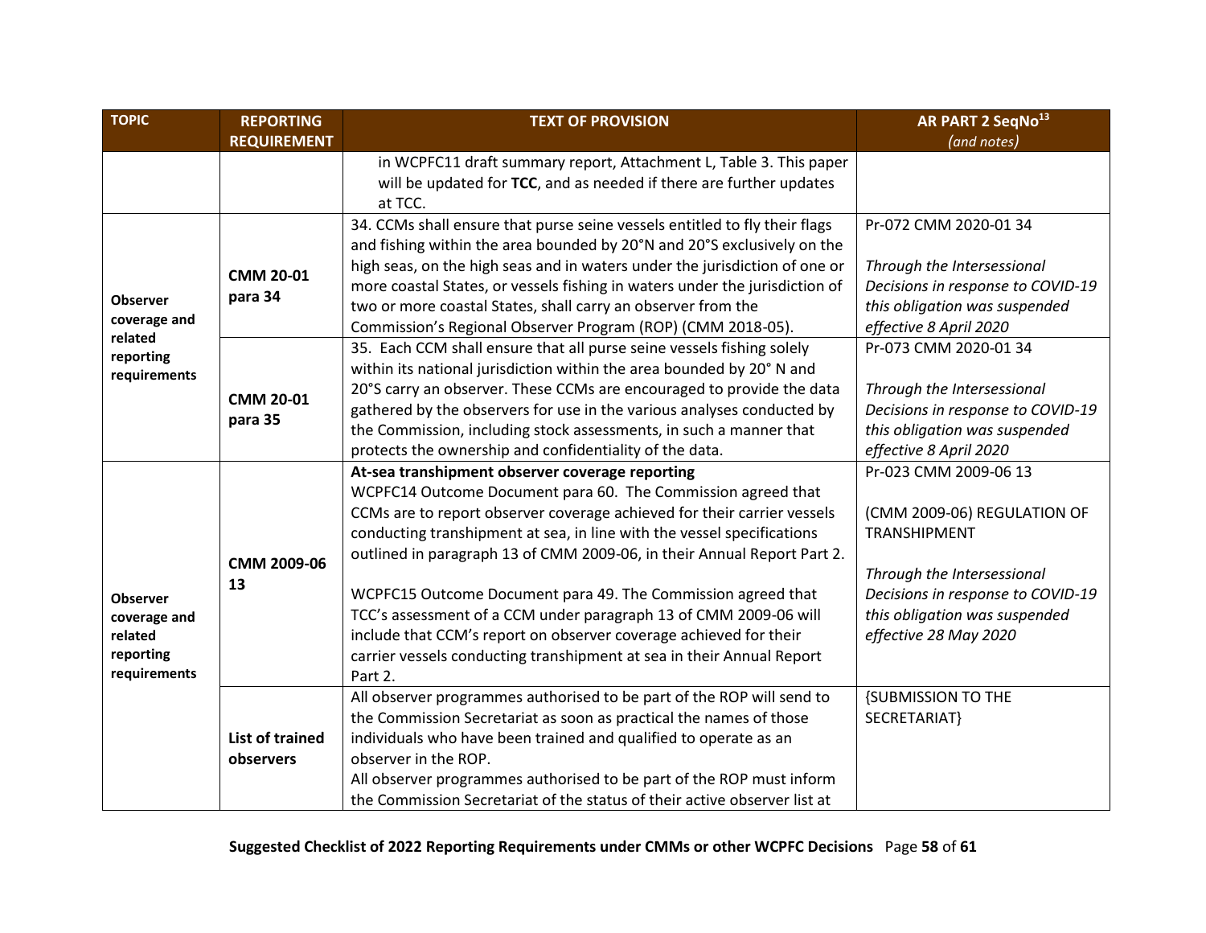| TOPIC | REPORTING REQUIREMENT | TEXT OF PROVISION | AR PART 2 SeqNo[13] *(and notes)* |
|---|---|---|---|
| | | in WCPFC11 draft summary report, Attachment L, Table 3. This paper will be updated for **TCC**, and as needed if there are further updates at TCC. | |
| **Observer coverage and related reporting requirements** | **CMM 20-01 para 34** | 34. CCMs shall ensure that purse seine vessels entitled to fly their flags and fishing within the area bounded by 20°N and 20°S exclusively on the high seas, on the high seas and in waters under the jurisdiction of one or more coastal States, or vessels fishing in waters under the jurisdiction of two or more coastal States, shall carry an observer from the Commission's Regional Observer Program (ROP) (CMM 2018-05). | Pr-072 CMM 2020-01 34<br><br>*Through the Intersessional Decisions in response to COVID-19 this obligation was suspended effective 8 April 2020* |
| | **CMM 20-01 para 35** | 35. Each CCM shall ensure that all purse seine vessels fishing solely within its national jurisdiction within the area bounded by 20° N and 20°S carry an observer. These CCMs are encouraged to provide the data gathered by the observers for use in the various analyses conducted by the Commission, including stock assessments, in such a manner that protects the ownership and confidentiality of the data. | Pr-073 CMM 2020-01 34<br><br>*Through the Intersessional Decisions in response to COVID-19 this obligation was suspended effective 8 April 2020* |
| **Observer coverage and related reporting requirements** | **CMM 2009-06 13** | **At-sea transhipment observer coverage reporting**<br>WCPFC14 Outcome Document para 60. The Commission agreed that CCMs are to report observer coverage achieved for their carrier vessels conducting transhipment at sea, in line with the vessel specifications outlined in paragraph 13 of CMM 2009-06, in their Annual Report Part 2.<br><br>WCPFC15 Outcome Document para 49. The Commission agreed that TCC's assessment of a CCM under paragraph 13 of CMM 2009-06 will include that CCM's report on observer coverage achieved for their carrier vessels conducting transhipment at sea in their Annual Report Part 2. | Pr-023 CMM 2009-06 13<br><br>(CMM 2009-06) REGULATION OF TRANSHIPMENT<br><br>*Through the Intersessional Decisions in response to COVID-19 this obligation was suspended effective 28 May 2020* |
| | **List of trained observers** | All observer programmes authorised to be part of the ROP will send to the Commission Secretariat as soon as practical the names of those individuals who have been trained and qualified to operate as an observer in the ROP.<br>All observer programmes authorised to be part of the ROP must inform the Commission Secretariat of the status of their active observer list at | {SUBMISSION TO THE SECRETARIAT} |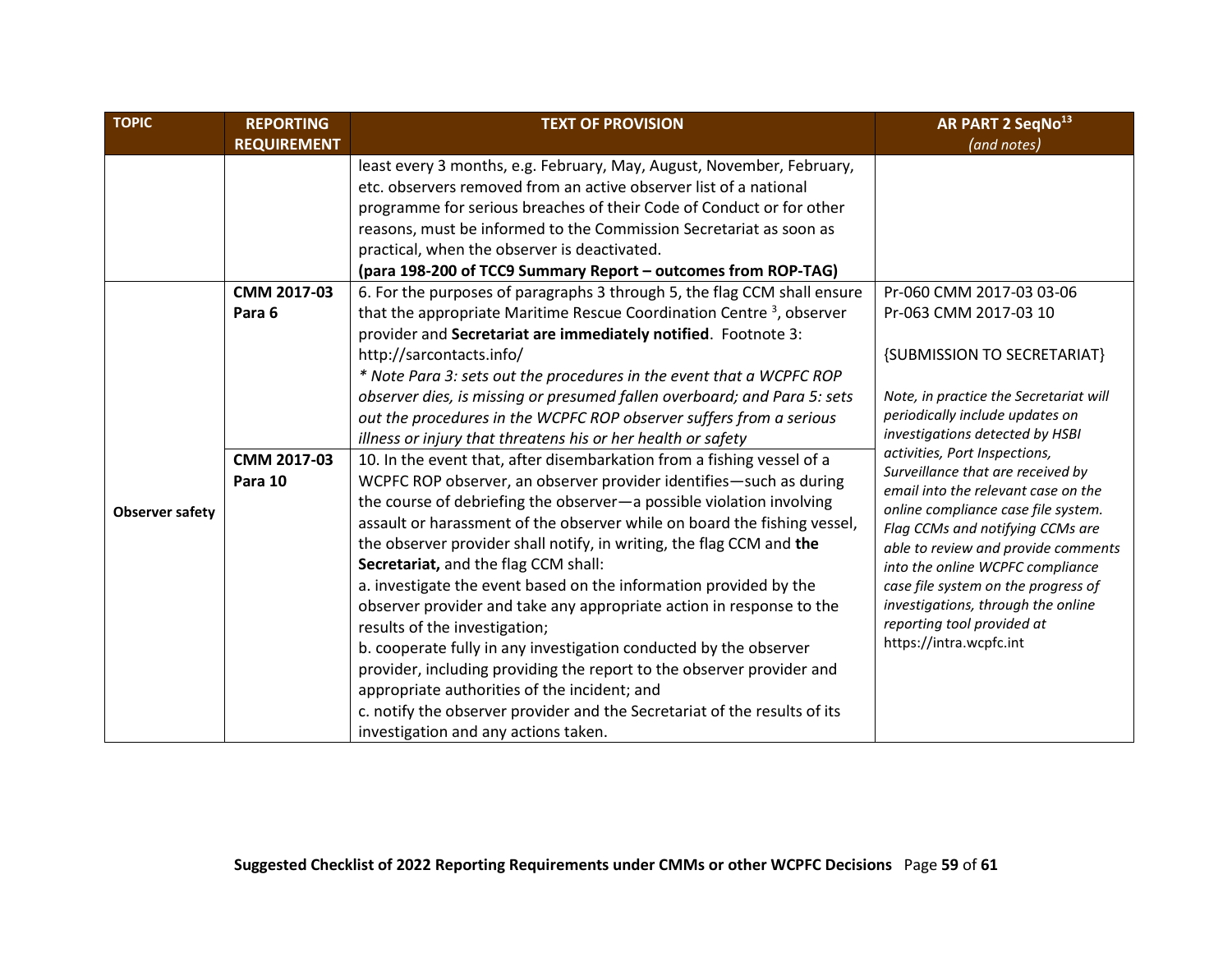| TOPIC | REPORTING REQUIREMENT | TEXT OF PROVISION | AR PART 2 SeqNo[13] *(and notes)* |
|---|---|---|---|
| | | least every 3 months, e.g. February, May, August, November, February, etc. observers removed from an active observer list of a national programme for serious breaches of their Code of Conduct or for other reasons, must be informed to the Commission Secretariat as soon as practical, when the observer is deactivated. **(para 198-200 of TCC9 Summary Report – outcomes from ROP-TAG)** | |
| **Observer safety** | **CMM 2017-03 Para 6** | 6. For the purposes of paragraphs 3 through 5, the flag CCM shall ensure that the appropriate Maritime Rescue Coordination Centre [3], observer provider and **Secretariat are immediately notified**. Footnote 3: http://sarcontacts.info/ *\* Note Para 3: sets out the procedures in the event that a WCPFC ROP observer dies, is missing or presumed fallen overboard; and Para 5: sets out the procedures in the WCPFC ROP observer suffers from a serious illness or injury that threatens his or her health or safety* | Pr-060 CMM 2017-03 03-06 Pr-063 CMM 2017-03 10 {SUBMISSION TO SECRETARIAT} *Note, in practice the Secretariat will periodically include updates on investigations detected by HSBI activities, Port Inspections, Surveillance that are received by email into the relevant case on the online compliance case file system. Flag CCMs and notifying CCMs are able to review and provide comments into the online WCPFC compliance case file system on the progress of investigations, through the online reporting tool provided at* https://intra.wcpfc.int |
| | **CMM 2017-03 Para 10** | 10. In the event that, after disembarkation from a fishing vessel of a WCPFC ROP observer, an observer provider identifies—such as during the course of debriefing the observer—a possible violation involving assault or harassment of the observer while on board the fishing vessel, the observer provider shall notify, in writing, the flag CCM and **the Secretariat,** and the flag CCM shall: a. investigate the event based on the information provided by the observer provider and take any appropriate action in response to the results of the investigation; b. cooperate fully in any investigation conducted by the observer provider, including providing the report to the observer provider and appropriate authorities of the incident; and c. notify the observer provider and the Secretariat of the results of its investigation and any actions taken. | |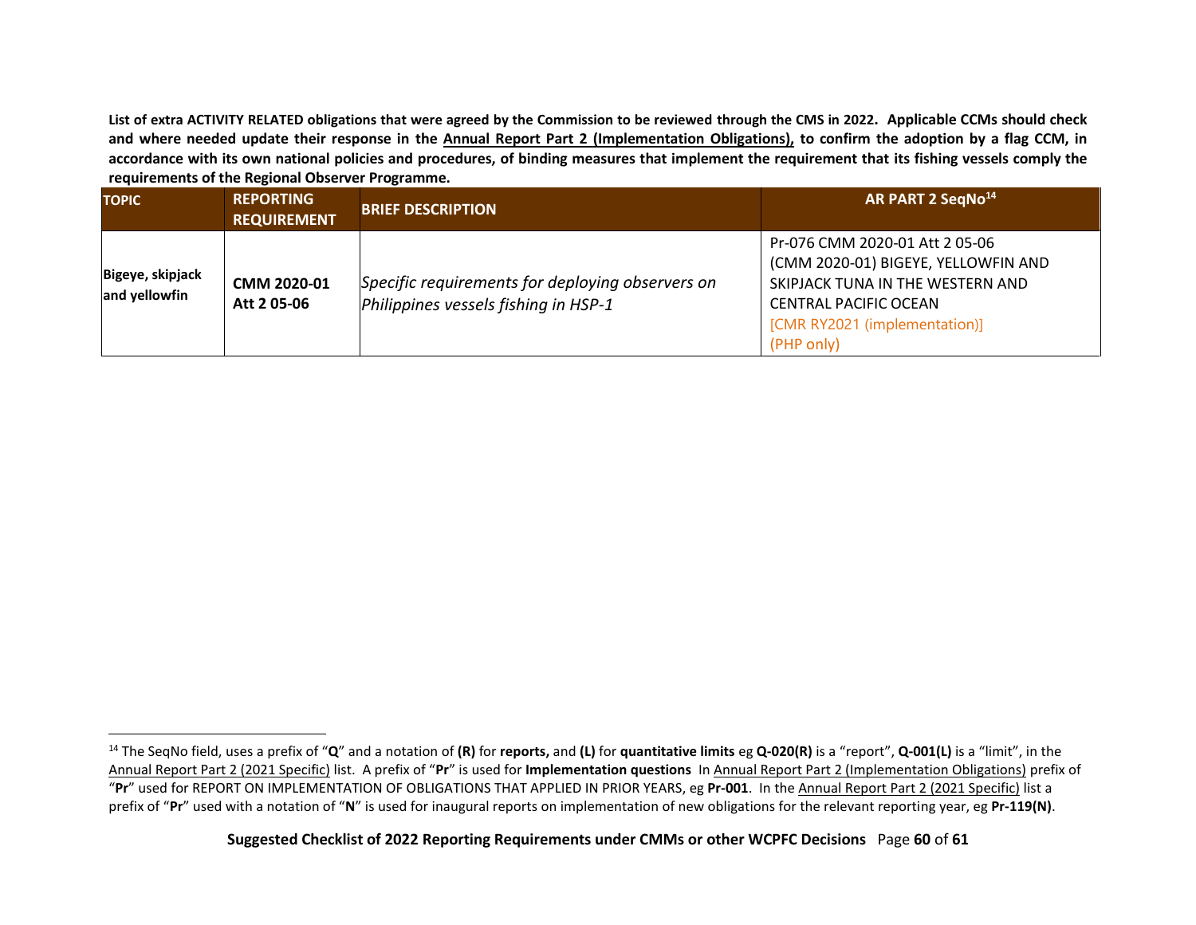**List of extra ACTIVITY RELATED obligations that were agreed by the Commission to be reviewed through the CMS in 2022. Applicable CCMs should check and where needed update their response in the <u>Annual Report Part 2 (Implementation Obligations),</u> to confirm the adoption by a flag CCM, in accordance with its own national policies and procedures, of binding measures that implement the requirement that its fishing vessels comply the requirements of the Regional Observer Programme.**

| TOPIC | REPORTING REQUIREMENT | BRIEF DESCRIPTION | AR PART 2 SeqNo[14] |
|---|---|---|---|
| **Bigeye, skipjack and yellowfin** | **CMM 2020-01 Att 2 05-06** | *Specific requirements for deploying observers on Philippines vessels fishing in HSP-1* | Pr-076 CMM 2020-01 Att 2 05-06 (CMM 2020-01) BIGEYE, YELLOWFIN AND SKIPJACK TUNA IN THE WESTERN AND CENTRAL PACIFIC OCEAN [CMR RY2021 (implementation)] (PHP only) |

[14] The SeqNo field, uses a prefix of "**Q**" and a notation of **(R)** for **reports,** and **(L)** for **quantitative limits** eg **Q-020(R)** is a "report", **Q-001(L)** is a "limit", in the <u>Annual Report Part 2 (2021 Specific)</u> list. A prefix of "**Pr**" is used for **Implementation questions** In <u>Annual Report Part 2 (Implementation Obligations)</u> prefix of "**Pr**" used for REPORT ON IMPLEMENTATION OF OBLIGATIONS THAT APPLIED IN PRIOR YEARS, eg **Pr-001**. In the <u>Annual Report Part 2 (2021 Specific)</u> list a prefix of "**Pr**" used with a notation of "**N**" is used for inaugural reports on implementation of new obligations for the relevant reporting year, eg **Pr-119(N)**.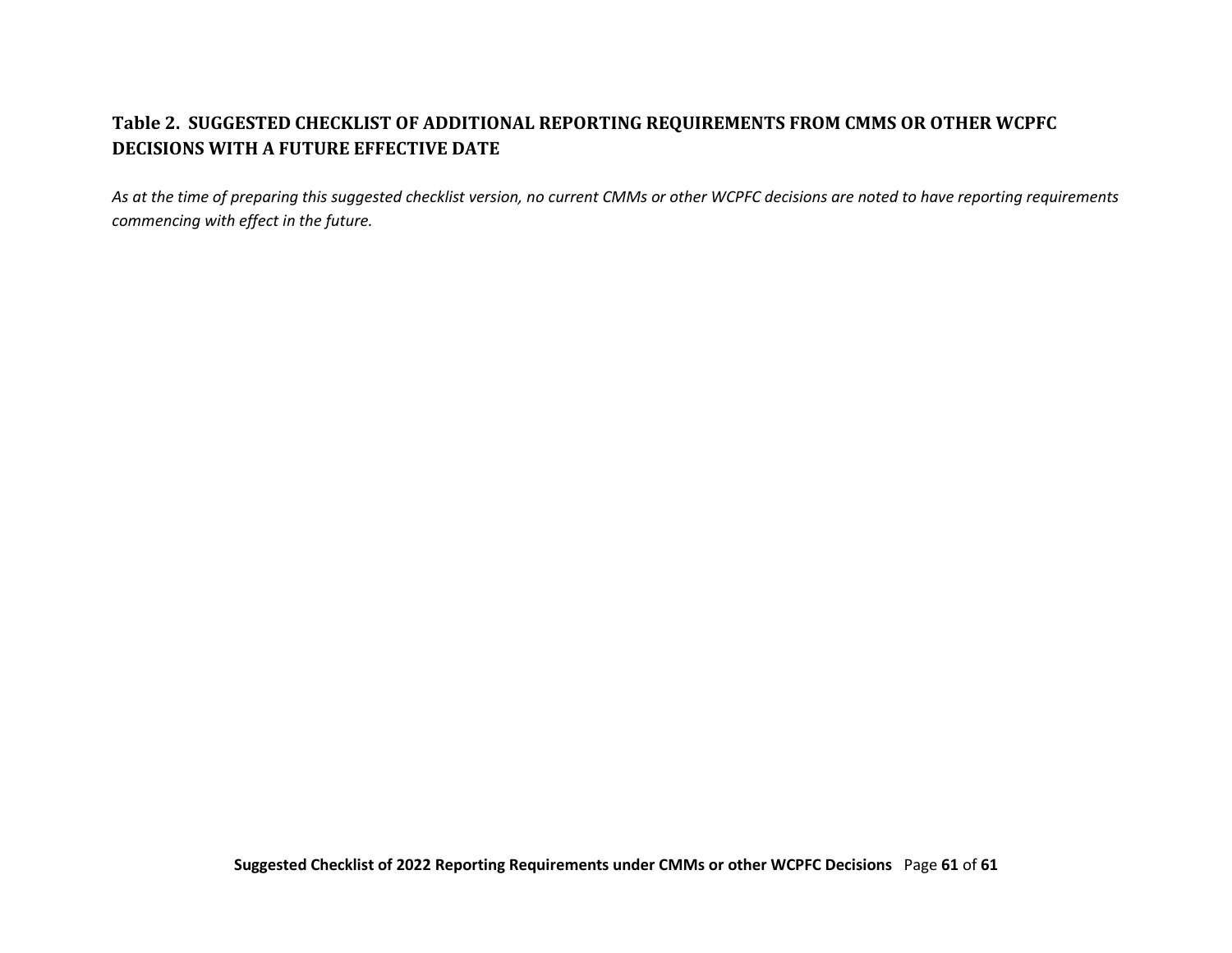### Table 2. SUGGESTED CHECKLIST OF ADDITIONAL REPORTING REQUIREMENTS FROM CMMS OR OTHER WCPFC DECISIONS WITH A FUTURE EFFECTIVE DATE

*As at the time of preparing this suggested checklist version, no current CMMs or other WCPFC decisions are noted to have reporting requirements commencing with effect in the future.*